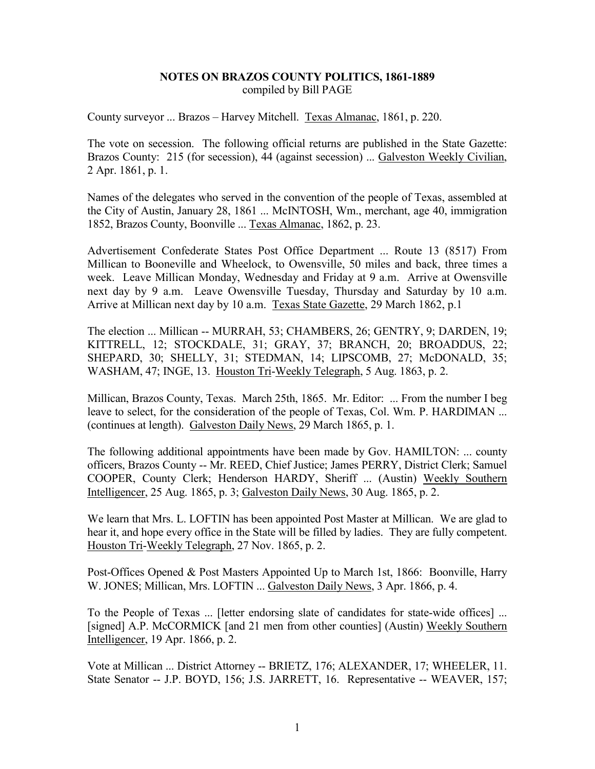# NOTES ON BRAZOS COUNTY POLITICS, 1861-1889

compiled by Bill PAGE

County surveyor ... Brazos – Harvey Mitchell. Texas Almanac, 1861, p. 220.

The vote on secession. The following official returns are published in the State Gazette: Brazos County: 215 (for secession), 44 (against secession) ... Galveston Weekly Civilian, 2 Apr. 1861, p. 1.

Names of the delegates who served in the convention of the people of Texas, assembled at the City of Austin, January 28, 1861 ... McINTOSH, Wm., merchant, age 40, immigration 1852, Brazos County, Boonville ... Texas Almanac, 1862, p. 23.

Advertisement Confederate States Post Office Department ... Route 13 (8517) From Millican to Booneville and Wheelock, to Owensville, 50 miles and back, three times a week. Leave Millican Monday, Wednesday and Friday at 9 a.m. Arrive at Owensville next day by 9 a.m. Leave Owensville Tuesday, Thursday and Saturday by 10 a.m. Arrive at Millican next day by 10 a.m. Texas State Gazette, 29 March 1862, p.1

The election ... Millican -- MURRAH, 53; CHAMBERS, 26; GENTRY, 9; DARDEN, 19; KITTRELL, 12; STOCKDALE, 31; GRAY, 37; BRANCH, 20; BROADDUS, 22; SHEPARD, 30; SHELLY, 31; STEDMAN, 14; LIPSCOMB, 27; McDONALD, 35; WASHAM, 47; INGE, 13. Houston Tri-Weekly Telegraph, 5 Aug. 1863, p. 2.

Millican, Brazos County, Texas. March 25th, 1865. Mr. Editor: ... From the number I beg leave to select, for the consideration of the people of Texas, Col. Wm. P. HARDIMAN ... (continues at length). Galveston Daily News, 29 March 1865, p. 1.

The following additional appointments have been made by Gov. HAMILTON: ... county officers, Brazos County -- Mr. REED, Chief Justice; James PERRY, District Clerk; Samuel COOPER, County Clerk; Henderson HARDY, Sheriff ... (Austin) Weekly Southern Intelligencer, 25 Aug. 1865, p. 3; Galveston Daily News, 30 Aug. 1865, p. 2.

We learn that Mrs. L. LOFTIN has been appointed Post Master at Millican. We are glad to hear it, and hope every office in the State will be filled by ladies. They are fully competent. Houston Tri-Weekly Telegraph, 27 Nov. 1865, p. 2.

Post-Offices Opened & Post Masters Appointed Up to March 1st, 1866: Boonville, Harry W. JONES; Millican, Mrs. LOFTIN ... Galveston Daily News, 3 Apr. 1866, p. 4.

To the People of Texas ... [letter endorsing slate of candidates for state-wide offices] ... [signed] A.P. McCORMICK [and 21 men from other counties] (Austin) Weekly Southern Intelligencer, 19 Apr. 1866, p. 2.

Vote at Millican ... District Attorney -- BRIETZ, 176; ALEXANDER, 17; WHEELER, 11. State Senator -- J.P. BOYD, 156; J.S. JARRETT, 16. Representative -- WEAVER, 157;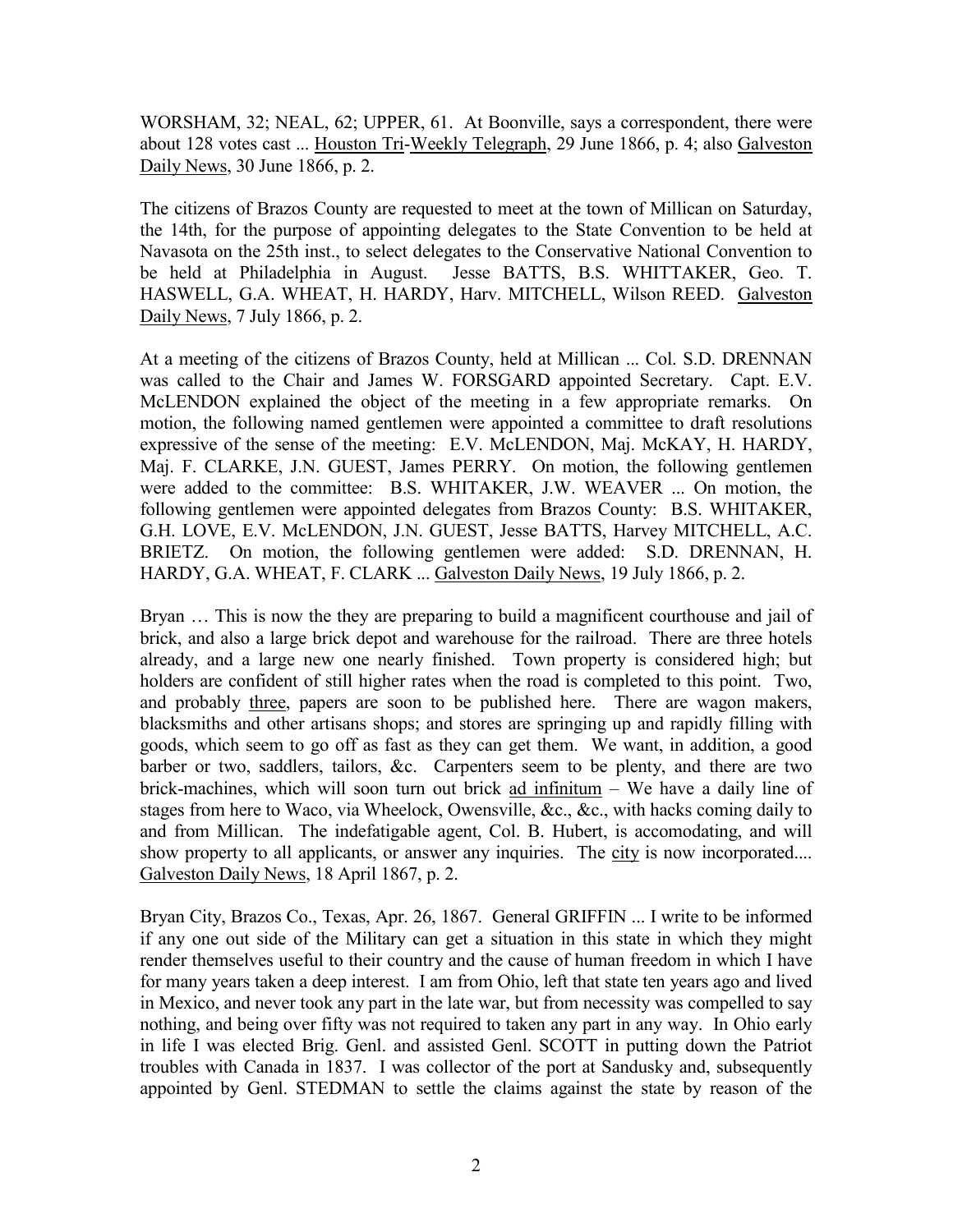WORSHAM, 32; NEAL, 62; UPPER, 61. At Boonville, says a correspondent, there were about 128 votes cast ... Houston Tri-Weekly Telegraph, 29 June 1866, p. 4; also Galveston Daily News, 30 June 1866, p. 2.

The citizens of Brazos County are requested to meet at the town of Millican on Saturday, the 14th, for the purpose of appointing delegates to the State Convention to be held at Navasota on the 25th inst., to select delegates to the Conservative National Convention to be held at Philadelphia in August. Jesse BATTS, B.S. WHITTAKER, Geo. T. HASWELL, G.A. WHEAT, H. HARDY, Harv. MITCHELL, Wilson REED. Galveston Daily News, 7 July 1866, p. 2.

At a meeting of the citizens of Brazos County, held at Millican ... Col. S.D. DRENNAN was called to the Chair and James W. FORSGARD appointed Secretary. Capt. E.V. McLENDON explained the object of the meeting in a few appropriate remarks. On motion, the following named gentlemen were appointed a committee to draft resolutions expressive of the sense of the meeting: E.V. McLENDON, Maj. McKAY, H. HARDY, Maj. F. CLARKE, J.N. GUEST, James PERRY. On motion, the following gentlemen were added to the committee: B.S. WHITAKER, J.W. WEAVER ... On motion, the following gentlemen were appointed delegates from Brazos County: B.S. WHITAKER, G.H. LOVE, E.V. McLENDON, J.N. GUEST, Jesse BATTS, Harvey MITCHELL, A.C. BRIETZ. On motion, the following gentlemen were added: S.D. DRENNAN, H. HARDY, G.A. WHEAT, F. CLARK ... Galveston Daily News, 19 July 1866, p. 2.

Bryan … This is now the they are preparing to build a magnificent courthouse and jail of brick, and also a large brick depot and warehouse for the railroad. There are three hotels already, and a large new one nearly finished. Town property is considered high; but holders are confident of still higher rates when the road is completed to this point. Two, and probably three, papers are soon to be published here. There are wagon makers, blacksmiths and other artisans shops; and stores are springing up and rapidly filling with goods, which seem to go off as fast as they can get them. We want, in addition, a good barber or two, saddlers, tailors, &c. Carpenters seem to be plenty, and there are two brick-machines, which will soon turn out brick ad infinitum – We have a daily line of stages from here to Waco, via Wheelock, Owensville, &c., &c., with hacks coming daily to and from Millican. The indefatigable agent, Col. B. Hubert, is accomodating, and will show property to all applicants, or answer any inquiries. The city is now incorporated.... Galveston Daily News, 18 April 1867, p. 2.

Bryan City, Brazos Co., Texas, Apr. 26, 1867. General GRIFFIN ... I write to be informed if any one out side of the Military can get a situation in this state in which they might render themselves useful to their country and the cause of human freedom in which I have for many years taken a deep interest. I am from Ohio, left that state ten years ago and lived in Mexico, and never took any part in the late war, but from necessity was compelled to say nothing, and being over fifty was not required to taken any part in any way. In Ohio early in life I was elected Brig. Genl. and assisted Genl. SCOTT in putting down the Patriot troubles with Canada in 1837. I was collector of the port at Sandusky and, subsequently appointed by Genl. STEDMAN to settle the claims against the state by reason of the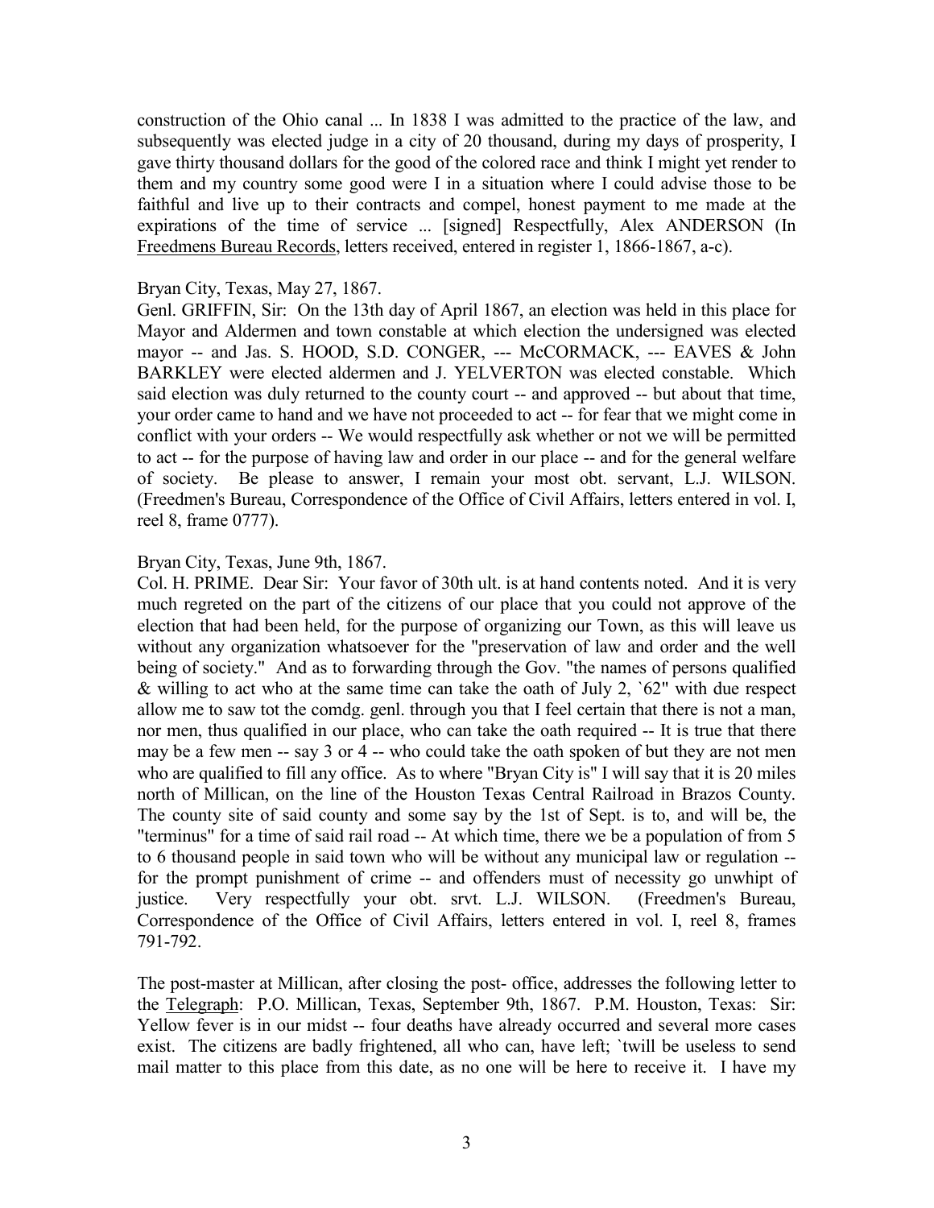construction of the Ohio canal ... In 1838 I was admitted to the practice of the law, and subsequently was elected judge in a city of 20 thousand, during my days of prosperity, I gave thirty thousand dollars for the good of the colored race and think I might yet render to them and my country some good were I in a situation where I could advise those to be faithful and live up to their contracts and compel, honest payment to me made at the expirations of the time of service ... [signed] Respectfully, Alex ANDERSON (In Freedmens Bureau Records, letters received, entered in register 1, 1866-1867, a-c).

Bryan City, Texas, May 27, 1867.
Genl. GRIFFIN, Sir: On the 13th day of April 1867, an election was held in this place for Mayor and Aldermen and town constable at which election the undersigned was elected mayor -- and Jas. S. HOOD, S.D. CONGER, --- McCORMACK, --- EAVES & John BARKLEY were elected aldermen and J. YELVERTON was elected constable. Which said election was duly returned to the county court -- and approved -- but about that time, your order came to hand and we have not proceeded to act -- for fear that we might come in conflict with your orders -- We would respectfully ask whether or not we will be permitted to act -- for the purpose of having law and order in our place -- and for the general welfare of society. Be please to answer, I remain your most obt. servant, L.J. WILSON. (Freedmen's Bureau, Correspondence of the Office of Civil Affairs, letters entered in vol. I, reel 8, frame 0777).

Bryan City, Texas, June 9th, 1867.
Col. H. PRIME. Dear Sir: Your favor of 30th ult. is at hand contents noted. And it is very much regreted on the part of the citizens of our place that you could not approve of the election that had been held, for the purpose of organizing our Town, as this will leave us without any organization whatsoever for the "preservation of law and order and the well being of society." And as to forwarding through the Gov. "the names of persons qualified & willing to act who at the same time can take the oath of July 2, `62" with due respect allow me to saw tot the comdg. genl. through you that I feel certain that there is not a man, nor men, thus qualified in our place, who can take the oath required -- It is true that there may be a few men -- say 3 or 4 -- who could take the oath spoken of but they are not men who are qualified to fill any office. As to where "Bryan City is" I will say that it is 20 miles north of Millican, on the line of the Houston Texas Central Railroad in Brazos County. The county site of said county and some say by the 1st of Sept. is to, and will be, the "terminus" for a time of said rail road -- At which time, there we be a population of from 5 to 6 thousand people in said town who will be without any municipal law or regulation -- for the prompt punishment of crime -- and offenders must of necessity go unwhipt of justice. Very respectfully your obt. srvt. L.J. WILSON. (Freedmen's Bureau, Correspondence of the Office of Civil Affairs, letters entered in vol. I, reel 8, frames 791-792.

The post-master at Millican, after closing the post- office, addresses the following letter to the Telegraph: P.O. Millican, Texas, September 9th, 1867. P.M. Houston, Texas: Sir: Yellow fever is in our midst -- four deaths have already occurred and several more cases exist. The citizens are badly frightened, all who can, have left; `twill be useless to send mail matter to this place from this date, as no one will be here to receive it. I have my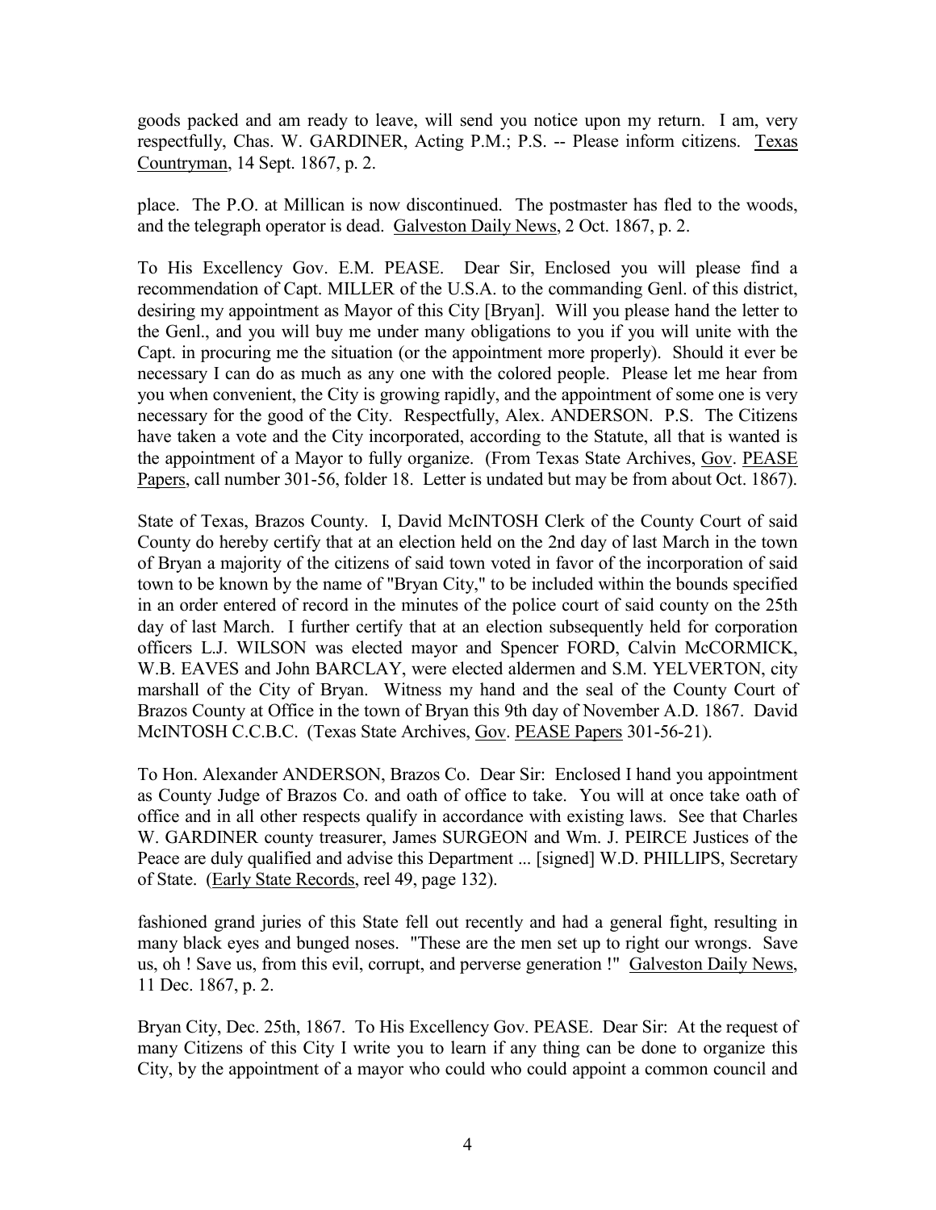goods packed and am ready to leave, will send you notice upon my return. I am, very respectfully, Chas. W. GARDINER, Acting P.M.; P.S. -- Please inform citizens. Texas Countryman, 14 Sept. 1867, p. 2.

place. The P.O. at Millican is now discontinued. The postmaster has fled to the woods, and the telegraph operator is dead. Galveston Daily News, 2 Oct. 1867, p. 2.

To His Excellency Gov. E.M. PEASE. Dear Sir, Enclosed you will please find a recommendation of Capt. MILLER of the U.S.A. to the commanding Genl. of this district, desiring my appointment as Mayor of this City [Bryan]. Will you please hand the letter to the Genl., and you will buy me under many obligations to you if you will unite with the Capt. in procuring me the situation (or the appointment more properly). Should it ever be necessary I can do as much as any one with the colored people. Please let me hear from you when convenient, the City is growing rapidly, and the appointment of some one is very necessary for the good of the City. Respectfully, Alex. ANDERSON. P.S. The Citizens have taken a vote and the City incorporated, according to the Statute, all that is wanted is the appointment of a Mayor to fully organize. (From Texas State Archives, Gov. PEASE Papers, call number 301-56, folder 18. Letter is undated but may be from about Oct. 1867).

State of Texas, Brazos County. I, David McINTOSH Clerk of the County Court of said County do hereby certify that at an election held on the 2nd day of last March in the town of Bryan a majority of the citizens of said town voted in favor of the incorporation of said town to be known by the name of "Bryan City," to be included within the bounds specified in an order entered of record in the minutes of the police court of said county on the 25th day of last March. I further certify that at an election subsequently held for corporation officers L.J. WILSON was elected mayor and Spencer FORD, Calvin McCORMICK, W.B. EAVES and John BARCLAY, were elected aldermen and S.M. YELVERTON, city marshall of the City of Bryan. Witness my hand and the seal of the County Court of Brazos County at Office in the town of Bryan this 9th day of November A.D. 1867. David McINTOSH C.C.B.C. (Texas State Archives, Gov. PEASE Papers 301-56-21).

To Hon. Alexander ANDERSON, Brazos Co. Dear Sir: Enclosed I hand you appointment as County Judge of Brazos Co. and oath of office to take. You will at once take oath of office and in all other respects qualify in accordance with existing laws. See that Charles W. GARDINER county treasurer, James SURGEON and Wm. J. PEIRCE Justices of the Peace are duly qualified and advise this Department ... [signed] W.D. PHILLIPS, Secretary of State. (Early State Records, reel 49, page 132).

fashioned grand juries of this State fell out recently and had a general fight, resulting in many black eyes and bunged noses. "These are the men set up to right our wrongs. Save us, oh ! Save us, from this evil, corrupt, and perverse generation !" Galveston Daily News, 11 Dec. 1867, p. 2.

Bryan City, Dec. 25th, 1867. To His Excellency Gov. PEASE. Dear Sir: At the request of many Citizens of this City I write you to learn if any thing can be done to organize this City, by the appointment of a mayor who could who could appoint a common council and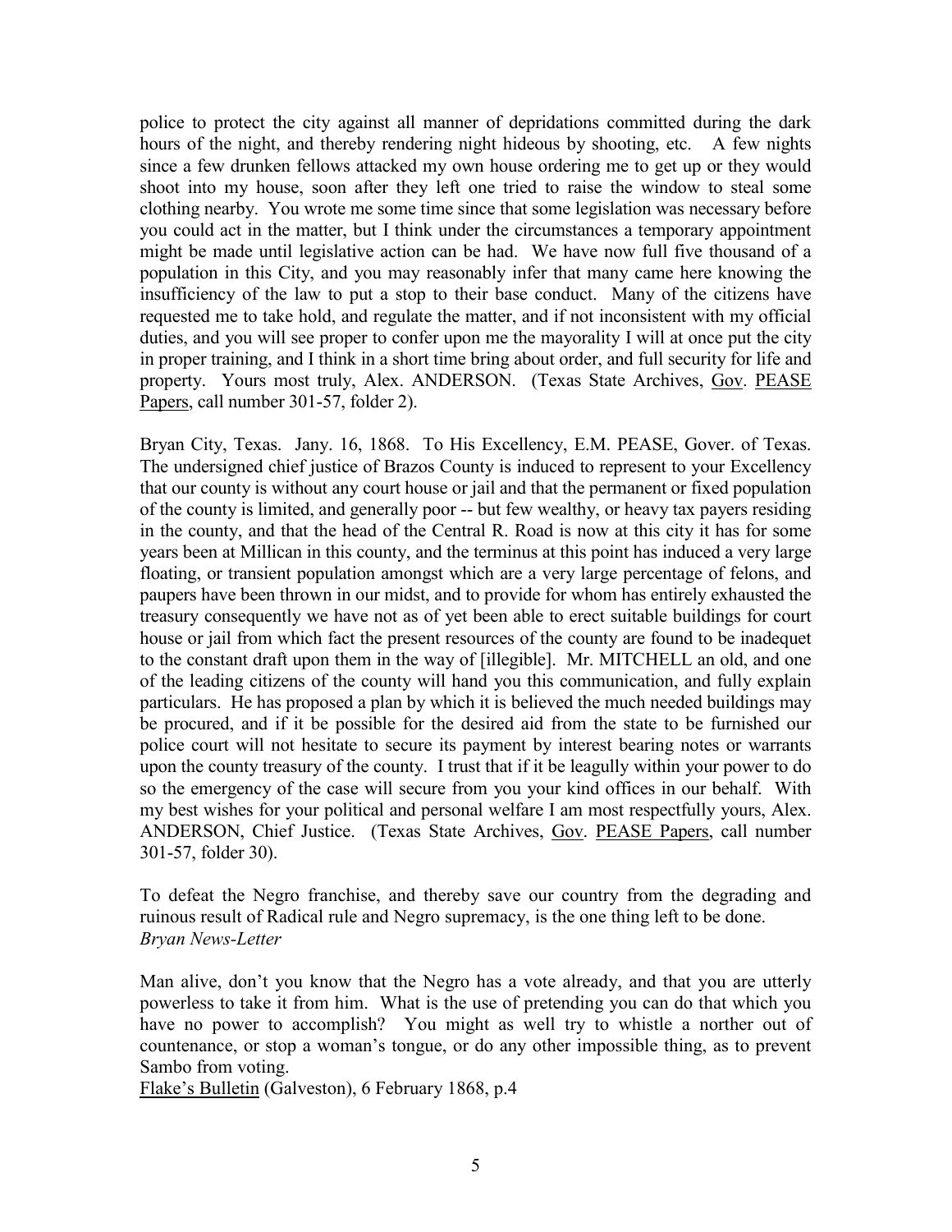police to protect the city against all manner of depridations committed during the dark hours of the night, and thereby rendering night hideous by shooting, etc. A few nights since a few drunken fellows attacked my own house ordering me to get up or they would shoot into my house, soon after they left one tried to raise the window to steal some clothing nearby. You wrote me some time since that some legislation was necessary before you could act in the matter, but I think under the circumstances a temporary appointment might be made until legislative action can be had. We have now full five thousand of a population in this City, and you may reasonably infer that many came here knowing the insufficiency of the law to put a stop to their base conduct. Many of the citizens have requested me to take hold, and regulate the matter, and if not inconsistent with my official duties, and you will see proper to confer upon me the mayorality I will at once put the city in proper training, and I think in a short time bring about order, and full security for life and property. Yours most truly, Alex. ANDERSON. (Texas State Archives, Gov. PEASE Papers, call number 301-57, folder 2).

Bryan City, Texas. Jany. 16, 1868. To His Excellency, E.M. PEASE, Gover. of Texas. The undersigned chief justice of Brazos County is induced to represent to your Excellency that our county is without any court house or jail and that the permanent or fixed population of the county is limited, and generally poor -- but few wealthy, or heavy tax payers residing in the county, and that the head of the Central R. Road is now at this city it has for some years been at Millican in this county, and the terminus at this point has induced a very large floating, or transient population amongst which are a very large percentage of felons, and paupers have been thrown in our midst, and to provide for whom has entirely exhausted the treasury consequently we have not as of yet been able to erect suitable buildings for court house or jail from which fact the present resources of the county are found to be inadequet to the constant draft upon them in the way of [illegible]. Mr. MITCHELL an old, and one of the leading citizens of the county will hand you this communication, and fully explain particulars. He has proposed a plan by which it is believed the much needed buildings may be procured, and if it be possible for the desired aid from the state to be furnished our police court will not hesitate to secure its payment by interest bearing notes or warrants upon the county treasury of the county. I trust that if it be leagully within your power to do so the emergency of the case will secure from you your kind offices in our behalf. With my best wishes for your political and personal welfare I am most respectfully yours, Alex. ANDERSON, Chief Justice. (Texas State Archives, Gov. PEASE Papers, call number 301-57, folder 30).

To defeat the Negro franchise, and thereby save our country from the degrading and ruinous result of Radical rule and Negro supremacy, is the one thing left to be done.
*Bryan News-Letter*

Man alive, don't you know that the Negro has a vote already, and that you are utterly powerless to take it from him. What is the use of pretending you can do that which you have no power to accomplish? You might as well try to whistle a norther out of countenance, or stop a woman's tongue, or do any other impossible thing, as to prevent Sambo from voting.
Flake's Bulletin (Galveston), 6 February 1868, p.4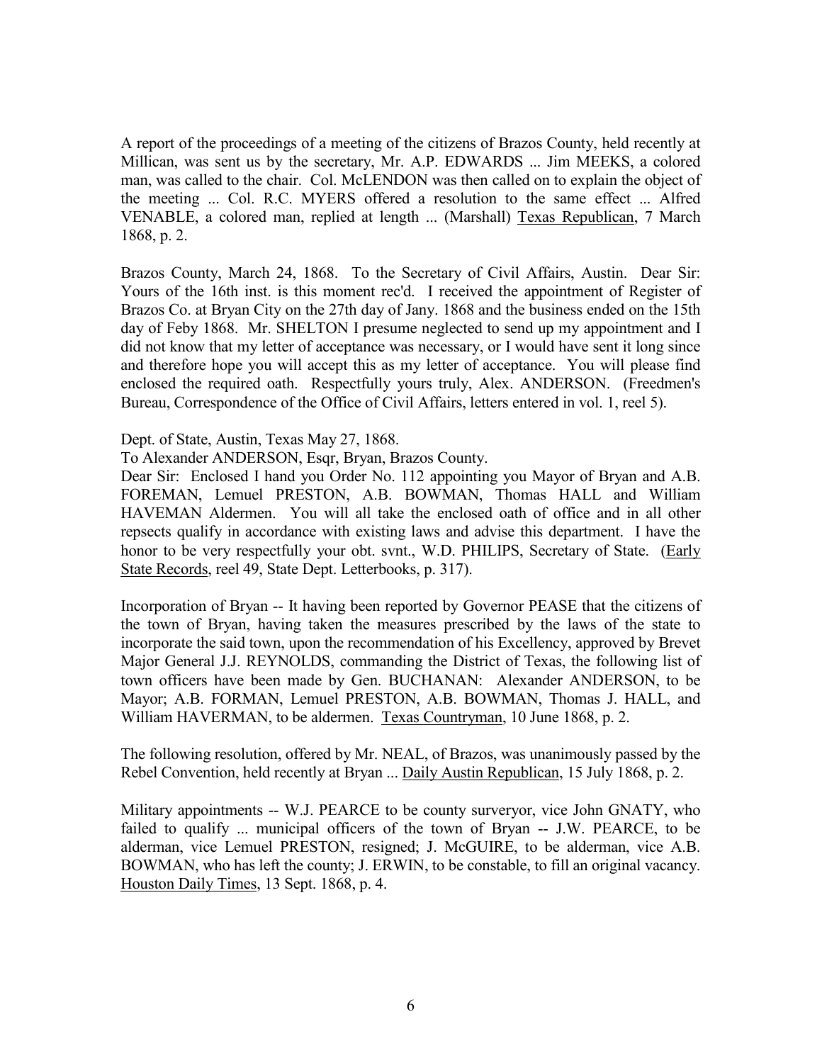A report of the proceedings of a meeting of the citizens of Brazos County, held recently at Millican, was sent us by the secretary, Mr. A.P. EDWARDS ... Jim MEEKS, a colored man, was called to the chair. Col. McLENDON was then called on to explain the object of the meeting ... Col. R.C. MYERS offered a resolution to the same effect ... Alfred VENABLE, a colored man, replied at length ... (Marshall) Texas Republican, 7 March 1868, p. 2.

Brazos County, March 24, 1868. To the Secretary of Civil Affairs, Austin. Dear Sir: Yours of the 16th inst. is this moment rec'd. I received the appointment of Register of Brazos Co. at Bryan City on the 27th day of Jany. 1868 and the business ended on the 15th day of Feby 1868. Mr. SHELTON I presume neglected to send up my appointment and I did not know that my letter of acceptance was necessary, or I would have sent it long since and therefore hope you will accept this as my letter of acceptance. You will please find enclosed the required oath. Respectfully yours truly, Alex. ANDERSON. (Freedmen's Bureau, Correspondence of the Office of Civil Affairs, letters entered in vol. 1, reel 5).

Dept. of State, Austin, Texas May 27, 1868.

To Alexander ANDERSON, Esqr, Bryan, Brazos County.

Dear Sir: Enclosed I hand you Order No. 112 appointing you Mayor of Bryan and A.B. FOREMAN, Lemuel PRESTON, A.B. BOWMAN, Thomas HALL and William HAVEMAN Aldermen. You will all take the enclosed oath of office and in all other repsects qualify in accordance with existing laws and advise this department. I have the honor to be very respectfully your obt. svnt., W.D. PHILIPS, Secretary of State. (Early State Records, reel 49, State Dept. Letterbooks, p. 317).

Incorporation of Bryan -- It having been reported by Governor PEASE that the citizens of the town of Bryan, having taken the measures prescribed by the laws of the state to incorporate the said town, upon the recommendation of his Excellency, approved by Brevet Major General J.J. REYNOLDS, commanding the District of Texas, the following list of town officers have been made by Gen. BUCHANAN: Alexander ANDERSON, to be Mayor; A.B. FORMAN, Lemuel PRESTON, A.B. BOWMAN, Thomas J. HALL, and William HAVERMAN, to be aldermen. Texas Countryman, 10 June 1868, p. 2.

The following resolution, offered by Mr. NEAL, of Brazos, was unanimously passed by the Rebel Convention, held recently at Bryan ... Daily Austin Republican, 15 July 1868, p. 2.

Military appointments -- W.J. PEARCE to be county surveryor, vice John GNATY, who failed to qualify ... municipal officers of the town of Bryan -- J.W. PEARCE, to be alderman, vice Lemuel PRESTON, resigned; J. McGUIRE, to be alderman, vice A.B. BOWMAN, who has left the county; J. ERWIN, to be constable, to fill an original vacancy. Houston Daily Times, 13 Sept. 1868, p. 4.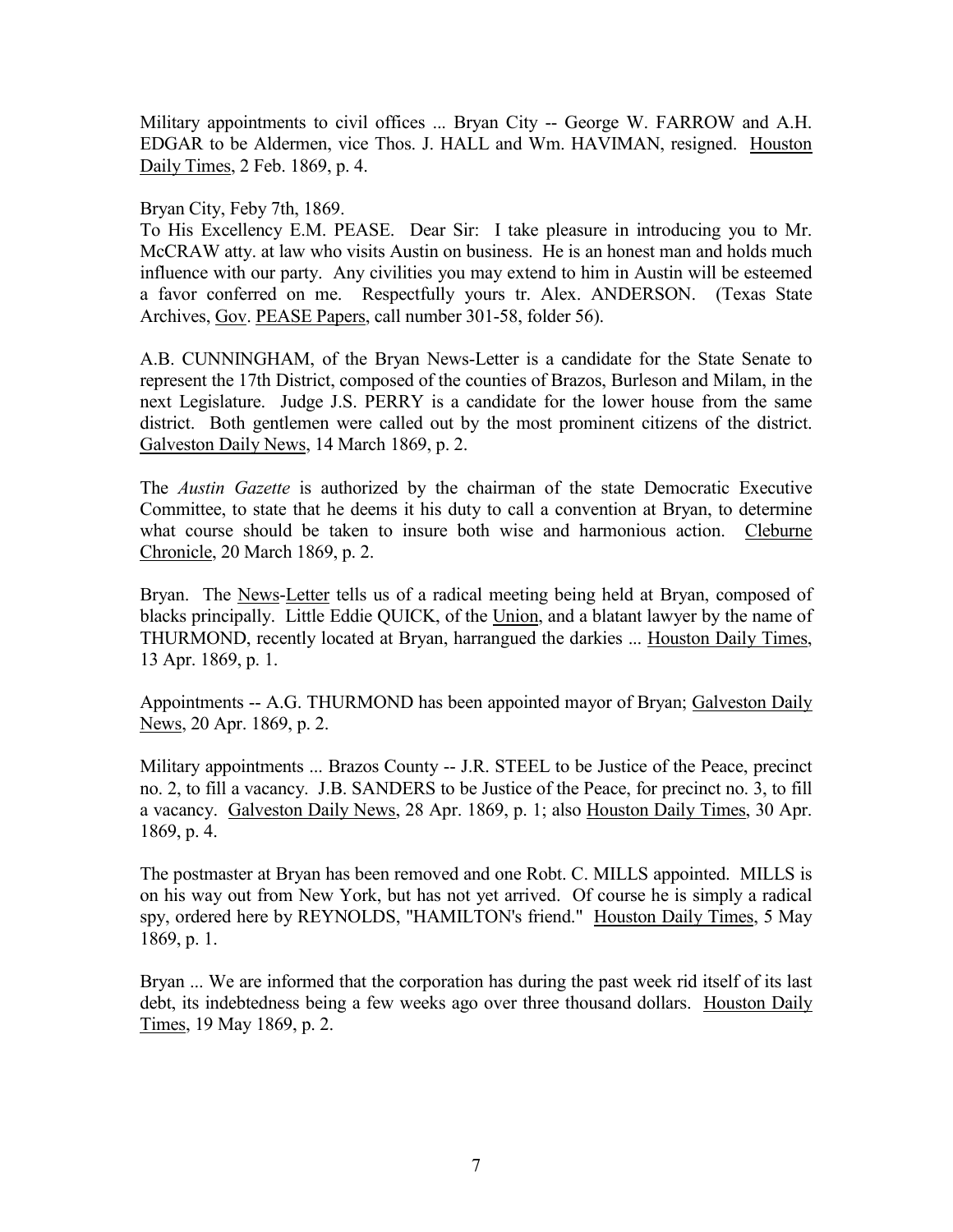Military appointments to civil offices ... Bryan City -- George W. FARROW and A.H. EDGAR to be Aldermen, vice Thos. J. HALL and Wm. HAVIMAN, resigned. Houston Daily Times, 2 Feb. 1869, p. 4.

Bryan City, Feby 7th, 1869.
To His Excellency E.M. PEASE. Dear Sir: I take pleasure in introducing you to Mr. McCRAW atty. at law who visits Austin on business. He is an honest man and holds much influence with our party. Any civilities you may extend to him in Austin will be esteemed a favor conferred on me. Respectfully yours tr. Alex. ANDERSON. (Texas State Archives, Gov. PEASE Papers, call number 301-58, folder 56).

A.B. CUNNINGHAM, of the Bryan News-Letter is a candidate for the State Senate to represent the 17th District, composed of the counties of Brazos, Burleson and Milam, in the next Legislature. Judge J.S. PERRY is a candidate for the lower house from the same district. Both gentlemen were called out by the most prominent citizens of the district. Galveston Daily News, 14 March 1869, p. 2.

The *Austin Gazette* is authorized by the chairman of the state Democratic Executive Committee, to state that he deems it his duty to call a convention at Bryan, to determine what course should be taken to insure both wise and harmonious action. Cleburne Chronicle, 20 March 1869, p. 2.

Bryan. The News-Letter tells us of a radical meeting being held at Bryan, composed of blacks principally. Little Eddie QUICK, of the Union, and a blatant lawyer by the name of THURMOND, recently located at Bryan, harrangued the darkies ... Houston Daily Times, 13 Apr. 1869, p. 1.

Appointments -- A.G. THURMOND has been appointed mayor of Bryan; Galveston Daily News, 20 Apr. 1869, p. 2.

Military appointments ... Brazos County -- J.R. STEEL to be Justice of the Peace, precinct no. 2, to fill a vacancy. J.B. SANDERS to be Justice of the Peace, for precinct no. 3, to fill a vacancy. Galveston Daily News, 28 Apr. 1869, p. 1; also Houston Daily Times, 30 Apr. 1869, p. 4.

The postmaster at Bryan has been removed and one Robt. C. MILLS appointed. MILLS is on his way out from New York, but has not yet arrived. Of course he is simply a radical spy, ordered here by REYNOLDS, "HAMILTON's friend." Houston Daily Times, 5 May 1869, p. 1.

Bryan ... We are informed that the corporation has during the past week rid itself of its last debt, its indebtedness being a few weeks ago over three thousand dollars. Houston Daily Times, 19 May 1869, p. 2.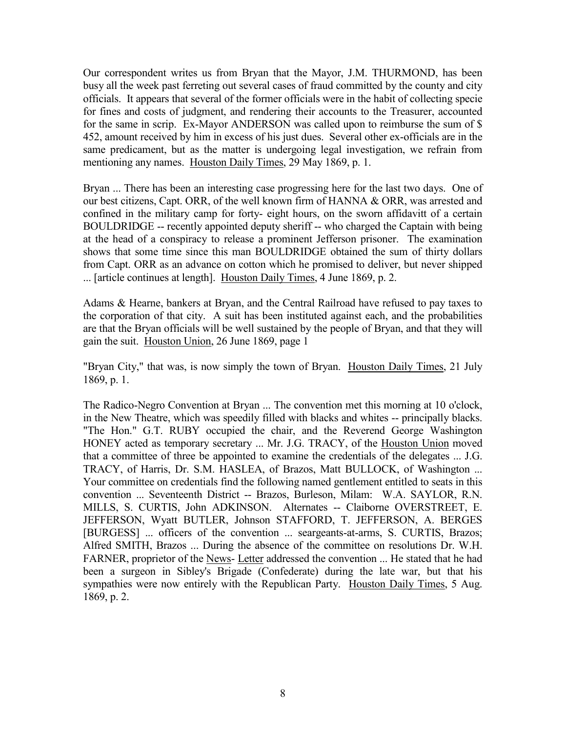Our correspondent writes us from Bryan that the Mayor, J.M. THURMOND, has been busy all the week past ferreting out several cases of fraud committed by the county and city officials. It appears that several of the former officials were in the habit of collecting specie for fines and costs of judgment, and rendering their accounts to the Treasurer, accounted for the same in scrip. Ex-Mayor ANDERSON was called upon to reimburse the sum of $ 452, amount received by him in excess of his just dues. Several other ex-officials are in the same predicament, but as the matter is undergoing legal investigation, we refrain from mentioning any names. Houston Daily Times, 29 May 1869, p. 1.

Bryan ... There has been an interesting case progressing here for the last two days. One of our best citizens, Capt. ORR, of the well known firm of HANNA & ORR, was arrested and confined in the military camp for forty- eight hours, on the sworn affidavitt of a certain BOULDRIDGE -- recently appointed deputy sheriff -- who charged the Captain with being at the head of a conspiracy to release a prominent Jefferson prisoner. The examination shows that some time since this man BOULDRIDGE obtained the sum of thirty dollars from Capt. ORR as an advance on cotton which he promised to deliver, but never shipped ... [article continues at length]. Houston Daily Times, 4 June 1869, p. 2.

Adams & Hearne, bankers at Bryan, and the Central Railroad have refused to pay taxes to the corporation of that city. A suit has been instituted against each, and the probabilities are that the Bryan officials will be well sustained by the people of Bryan, and that they will gain the suit. Houston Union, 26 June 1869, page 1

"Bryan City," that was, is now simply the town of Bryan. Houston Daily Times, 21 July 1869, p. 1.

The Radico-Negro Convention at Bryan ... The convention met this morning at 10 o'clock, in the New Theatre, which was speedily filled with blacks and whites -- principally blacks. "The Hon." G.T. RUBY occupied the chair, and the Reverend George Washington HONEY acted as temporary secretary ... Mr. J.G. TRACY, of the Houston Union moved that a committee of three be appointed to examine the credentials of the delegates ... J.G. TRACY, of Harris, Dr. S.M. HASLEA, of Brazos, Matt BULLOCK, of Washington ... Your committee on credentials find the following named gentlement entitled to seats in this convention ... Seventeenth District -- Brazos, Burleson, Milam: W.A. SAYLOR, R.N. MILLS, S. CURTIS, John ADKINSON. Alternates -- Claiborne OVERSTREET, E. JEFFERSON, Wyatt BUTLER, Johnson STAFFORD, T. JEFFERSON, A. BERGES [BURGESS] ... officers of the convention ... seargeants-at-arms, S. CURTIS, Brazos; Alfred SMITH, Brazos ... During the absence of the committee on resolutions Dr. W.H. FARNER, proprietor of the News- Letter addressed the convention ... He stated that he had been a surgeon in Sibley's Brigade (Confederate) during the late war, but that his sympathies were now entirely with the Republican Party. Houston Daily Times, 5 Aug. 1869, p. 2.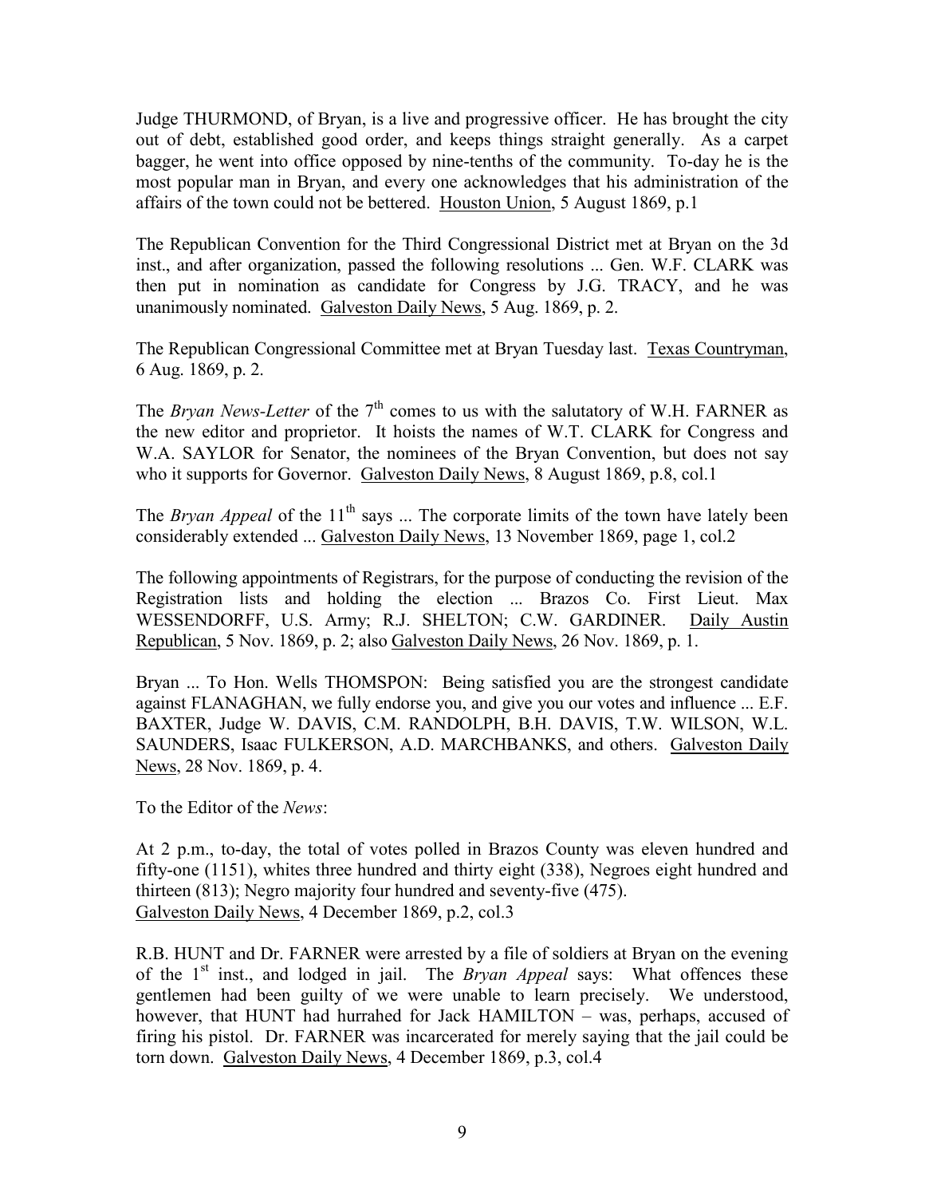Judge THURMOND, of Bryan, is a live and progressive officer. He has brought the city out of debt, established good order, and keeps things straight generally. As a carpet bagger, he went into office opposed by nine-tenths of the community. To-day he is the most popular man in Bryan, and every one acknowledges that his administration of the affairs of the town could not be bettered. Houston Union, 5 August 1869, p.1

The Republican Convention for the Third Congressional District met at Bryan on the 3d inst., and after organization, passed the following resolutions ... Gen. W.F. CLARK was then put in nomination as candidate for Congress by J.G. TRACY, and he was unanimously nominated. Galveston Daily News, 5 Aug. 1869, p. 2.

The Republican Congressional Committee met at Bryan Tuesday last. Texas Countryman, 6 Aug. 1869, p. 2.

The *Bryan News-Letter* of the 7th comes to us with the salutatory of W.H. FARNER as the new editor and proprietor. It hoists the names of W.T. CLARK for Congress and W.A. SAYLOR for Senator, the nominees of the Bryan Convention, but does not say who it supports for Governor. Galveston Daily News, 8 August 1869, p.8, col.1

The *Bryan Appeal* of the 11th says ... The corporate limits of the town have lately been considerably extended ... Galveston Daily News, 13 November 1869, page 1, col.2

The following appointments of Registrars, for the purpose of conducting the revision of the Registration lists and holding the election ... Brazos Co. First Lieut. Max WESSENDORFF, U.S. Army; R.J. SHELTON; C.W. GARDINER. Daily Austin Republican, 5 Nov. 1869, p. 2; also Galveston Daily News, 26 Nov. 1869, p. 1.

Bryan ... To Hon. Wells THOMSPON: Being satisfied you are the strongest candidate against FLANAGHAN, we fully endorse you, and give you our votes and influence ... E.F. BAXTER, Judge W. DAVIS, C.M. RANDOLPH, B.H. DAVIS, T.W. WILSON, W.L. SAUNDERS, Isaac FULKERSON, A.D. MARCHBANKS, and others. Galveston Daily News, 28 Nov. 1869, p. 4.

To the Editor of the *News*:

At 2 p.m., to-day, the total of votes polled in Brazos County was eleven hundred and fifty-one (1151), whites three hundred and thirty eight (338), Negroes eight hundred and thirteen (813); Negro majority four hundred and seventy-five (475).
Galveston Daily News, 4 December 1869, p.2, col.3

R.B. HUNT and Dr. FARNER were arrested by a file of soldiers at Bryan on the evening of the 1st inst., and lodged in jail. The *Bryan Appeal* says: What offences these gentlemen had been guilty of we were unable to learn precisely. We understood, however, that HUNT had hurrahed for Jack HAMILTON – was, perhaps, accused of firing his pistol. Dr. FARNER was incarcerated for merely saying that the jail could be torn down. Galveston Daily News, 4 December 1869, p.3, col.4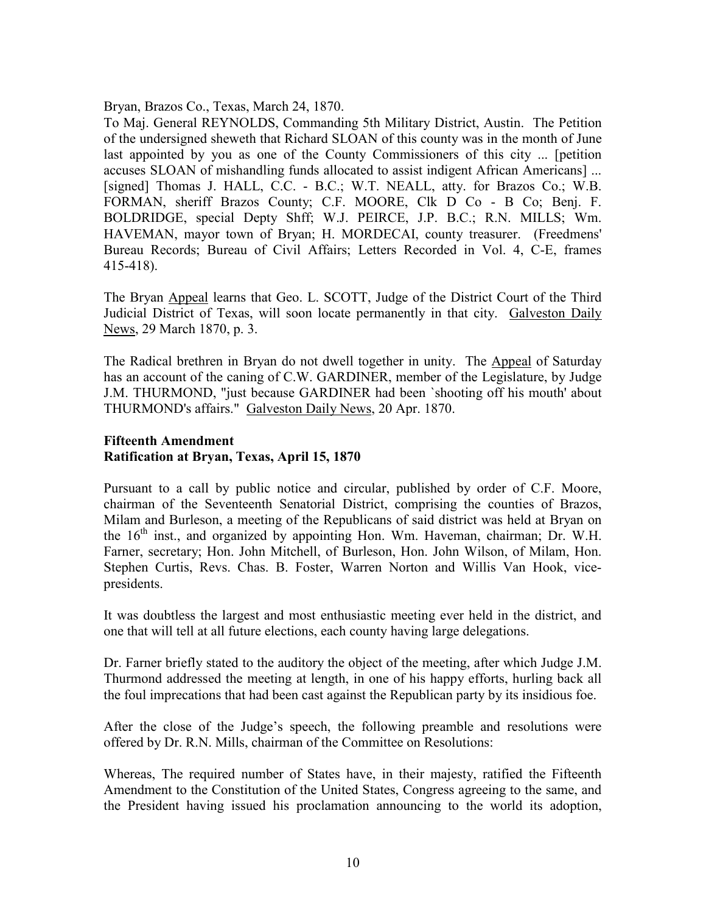Bryan, Brazos Co., Texas, March 24, 1870.

To Maj. General REYNOLDS, Commanding 5th Military District, Austin. The Petition of the undersigned sheweth that Richard SLOAN of this county was in the month of June last appointed by you as one of the County Commissioners of this city ... [petition accuses SLOAN of mishandling funds allocated to assist indigent African Americans] ... [signed] Thomas J. HALL, C.C. - B.C.; W.T. NEALL, atty. for Brazos Co.; W.B. FORMAN, sheriff Brazos County; C.F. MOORE, Clk D Co - B Co; Benj. F. BOLDRIDGE, special Depty Shff; W.J. PEIRCE, J.P. B.C.; R.N. MILLS; Wm. HAVEMAN, mayor town of Bryan; H. MORDECAI, county treasurer. (Freedmens' Bureau Records; Bureau of Civil Affairs; Letters Recorded in Vol. 4, C-E, frames 415-418).

The Bryan Appeal learns that Geo. L. SCOTT, Judge of the District Court of the Third Judicial District of Texas, will soon locate permanently in that city. Galveston Daily News, 29 March 1870, p. 3.

The Radical brethren in Bryan do not dwell together in unity. The Appeal of Saturday has an account of the caning of C.W. GARDINER, member of the Legislature, by Judge J.M. THURMOND, "just because GARDINER had been `shooting off his mouth' about THURMOND's affairs." Galveston Daily News, 20 Apr. 1870.

**Fifteenth Amendment**
**Ratification at Bryan, Texas, April 15, 1870**

Pursuant to a call by public notice and circular, published by order of C.F. Moore, chairman of the Seventeenth Senatorial District, comprising the counties of Brazos, Milam and Burleson, a meeting of the Republicans of said district was held at Bryan on the 16th inst., and organized by appointing Hon. Wm. Haveman, chairman; Dr. W.H. Farner, secretary; Hon. John Mitchell, of Burleson, Hon. John Wilson, of Milam, Hon. Stephen Curtis, Revs. Chas. B. Foster, Warren Norton and Willis Van Hook, vice-presidents.

It was doubtless the largest and most enthusiastic meeting ever held in the district, and one that will tell at all future elections, each county having large delegations.

Dr. Farner briefly stated to the auditory the object of the meeting, after which Judge J.M. Thurmond addressed the meeting at length, in one of his happy efforts, hurling back all the foul imprecations that had been cast against the Republican party by its insidious foe.

After the close of the Judge's speech, the following preamble and resolutions were offered by Dr. R.N. Mills, chairman of the Committee on Resolutions:

Whereas, The required number of States have, in their majesty, ratified the Fifteenth Amendment to the Constitution of the United States, Congress agreeing to the same, and the President having issued his proclamation announcing to the world its adoption,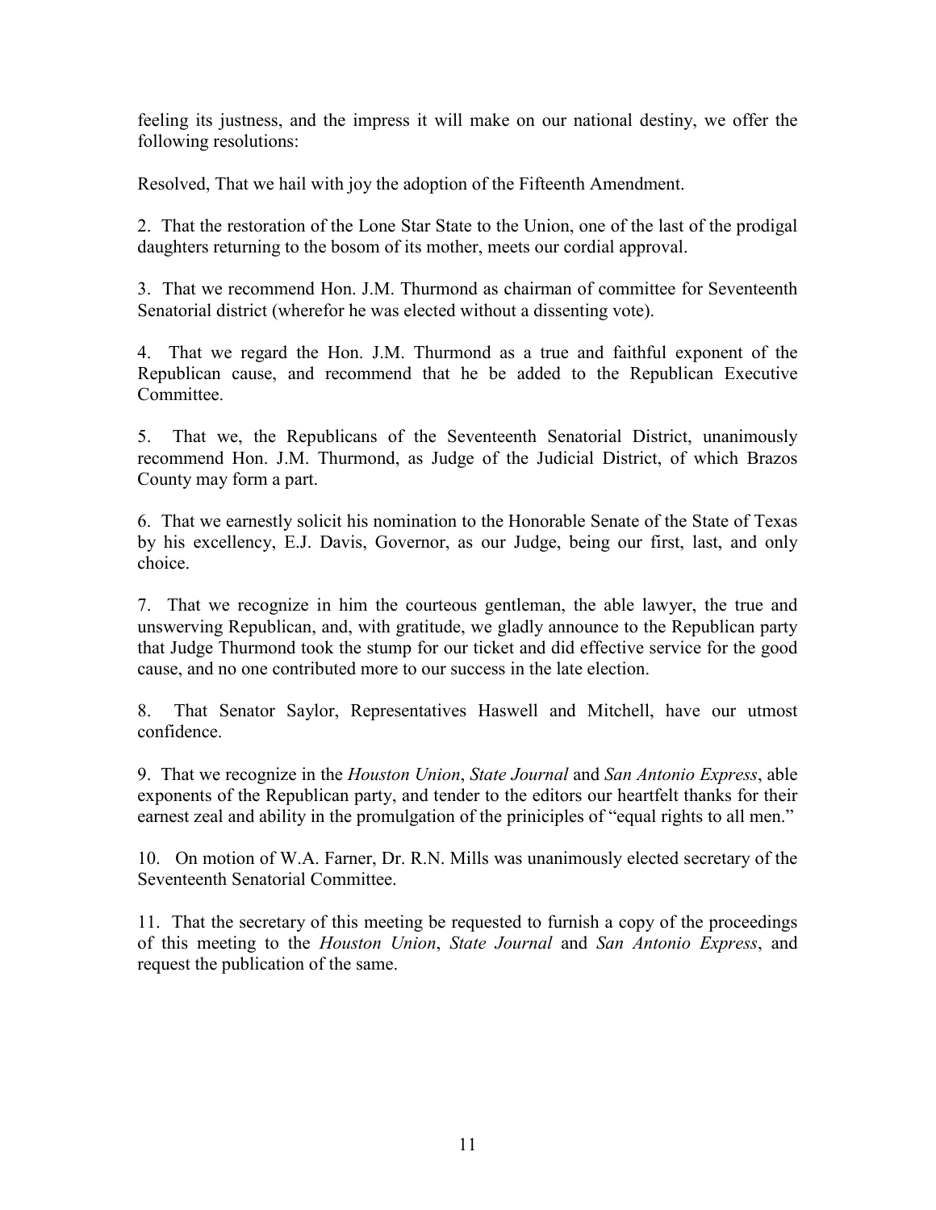feeling its justness, and the impress it will make on our national destiny, we offer the following resolutions:

Resolved, That we hail with joy the adoption of the Fifteenth Amendment.

2. That the restoration of the Lone Star State to the Union, one of the last of the prodigal daughters returning to the bosom of its mother, meets our cordial approval.

3. That we recommend Hon. J.M. Thurmond as chairman of committee for Seventeenth Senatorial district (wherefor he was elected without a dissenting vote).

4. That we regard the Hon. J.M. Thurmond as a true and faithful exponent of the Republican cause, and recommend that he be added to the Republican Executive Committee.

5. That we, the Republicans of the Seventeenth Senatorial District, unanimously recommend Hon. J.M. Thurmond, as Judge of the Judicial District, of which Brazos County may form a part.

6. That we earnestly solicit his nomination to the Honorable Senate of the State of Texas by his excellency, E.J. Davis, Governor, as our Judge, being our first, last, and only choice.

7. That we recognize in him the courteous gentleman, the able lawyer, the true and unswerving Republican, and, with gratitude, we gladly announce to the Republican party that Judge Thurmond took the stump for our ticket and did effective service for the good cause, and no one contributed more to our success in the late election.

8. That Senator Saylor, Representatives Haswell and Mitchell, have our utmost confidence.

9. That we recognize in the *Houston Union*, *State Journal* and *San Antonio Express*, able exponents of the Republican party, and tender to the editors our heartfelt thanks for their earnest zeal and ability in the promulgation of the priniciples of "equal rights to all men."

10. On motion of W.A. Farner, Dr. R.N. Mills was unanimously elected secretary of the Seventeenth Senatorial Committee.

11. That the secretary of this meeting be requested to furnish a copy of the proceedings of this meeting to the *Houston Union*, *State Journal* and *San Antonio Express*, and request the publication of the same.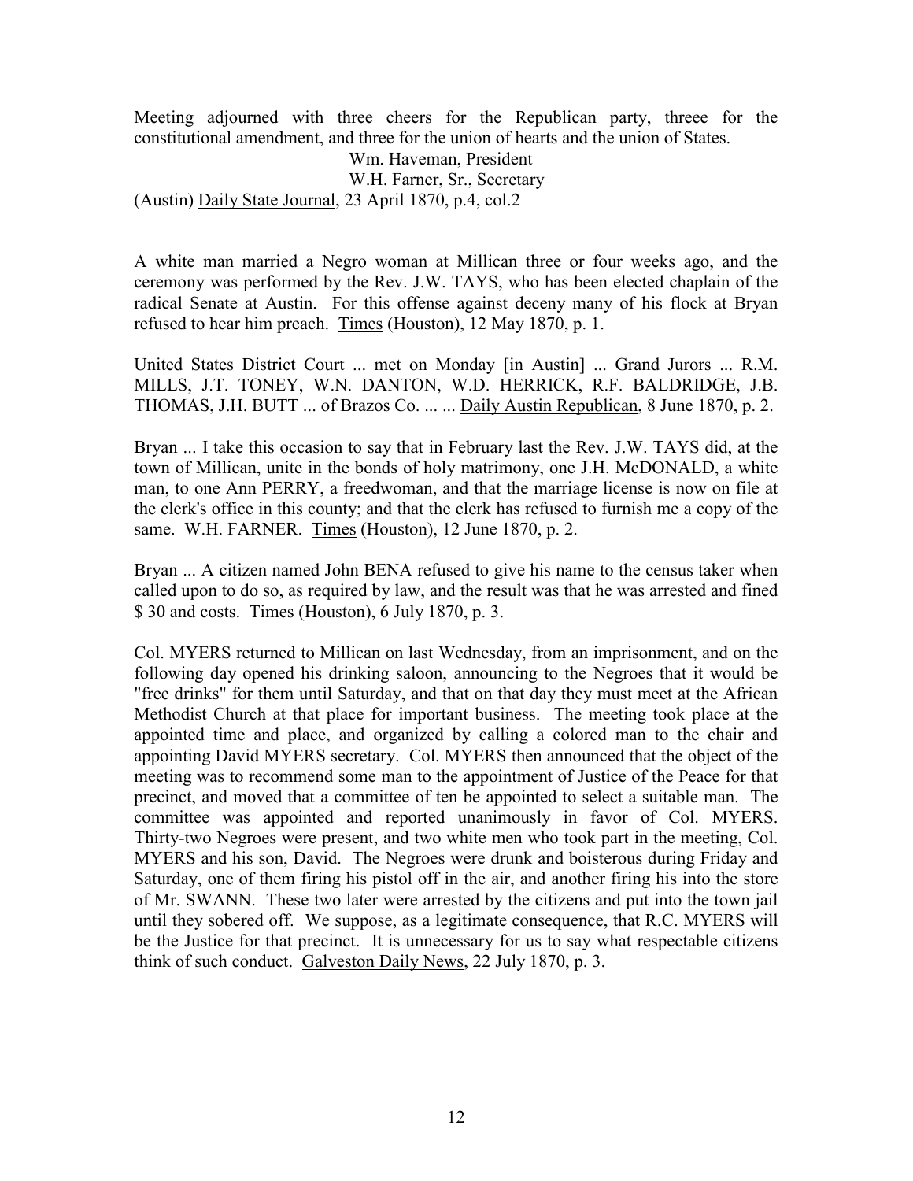Meeting adjourned with three cheers for the Republican party, threee for the constitutional amendment, and three for the union of hearts and the union of States.

Wm. Haveman, President
W.H. Farner, Sr., Secretary

(Austin) Daily State Journal, 23 April 1870, p.4, col.2

A white man married a Negro woman at Millican three or four weeks ago, and the ceremony was performed by the Rev. J.W. TAYS, who has been elected chaplain of the radical Senate at Austin. For this offense against deceny many of his flock at Bryan refused to hear him preach. Times (Houston), 12 May 1870, p. 1.

United States District Court ... met on Monday [in Austin] ... Grand Jurors ... R.M. MILLS, J.T. TONEY, W.N. DANTON, W.D. HERRICK, R.F. BALDRIDGE, J.B. THOMAS, J.H. BUTT ... of Brazos Co. ... ... Daily Austin Republican, 8 June 1870, p. 2.

Bryan ... I take this occasion to say that in February last the Rev. J.W. TAYS did, at the town of Millican, unite in the bonds of holy matrimony, one J.H. McDONALD, a white man, to one Ann PERRY, a freedwoman, and that the marriage license is now on file at the clerk's office in this county; and that the clerk has refused to furnish me a copy of the same. W.H. FARNER. Times (Houston), 12 June 1870, p. 2.

Bryan ... A citizen named John BENA refused to give his name to the census taker when called upon to do so, as required by law, and the result was that he was arrested and fined \$ 30 and costs. Times (Houston), 6 July 1870, p. 3.

Col. MYERS returned to Millican on last Wednesday, from an imprisonment, and on the following day opened his drinking saloon, announcing to the Negroes that it would be "free drinks" for them until Saturday, and that on that day they must meet at the African Methodist Church at that place for important business. The meeting took place at the appointed time and place, and organized by calling a colored man to the chair and appointing David MYERS secretary. Col. MYERS then announced that the object of the meeting was to recommend some man to the appointment of Justice of the Peace for that precinct, and moved that a committee of ten be appointed to select a suitable man. The committee was appointed and reported unanimously in favor of Col. MYERS. Thirty-two Negroes were present, and two white men who took part in the meeting, Col. MYERS and his son, David. The Negroes were drunk and boisterous during Friday and Saturday, one of them firing his pistol off in the air, and another firing his into the store of Mr. SWANN. These two later were arrested by the citizens and put into the town jail until they sobered off. We suppose, as a legitimate consequence, that R.C. MYERS will be the Justice for that precinct. It is unnecessary for us to say what respectable citizens think of such conduct. Galveston Daily News, 22 July 1870, p. 3.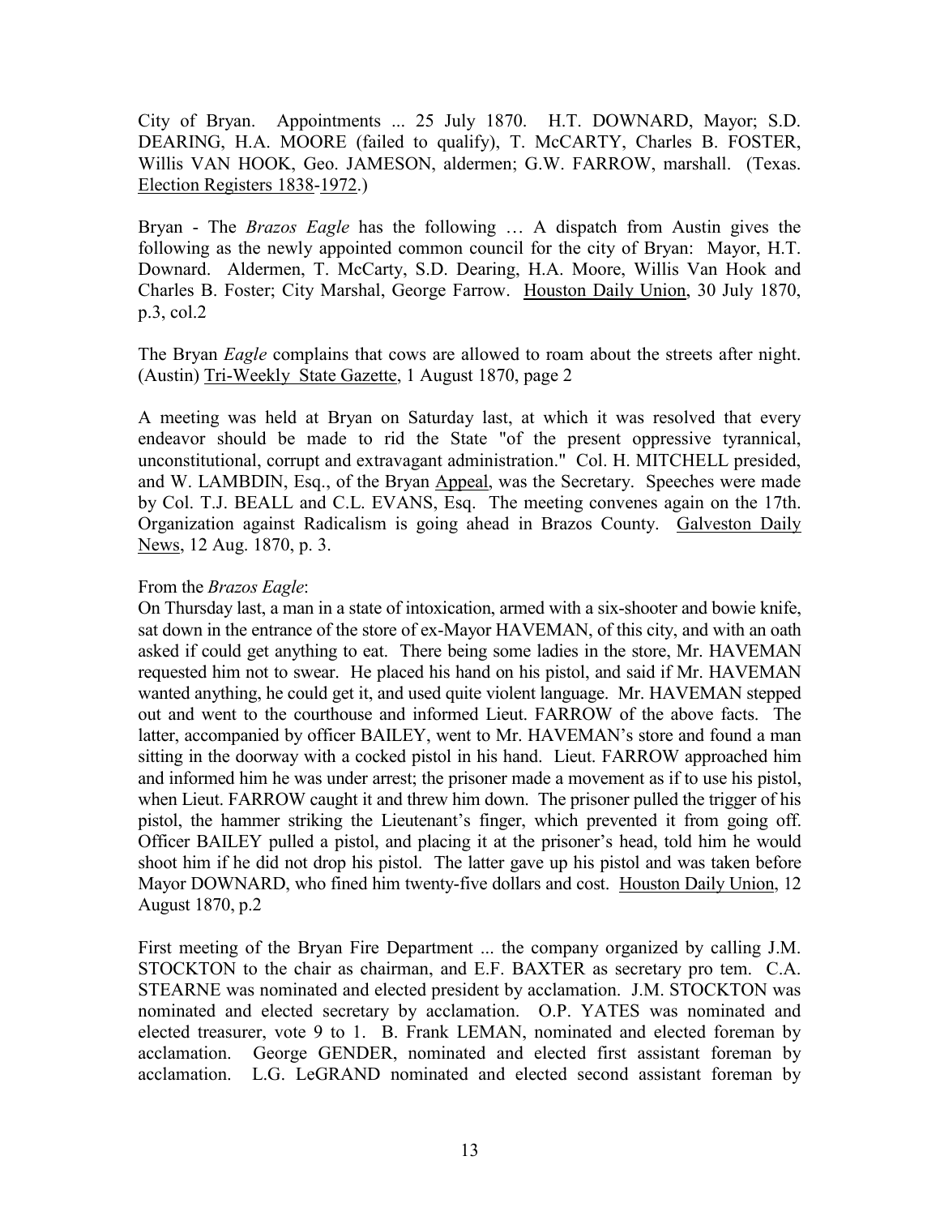City of Bryan. Appointments ... 25 July 1870. H.T. DOWNARD, Mayor; S.D. DEARING, H.A. MOORE (failed to qualify), T. McCARTY, Charles B. FOSTER, Willis VAN HOOK, Geo. JAMESON, aldermen; G.W. FARROW, marshall. (Texas. Election Registers 1838-1972.)

Bryan - The *Brazos Eagle* has the following … A dispatch from Austin gives the following as the newly appointed common council for the city of Bryan: Mayor, H.T. Downard. Aldermen, T. McCarty, S.D. Dearing, H.A. Moore, Willis Van Hook and Charles B. Foster; City Marshal, George Farrow. Houston Daily Union, 30 July 1870, p.3, col.2

The Bryan *Eagle* complains that cows are allowed to roam about the streets after night. (Austin) Tri-Weekly State Gazette, 1 August 1870, page 2

A meeting was held at Bryan on Saturday last, at which it was resolved that every endeavor should be made to rid the State "of the present oppressive tyrannical, unconstitutional, corrupt and extravagant administration." Col. H. MITCHELL presided, and W. LAMBDIN, Esq., of the Bryan Appeal, was the Secretary. Speeches were made by Col. T.J. BEALL and C.L. EVANS, Esq. The meeting convenes again on the 17th. Organization against Radicalism is going ahead in Brazos County. Galveston Daily News, 12 Aug. 1870, p. 3.

From the *Brazos Eagle*:
On Thursday last, a man in a state of intoxication, armed with a six-shooter and bowie knife, sat down in the entrance of the store of ex-Mayor HAVEMAN, of this city, and with an oath asked if could get anything to eat. There being some ladies in the store, Mr. HAVEMAN requested him not to swear. He placed his hand on his pistol, and said if Mr. HAVEMAN wanted anything, he could get it, and used quite violent language. Mr. HAVEMAN stepped out and went to the courthouse and informed Lieut. FARROW of the above facts. The latter, accompanied by officer BAILEY, went to Mr. HAVEMAN's store and found a man sitting in the doorway with a cocked pistol in his hand. Lieut. FARROW approached him and informed him he was under arrest; the prisoner made a movement as if to use his pistol, when Lieut. FARROW caught it and threw him down. The prisoner pulled the trigger of his pistol, the hammer striking the Lieutenant's finger, which prevented it from going off. Officer BAILEY pulled a pistol, and placing it at the prisoner's head, told him he would shoot him if he did not drop his pistol. The latter gave up his pistol and was taken before Mayor DOWNARD, who fined him twenty-five dollars and cost. Houston Daily Union, 12 August 1870, p.2

First meeting of the Bryan Fire Department ... the company organized by calling J.M. STOCKTON to the chair as chairman, and E.F. BAXTER as secretary pro tem. C.A. STEARNE was nominated and elected president by acclamation. J.M. STOCKTON was nominated and elected secretary by acclamation. O.P. YATES was nominated and elected treasurer, vote 9 to 1. B. Frank LEMAN, nominated and elected foreman by acclamation. George GENDER, nominated and elected first assistant foreman by acclamation. L.G. LeGRAND nominated and elected second assistant foreman by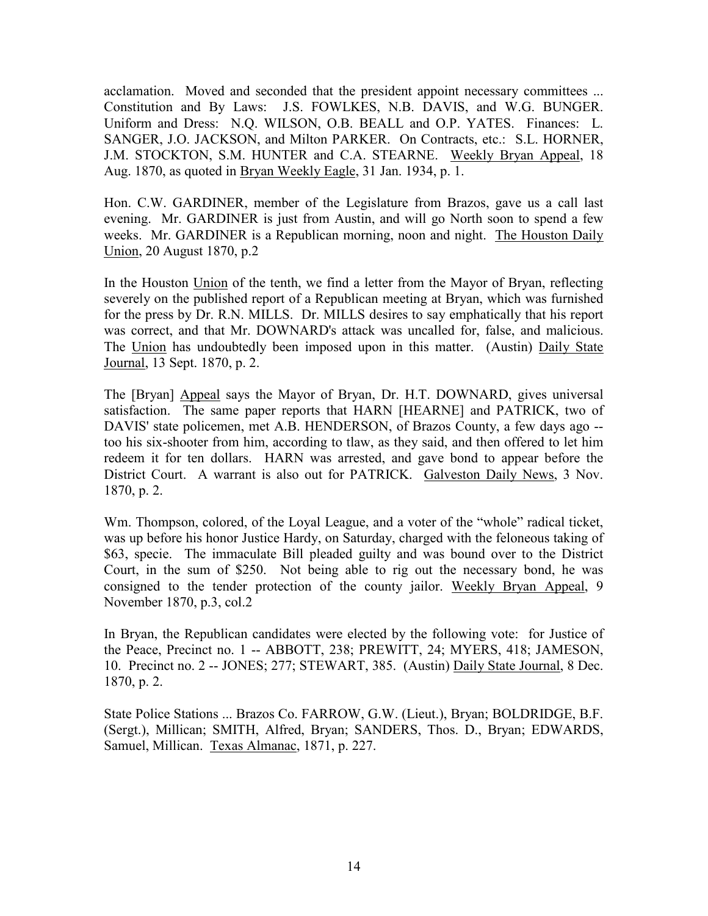acclamation. Moved and seconded that the president appoint necessary committees ... Constitution and By Laws: J.S. FOWLKES, N.B. DAVIS, and W.G. BUNGER. Uniform and Dress: N.Q. WILSON, O.B. BEALL and O.P. YATES. Finances: L. SANGER, J.O. JACKSON, and Milton PARKER. On Contracts, etc.: S.L. HORNER, J.M. STOCKTON, S.M. HUNTER and C.A. STEARNE. Weekly Bryan Appeal, 18 Aug. 1870, as quoted in Bryan Weekly Eagle, 31 Jan. 1934, p. 1.

Hon. C.W. GARDINER, member of the Legislature from Brazos, gave us a call last evening. Mr. GARDINER is just from Austin, and will go North soon to spend a few weeks. Mr. GARDINER is a Republican morning, noon and night. The Houston Daily Union, 20 August 1870, p.2

In the Houston Union of the tenth, we find a letter from the Mayor of Bryan, reflecting severely on the published report of a Republican meeting at Bryan, which was furnished for the press by Dr. R.N. MILLS. Dr. MILLS desires to say emphatically that his report was correct, and that Mr. DOWNARD's attack was uncalled for, false, and malicious. The Union has undoubtedly been imposed upon in this matter. (Austin) Daily State Journal, 13 Sept. 1870, p. 2.

The [Bryan] Appeal says the Mayor of Bryan, Dr. H.T. DOWNARD, gives universal satisfaction. The same paper reports that HARN [HEARNE] and PATRICK, two of DAVIS' state policemen, met A.B. HENDERSON, of Brazos County, a few days ago -- too his six-shooter from him, according to tlaw, as they said, and then offered to let him redeem it for ten dollars. HARN was arrested, and gave bond to appear before the District Court. A warrant is also out for PATRICK. Galveston Daily News, 3 Nov. 1870, p. 2.

Wm. Thompson, colored, of the Loyal League, and a voter of the "whole" radical ticket, was up before his honor Justice Hardy, on Saturday, charged with the feloneous taking of $63, specie. The immaculate Bill pleaded guilty and was bound over to the District Court, in the sum of $250. Not being able to rig out the necessary bond, he was consigned to the tender protection of the county jailor. Weekly Bryan Appeal, 9 November 1870, p.3, col.2

In Bryan, the Republican candidates were elected by the following vote: for Justice of the Peace, Precinct no. 1 -- ABBOTT, 238; PREWITT, 24; MYERS, 418; JAMESON, 10. Precinct no. 2 -- JONES; 277; STEWART, 385. (Austin) Daily State Journal, 8 Dec. 1870, p. 2.

State Police Stations ... Brazos Co. FARROW, G.W. (Lieut.), Bryan; BOLDRIDGE, B.F. (Sergt.), Millican; SMITH, Alfred, Bryan; SANDERS, Thos. D., Bryan; EDWARDS, Samuel, Millican. Texas Almanac, 1871, p. 227.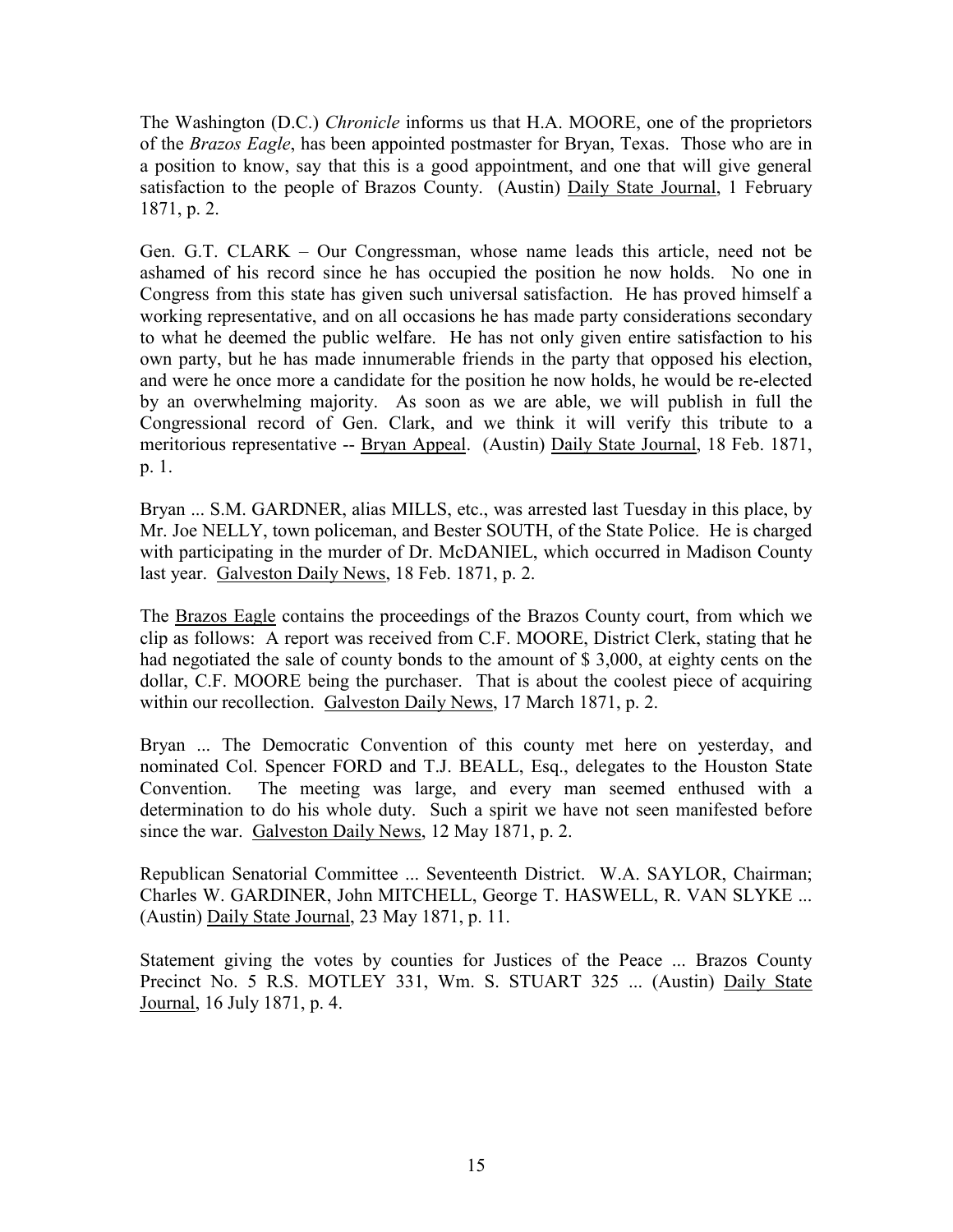The Washington (D.C.) *Chronicle* informs us that H.A. MOORE, one of the proprietors of the *Brazos Eagle*, has been appointed postmaster for Bryan, Texas. Those who are in a position to know, say that this is a good appointment, and one that will give general satisfaction to the people of Brazos County. (Austin) Daily State Journal, 1 February 1871, p. 2.

Gen. G.T. CLARK – Our Congressman, whose name leads this article, need not be ashamed of his record since he has occupied the position he now holds. No one in Congress from this state has given such universal satisfaction. He has proved himself a working representative, and on all occasions he has made party considerations secondary to what he deemed the public welfare. He has not only given entire satisfaction to his own party, but he has made innumerable friends in the party that opposed his election, and were he once more a candidate for the position he now holds, he would be re-elected by an overwhelming majority. As soon as we are able, we will publish in full the Congressional record of Gen. Clark, and we think it will verify this tribute to a meritorious representative -- Bryan Appeal. (Austin) Daily State Journal, 18 Feb. 1871, p. 1.

Bryan ... S.M. GARDNER, alias MILLS, etc., was arrested last Tuesday in this place, by Mr. Joe NELLY, town policeman, and Bester SOUTH, of the State Police. He is charged with participating in the murder of Dr. McDANIEL, which occurred in Madison County last year. Galveston Daily News, 18 Feb. 1871, p. 2.

The Brazos Eagle contains the proceedings of the Brazos County court, from which we clip as follows: A report was received from C.F. MOORE, District Clerk, stating that he had negotiated the sale of county bonds to the amount of $ 3,000, at eighty cents on the dollar, C.F. MOORE being the purchaser. That is about the coolest piece of acquiring within our recollection. Galveston Daily News, 17 March 1871, p. 2.

Bryan ... The Democratic Convention of this county met here on yesterday, and nominated Col. Spencer FORD and T.J. BEALL, Esq., delegates to the Houston State Convention. The meeting was large, and every man seemed enthused with a determination to do his whole duty. Such a spirit we have not seen manifested before since the war. Galveston Daily News, 12 May 1871, p. 2.

Republican Senatorial Committee ... Seventeenth District. W.A. SAYLOR, Chairman; Charles W. GARDINER, John MITCHELL, George T. HASWELL, R. VAN SLYKE ... (Austin) Daily State Journal, 23 May 1871, p. 11.

Statement giving the votes by counties for Justices of the Peace ... Brazos County Precinct No. 5 R.S. MOTLEY 331, Wm. S. STUART 325 ... (Austin) Daily State Journal, 16 July 1871, p. 4.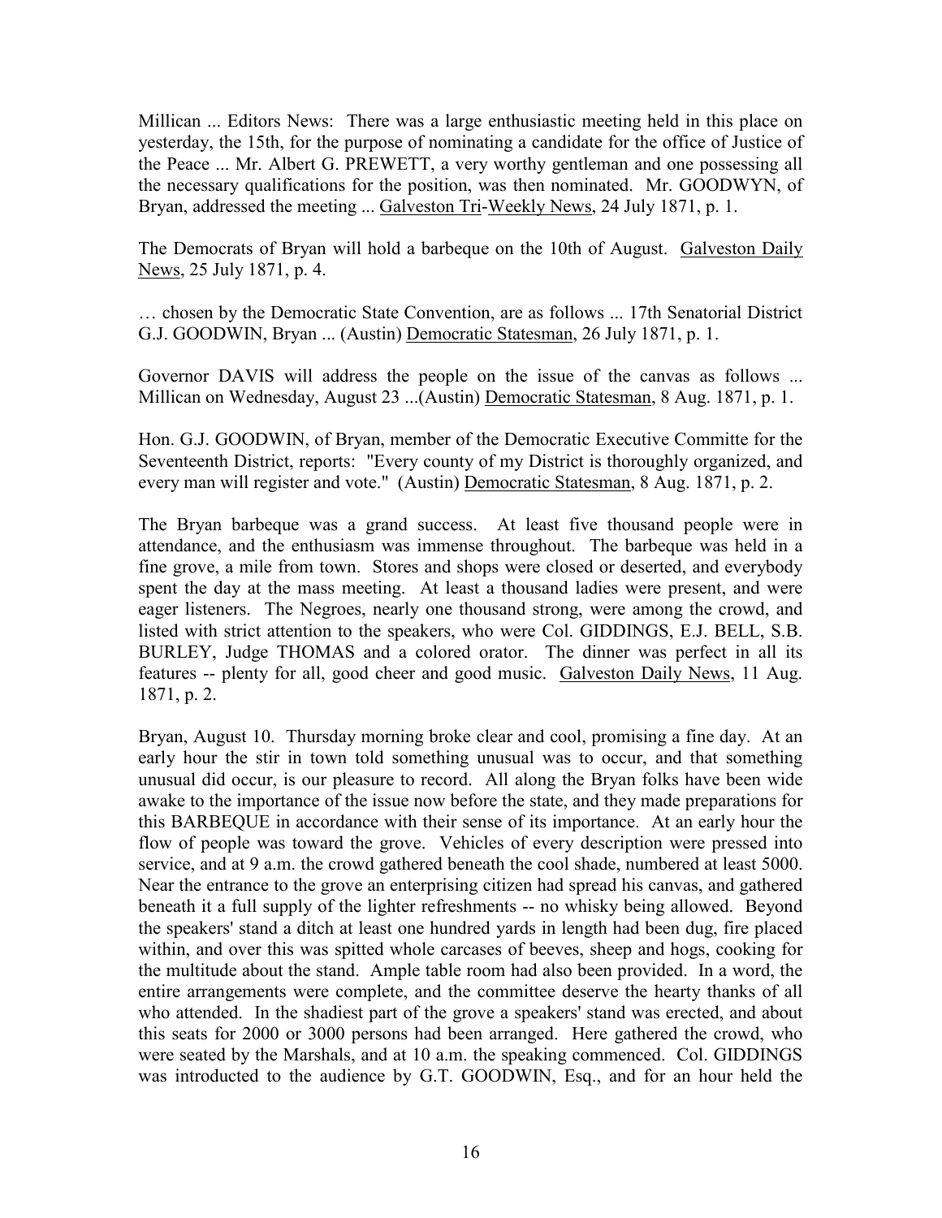Millican ... Editors News: There was a large enthusiastic meeting held in this place on yesterday, the 15th, for the purpose of nominating a candidate for the office of Justice of the Peace ... Mr. Albert G. PREWETT, a very worthy gentleman and one possessing all the necessary qualifications for the position, was then nominated. Mr. GOODWYN, of Bryan, addressed the meeting ... Galveston Tri-Weekly News, 24 July 1871, p. 1.

The Democrats of Bryan will hold a barbeque on the 10th of August. Galveston Daily News, 25 July 1871, p. 4.

… chosen by the Democratic State Convention, are as follows ... 17th Senatorial District G.J. GOODWIN, Bryan ... (Austin) Democratic Statesman, 26 July 1871, p. 1.

Governor DAVIS will address the people on the issue of the canvas as follows ... Millican on Wednesday, August 23 ...(Austin) Democratic Statesman, 8 Aug. 1871, p. 1.

Hon. G.J. GOODWIN, of Bryan, member of the Democratic Executive Committe for the Seventeenth District, reports: "Every county of my District is thoroughly organized, and every man will register and vote." (Austin) Democratic Statesman, 8 Aug. 1871, p. 2.

The Bryan barbeque was a grand success. At least five thousand people were in attendance, and the enthusiasm was immense throughout. The barbeque was held in a fine grove, a mile from town. Stores and shops were closed or deserted, and everybody spent the day at the mass meeting. At least a thousand ladies were present, and were eager listeners. The Negroes, nearly one thousand strong, were among the crowd, and listed with strict attention to the speakers, who were Col. GIDDINGS, E.J. BELL, S.B. BURLEY, Judge THOMAS and a colored orator. The dinner was perfect in all its features -- plenty for all, good cheer and good music. Galveston Daily News, 11 Aug. 1871, p. 2.

Bryan, August 10. Thursday morning broke clear and cool, promising a fine day. At an early hour the stir in town told something unusual was to occur, and that something unusual did occur, is our pleasure to record. All along the Bryan folks have been wide awake to the importance of the issue now before the state, and they made preparations for this BARBEQUE in accordance with their sense of its importance. At an early hour the flow of people was toward the grove. Vehicles of every description were pressed into service, and at 9 a.m. the crowd gathered beneath the cool shade, numbered at least 5000. Near the entrance to the grove an enterprising citizen had spread his canvas, and gathered beneath it a full supply of the lighter refreshments -- no whisky being allowed. Beyond the speakers' stand a ditch at least one hundred yards in length had been dug, fire placed within, and over this was spitted whole carcases of beeves, sheep and hogs, cooking for the multitude about the stand. Ample table room had also been provided. In a word, the entire arrangements were complete, and the committee deserve the hearty thanks of all who attended. In the shadiest part of the grove a speakers' stand was erected, and about this seats for 2000 or 3000 persons had been arranged. Here gathered the crowd, who were seated by the Marshals, and at 10 a.m. the speaking commenced. Col. GIDDINGS was introducted to the audience by G.T. GOODWIN, Esq., and for an hour held the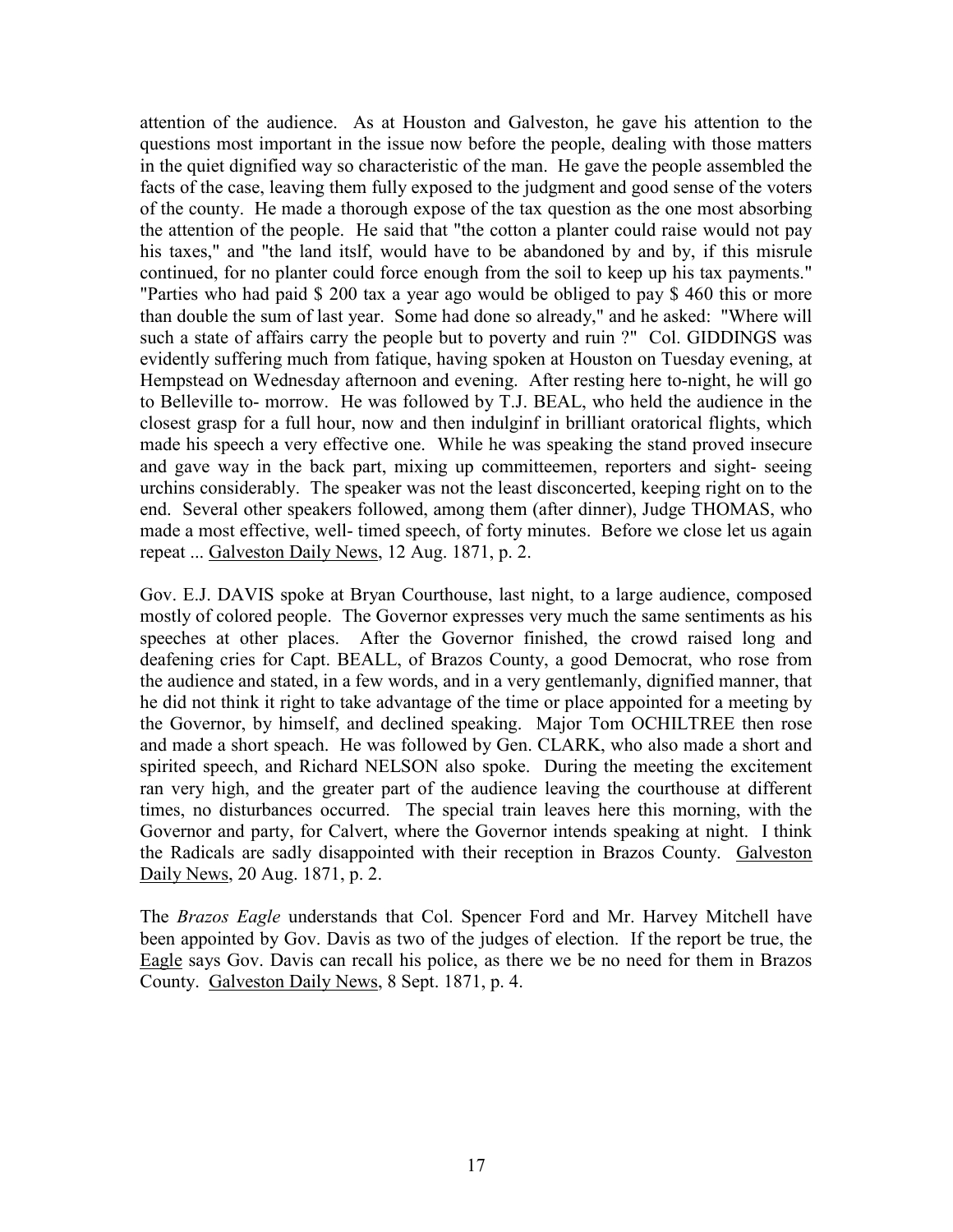attention of the audience. As at Houston and Galveston, he gave his attention to the questions most important in the issue now before the people, dealing with those matters in the quiet dignified way so characteristic of the man. He gave the people assembled the facts of the case, leaving them fully exposed to the judgment and good sense of the voters of the county. He made a thorough expose of the tax question as the one most absorbing the attention of the people. He said that "the cotton a planter could raise would not pay his taxes," and "the land itslf, would have to be abandoned by and by, if this misrule continued, for no planter could force enough from the soil to keep up his tax payments." "Parties who had paid $ 200 tax a year ago would be obliged to pay $ 460 this or more than double the sum of last year. Some had done so already," and he asked: "Where will such a state of affairs carry the people but to poverty and ruin ?" Col. GIDDINGS was evidently suffering much from fatique, having spoken at Houston on Tuesday evening, at Hempstead on Wednesday afternoon and evening. After resting here to-night, he will go to Belleville to- morrow. He was followed by T.J. BEAL, who held the audience in the closest grasp for a full hour, now and then indulginf in brilliant oratorical flights, which made his speech a very effective one. While he was speaking the stand proved insecure and gave way in the back part, mixing up committeemen, reporters and sight- seeing urchins considerably. The speaker was not the least disconcerted, keeping right on to the end. Several other speakers followed, among them (after dinner), Judge THOMAS, who made a most effective, well- timed speech, of forty minutes. Before we close let us again repeat ... <u>Galveston Daily News</u>, 12 Aug. 1871, p. 2.

Gov. E.J. DAVIS spoke at Bryan Courthouse, last night, to a large audience, composed mostly of colored people. The Governor expresses very much the same sentiments as his speeches at other places. After the Governor finished, the crowd raised long and deafening cries for Capt. BEALL, of Brazos County, a good Democrat, who rose from the audience and stated, in a few words, and in a very gentlemanly, dignified manner, that he did not think it right to take advantage of the time or place appointed for a meeting by the Governor, by himself, and declined speaking. Major Tom OCHILTREE then rose and made a short speach. He was followed by Gen. CLARK, who also made a short and spirited speech, and Richard NELSON also spoke. During the meeting the excitement ran very high, and the greater part of the audience leaving the courthouse at different times, no disturbances occurred. The special train leaves here this morning, with the Governor and party, for Calvert, where the Governor intends speaking at night. I think the Radicals are sadly disappointed with their reception in Brazos County. <u>Galveston Daily News</u>, 20 Aug. 1871, p. 2.

The *Brazos Eagle* understands that Col. Spencer Ford and Mr. Harvey Mitchell have been appointed by Gov. Davis as two of the judges of election. If the report be true, the <u>Eagle</u> says Gov. Davis can recall his police, as there we be no need for them in Brazos County. <u>Galveston Daily News</u>, 8 Sept. 1871, p. 4.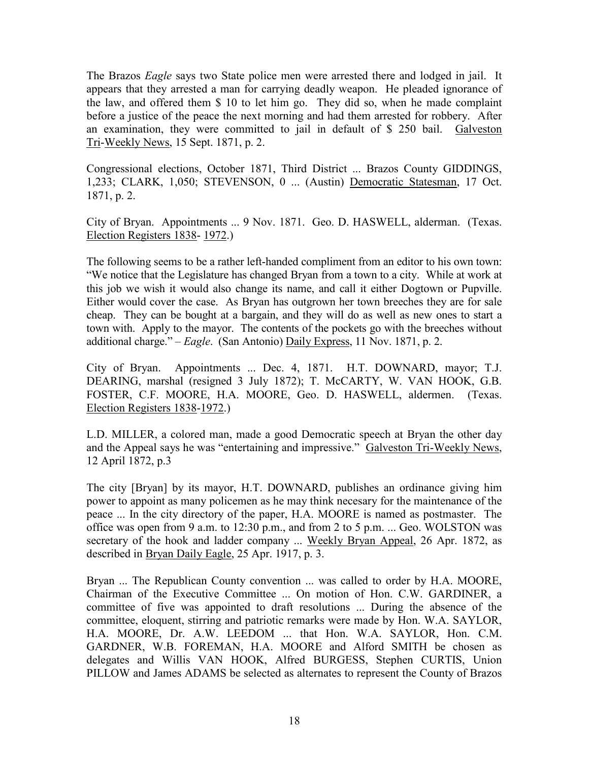The Brazos *Eagle* says two State police men were arrested there and lodged in jail. It appears that they arrested a man for carrying deadly weapon. He pleaded ignorance of the law, and offered them $ 10 to let him go. They did so, when he made complaint before a justice of the peace the next morning and had them arrested for robbery. After an examination, they were committed to jail in default of $ 250 bail. Galveston Tri-Weekly News, 15 Sept. 1871, p. 2.

Congressional elections, October 1871, Third District ... Brazos County GIDDINGS, 1,233; CLARK, 1,050; STEVENSON, 0 ... (Austin) Democratic Statesman, 17 Oct. 1871, p. 2.

City of Bryan. Appointments ... 9 Nov. 1871. Geo. D. HASWELL, alderman. (Texas. Election Registers 1838- 1972.)

The following seems to be a rather left-handed compliment from an editor to his own town: "We notice that the Legislature has changed Bryan from a town to a city. While at work at this job we wish it would also change its name, and call it either Dogtown or Pupville. Either would cover the case. As Bryan has outgrown her town breeches they are for sale cheap. They can be bought at a bargain, and they will do as well as new ones to start a town with. Apply to the mayor. The contents of the pockets go with the breeches without additional charge." – *Eagle*. (San Antonio) Daily Express, 11 Nov. 1871, p. 2.

City of Bryan. Appointments ... Dec. 4, 1871. H.T. DOWNARD, mayor; T.J. DEARING, marshal (resigned 3 July 1872); T. McCARTY, W. VAN HOOK, G.B. FOSTER, C.F. MOORE, H.A. MOORE, Geo. D. HASWELL, aldermen. (Texas. Election Registers 1838-1972.)

L.D. MILLER, a colored man, made a good Democratic speech at Bryan the other day and the Appeal says he was "entertaining and impressive." Galveston Tri-Weekly News, 12 April 1872, p.3

The city [Bryan] by its mayor, H.T. DOWNARD, publishes an ordinance giving him power to appoint as many policemen as he may think necesary for the maintenance of the peace ... In the city directory of the paper, H.A. MOORE is named as postmaster. The office was open from 9 a.m. to 12:30 p.m., and from 2 to 5 p.m. ... Geo. WOLSTON was secretary of the hook and ladder company ... Weekly Bryan Appeal, 26 Apr. 1872, as described in Bryan Daily Eagle, 25 Apr. 1917, p. 3.

Bryan ... The Republican County convention ... was called to order by H.A. MOORE, Chairman of the Executive Committee ... On motion of Hon. C.W. GARDINER, a committee of five was appointed to draft resolutions ... During the absence of the committee, eloquent, stirring and patriotic remarks were made by Hon. W.A. SAYLOR, H.A. MOORE, Dr. A.W. LEEDOM ... that Hon. W.A. SAYLOR, Hon. C.M. GARDNER, W.B. FOREMAN, H.A. MOORE and Alford SMITH be chosen as delegates and Willis VAN HOOK, Alfred BURGESS, Stephen CURTIS, Union PILLOW and James ADAMS be selected as alternates to represent the County of Brazos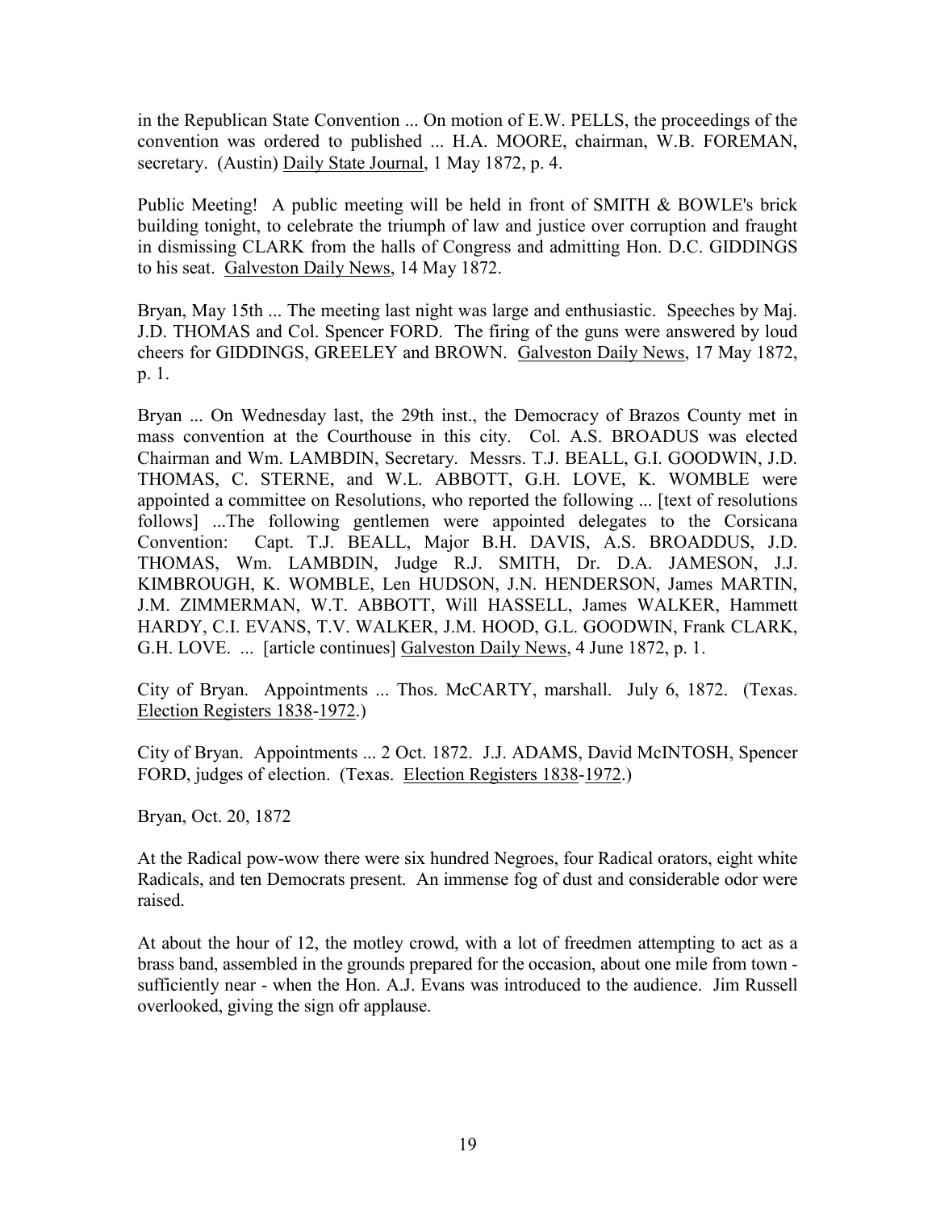in the Republican State Convention ... On motion of E.W. PELLS, the proceedings of the convention was ordered to published ... H.A. MOORE, chairman, W.B. FOREMAN, secretary. (Austin) Daily State Journal, 1 May 1872, p. 4.

Public Meeting! A public meeting will be held in front of SMITH & BOWLE's brick building tonight, to celebrate the triumph of law and justice over corruption and fraught in dismissing CLARK from the halls of Congress and admitting Hon. D.C. GIDDINGS to his seat. Galveston Daily News, 14 May 1872.

Bryan, May 15th ... The meeting last night was large and enthusiastic. Speeches by Maj. J.D. THOMAS and Col. Spencer FORD. The firing of the guns were answered by loud cheers for GIDDINGS, GREELEY and BROWN. Galveston Daily News, 17 May 1872, p. 1.

Bryan ... On Wednesday last, the 29th inst., the Democracy of Brazos County met in mass convention at the Courthouse in this city. Col. A.S. BROADUS was elected Chairman and Wm. LAMBDIN, Secretary. Messrs. T.J. BEALL, G.I. GOODWIN, J.D. THOMAS, C. STERNE, and W.L. ABBOTT, G.H. LOVE, K. WOMBLE were appointed a committee on Resolutions, who reported the following ... [text of resolutions follows] ...The following gentlemen were appointed delegates to the Corsicana Convention: Capt. T.J. BEALL, Major B.H. DAVIS, A.S. BROADDUS, J.D. THOMAS, Wm. LAMBDIN, Judge R.J. SMITH, Dr. D.A. JAMESON, J.J. KIMBROUGH, K. WOMBLE, Len HUDSON, J.N. HENDERSON, James MARTIN, J.M. ZIMMERMAN, W.T. ABBOTT, Will HASSELL, James WALKER, Hammett HARDY, C.I. EVANS, T.V. WALKER, J.M. HOOD, G.L. GOODWIN, Frank CLARK, G.H. LOVE. ... [article continues] Galveston Daily News, 4 June 1872, p. 1.

City of Bryan. Appointments ... Thos. McCARTY, marshall. July 6, 1872. (Texas. Election Registers 1838-1972.)

City of Bryan. Appointments ... 2 Oct. 1872. J.J. ADAMS, David McINTOSH, Spencer FORD, judges of election. (Texas. Election Registers 1838-1972.)

Bryan, Oct. 20, 1872

At the Radical pow-wow there were six hundred Negroes, four Radical orators, eight white Radicals, and ten Democrats present. An immense fog of dust and considerable odor were raised.

At about the hour of 12, the motley crowd, with a lot of freedmen attempting to act as a brass band, assembled in the grounds prepared for the occasion, about one mile from town - sufficiently near - when the Hon. A.J. Evans was introduced to the audience. Jim Russell overlooked, giving the sign ofr applause.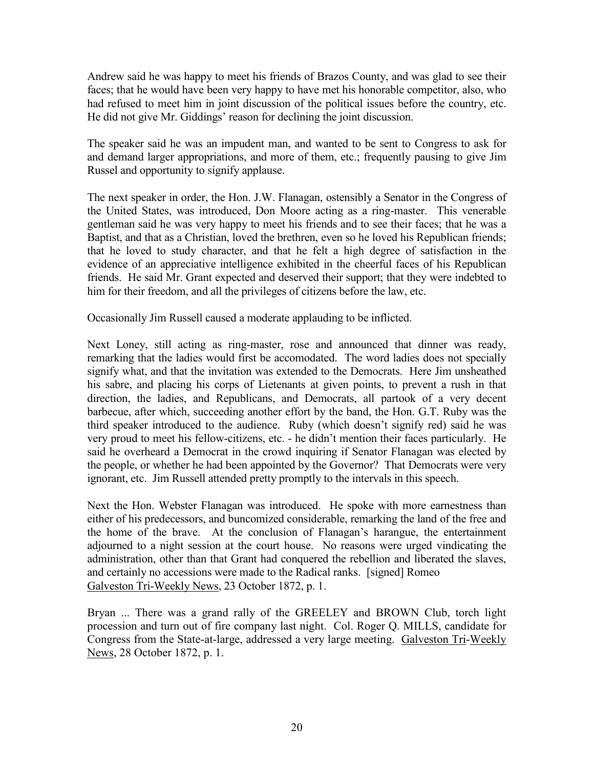Andrew said he was happy to meet his friends of Brazos County, and was glad to see their faces; that he would have been very happy to have met his honorable competitor, also, who had refused to meet him in joint discussion of the political issues before the country, etc. He did not give Mr. Giddings' reason for declining the joint discussion.

The speaker said he was an impudent man, and wanted to be sent to Congress to ask for and demand larger appropriations, and more of them, etc.; frequently pausing to give Jim Russel and opportunity to signify applause.

The next speaker in order, the Hon. J.W. Flanagan, ostensibly a Senator in the Congress of the United States, was introduced, Don Moore acting as a ring-master. This venerable gentleman said he was very happy to meet his friends and to see their faces; that he was a Baptist, and that as a Christian, loved the brethren, even so he loved his Republican friends; that he loved to study character, and that he felt a high degree of satisfaction in the evidence of an appreciative intelligence exhibited in the cheerful faces of his Republican friends. He said Mr. Grant expected and deserved their support; that they were indebted to him for their freedom, and all the privileges of citizens before the law, etc.

Occasionally Jim Russell caused a moderate applauding to be inflicted.

Next Loney, still acting as ring-master, rose and announced that dinner was ready, remarking that the ladies would first be accomodated. The word ladies does not specially signify what, and that the invitation was extended to the Democrats. Here Jim unsheathed his sabre, and placing his corps of Lietenants at given points, to prevent a rush in that direction, the ladies, and Republicans, and Democrats, all partook of a very decent barbecue, after which, succeeding another effort by the band, the Hon. G.T. Ruby was the third speaker introduced to the audience. Ruby (which doesn't signify red) said he was very proud to meet his fellow-citizens, etc. - he didn't mention their faces particularly. He said he overheard a Democrat in the crowd inquiring if Senator Flanagan was elected by the people, or whether he had been appointed by the Governor? That Democrats were very ignorant, etc. Jim Russell attended pretty promptly to the intervals in this speech.

Next the Hon. Webster Flanagan was introduced. He spoke with more earnestness than either of his predecessors, and buncomized considerable, remarking the land of the free and the home of the brave. At the conclusion of Flanagan's harangue, the entertainment adjourned to a night session at the court house. No reasons were urged vindicating the administration, other than that Grant had conquered the rebellion and liberated the slaves, and certainly no accessions were made to the Radical ranks. [signed] Romeo
Galveston Tri-Weekly News, 23 October 1872, p. 1.

Bryan ... There was a grand rally of the GREELEY and BROWN Club, torch light procession and turn out of fire company last night. Col. Roger Q. MILLS, candidate for Congress from the State-at-large, addressed a very large meeting. Galveston Tri-Weekly News, 28 October 1872, p. 1.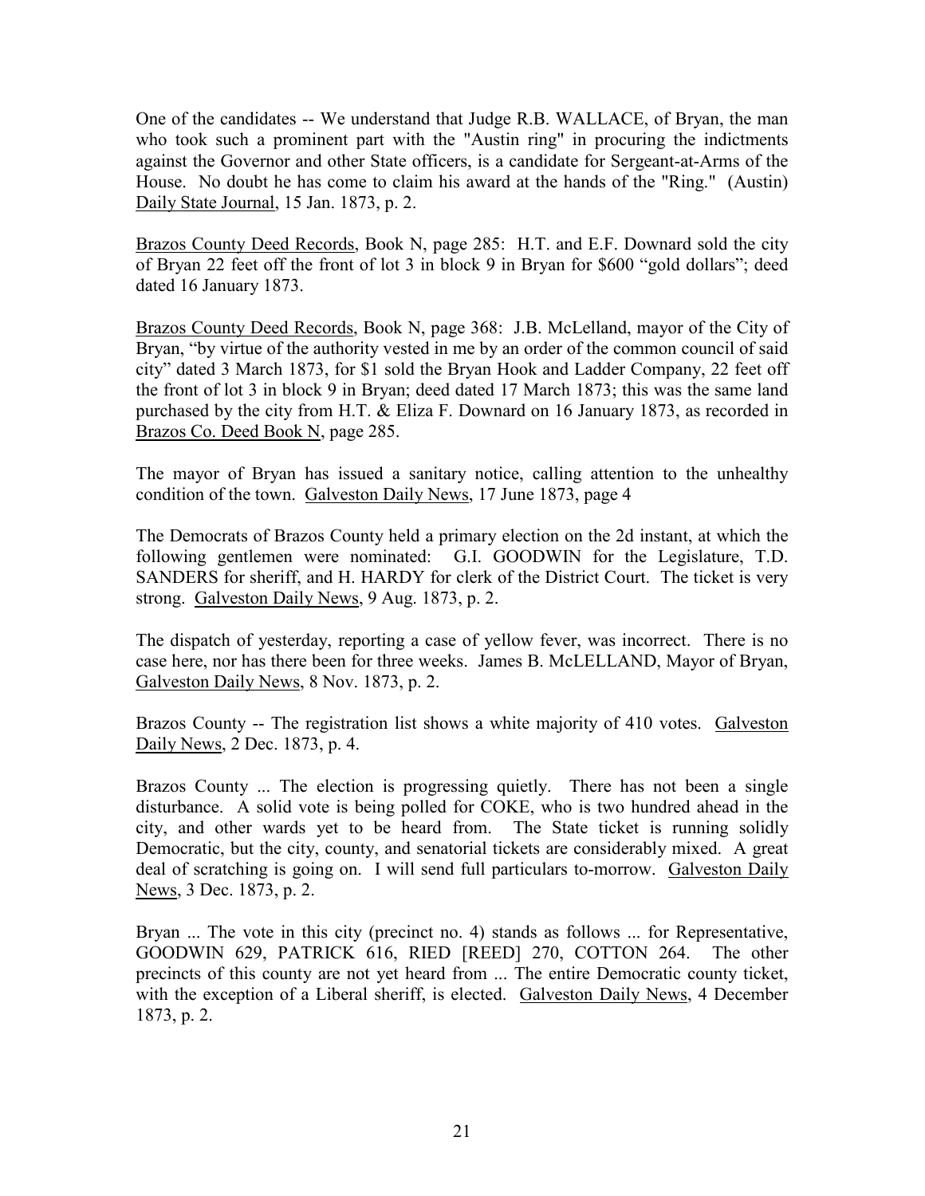One of the candidates -- We understand that Judge R.B. WALLACE, of Bryan, the man who took such a prominent part with the "Austin ring" in procuring the indictments against the Governor and other State officers, is a candidate for Sergeant-at-Arms of the House. No doubt he has come to claim his award at the hands of the "Ring." (Austin) Daily State Journal, 15 Jan. 1873, p. 2.

Brazos County Deed Records, Book N, page 285: H.T. and E.F. Downard sold the city of Bryan 22 feet off the front of lot 3 in block 9 in Bryan for $600 "gold dollars"; deed dated 16 January 1873.

Brazos County Deed Records, Book N, page 368: J.B. McLelland, mayor of the City of Bryan, "by virtue of the authority vested in me by an order of the common council of said city" dated 3 March 1873, for $1 sold the Bryan Hook and Ladder Company, 22 feet off the front of lot 3 in block 9 in Bryan; deed dated 17 March 1873; this was the same land purchased by the city from H.T. & Eliza F. Downard on 16 January 1873, as recorded in Brazos Co. Deed Book N, page 285.

The mayor of Bryan has issued a sanitary notice, calling attention to the unhealthy condition of the town. Galveston Daily News, 17 June 1873, page 4

The Democrats of Brazos County held a primary election on the 2d instant, at which the following gentlemen were nominated: G.I. GOODWIN for the Legislature, T.D. SANDERS for sheriff, and H. HARDY for clerk of the District Court. The ticket is very strong. Galveston Daily News, 9 Aug. 1873, p. 2.

The dispatch of yesterday, reporting a case of yellow fever, was incorrect. There is no case here, nor has there been for three weeks. James B. McLELLAND, Mayor of Bryan, Galveston Daily News, 8 Nov. 1873, p. 2.

Brazos County -- The registration list shows a white majority of 410 votes. Galveston Daily News, 2 Dec. 1873, p. 4.

Brazos County ... The election is progressing quietly. There has not been a single disturbance. A solid vote is being polled for COKE, who is two hundred ahead in the city, and other wards yet to be heard from. The State ticket is running solidly Democratic, but the city, county, and senatorial tickets are considerably mixed. A great deal of scratching is going on. I will send full particulars to-morrow. Galveston Daily News, 3 Dec. 1873, p. 2.

Bryan ... The vote in this city (precinct no. 4) stands as follows ... for Representative, GOODWIN 629, PATRICK 616, RIED [REED] 270, COTTON 264. The other precincts of this county are not yet heard from ... The entire Democratic county ticket, with the exception of a Liberal sheriff, is elected. Galveston Daily News, 4 December 1873, p. 2.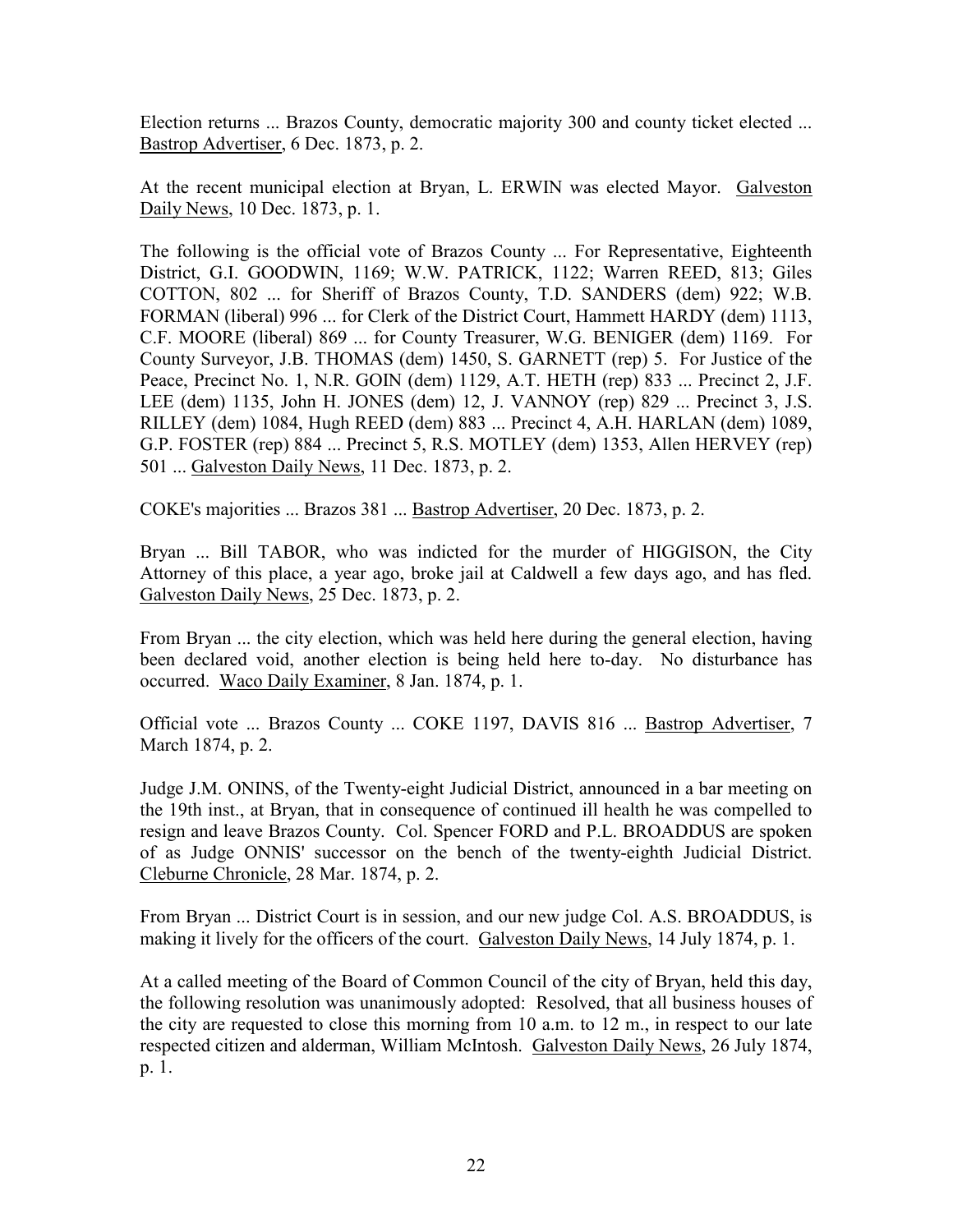Election returns ... Brazos County, democratic majority 300 and county ticket elected ... Bastrop Advertiser, 6 Dec. 1873, p. 2.

At the recent municipal election at Bryan, L. ERWIN was elected Mayor. Galveston Daily News, 10 Dec. 1873, p. 1.

The following is the official vote of Brazos County ... For Representative, Eighteenth District, G.I. GOODWIN, 1169; W.W. PATRICK, 1122; Warren REED, 813; Giles COTTON, 802 ... for Sheriff of Brazos County, T.D. SANDERS (dem) 922; W.B. FORMAN (liberal) 996 ... for Clerk of the District Court, Hammett HARDY (dem) 1113, C.F. MOORE (liberal) 869 ... for County Treasurer, W.G. BENIGER (dem) 1169. For County Surveyor, J.B. THOMAS (dem) 1450, S. GARNETT (rep) 5. For Justice of the Peace, Precinct No. 1, N.R. GOIN (dem) 1129, A.T. HETH (rep) 833 ... Precinct 2, J.F. LEE (dem) 1135, John H. JONES (dem) 12, J. VANNOY (rep) 829 ... Precinct 3, J.S. RILLEY (dem) 1084, Hugh REED (dem) 883 ... Precinct 4, A.H. HARLAN (dem) 1089, G.P. FOSTER (rep) 884 ... Precinct 5, R.S. MOTLEY (dem) 1353, Allen HERVEY (rep) 501 ... Galveston Daily News, 11 Dec. 1873, p. 2.

COKE's majorities ... Brazos 381 ... Bastrop Advertiser, 20 Dec. 1873, p. 2.

Bryan ... Bill TABOR, who was indicted for the murder of HIGGISON, the City Attorney of this place, a year ago, broke jail at Caldwell a few days ago, and has fled. Galveston Daily News, 25 Dec. 1873, p. 2.

From Bryan ... the city election, which was held here during the general election, having been declared void, another election is being held here to-day. No disturbance has occurred. Waco Daily Examiner, 8 Jan. 1874, p. 1.

Official vote ... Brazos County ... COKE 1197, DAVIS 816 ... Bastrop Advertiser, 7 March 1874, p. 2.

Judge J.M. ONINS, of the Twenty-eight Judicial District, announced in a bar meeting on the 19th inst., at Bryan, that in consequence of continued ill health he was compelled to resign and leave Brazos County. Col. Spencer FORD and P.L. BROADDUS are spoken of as Judge ONNIS' successor on the bench of the twenty-eighth Judicial District. Cleburne Chronicle, 28 Mar. 1874, p. 2.

From Bryan ... District Court is in session, and our new judge Col. A.S. BROADDUS, is making it lively for the officers of the court. Galveston Daily News, 14 July 1874, p. 1.

At a called meeting of the Board of Common Council of the city of Bryan, held this day, the following resolution was unanimously adopted: Resolved, that all business houses of the city are requested to close this morning from 10 a.m. to 12 m., in respect to our late respected citizen and alderman, William McIntosh. Galveston Daily News, 26 July 1874, p. 1.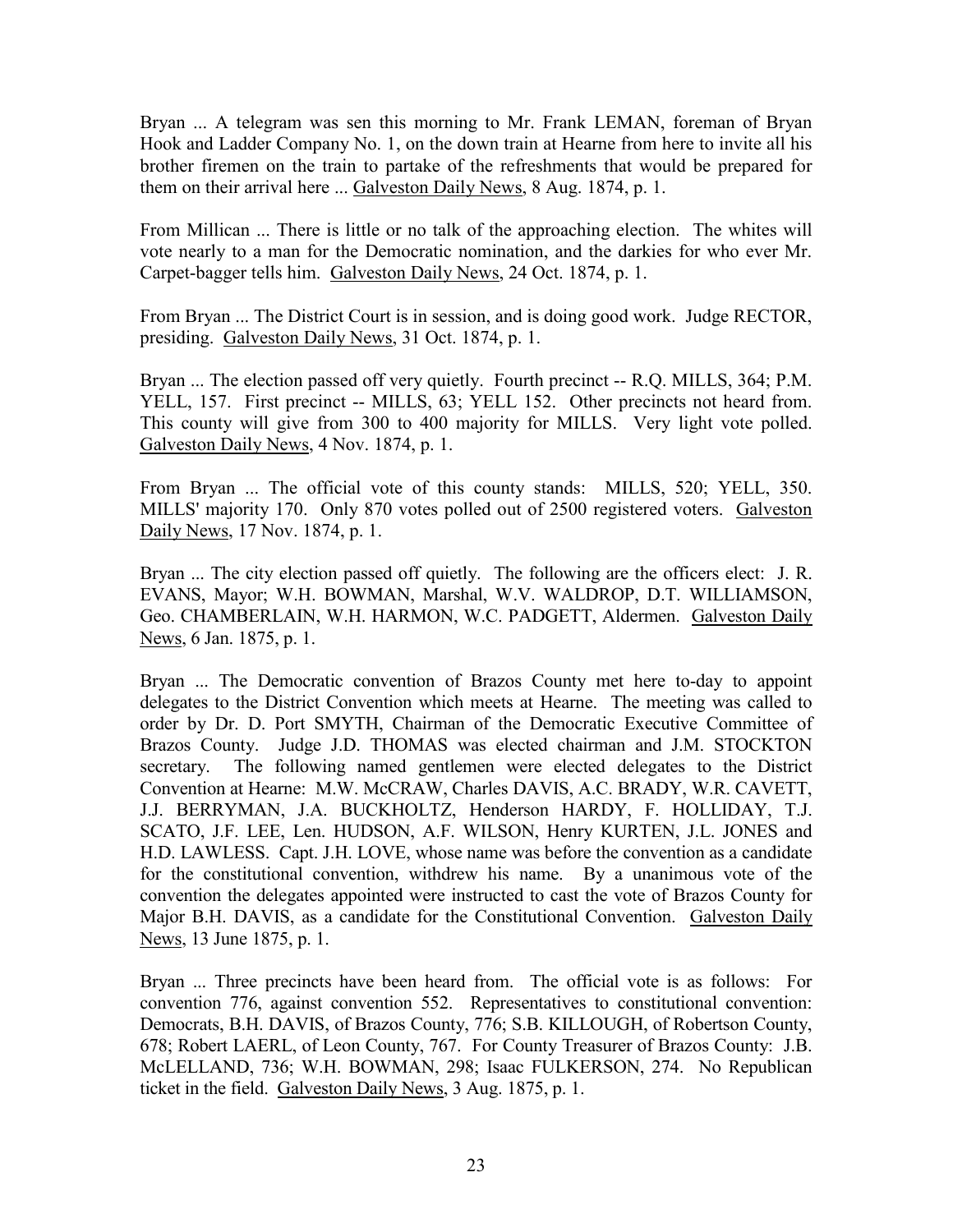Bryan ... A telegram was sen this morning to Mr. Frank LEMAN, foreman of Bryan Hook and Ladder Company No. 1, on the down train at Hearne from here to invite all his brother firemen on the train to partake of the refreshments that would be prepared for them on their arrival here ... Galveston Daily News, 8 Aug. 1874, p. 1.

From Millican ... There is little or no talk of the approaching election. The whites will vote nearly to a man for the Democratic nomination, and the darkies for who ever Mr. Carpet-bagger tells him. Galveston Daily News, 24 Oct. 1874, p. 1.

From Bryan ... The District Court is in session, and is doing good work. Judge RECTOR, presiding. Galveston Daily News, 31 Oct. 1874, p. 1.

Bryan ... The election passed off very quietly. Fourth precinct -- R.Q. MILLS, 364; P.M. YELL, 157. First precinct -- MILLS, 63; YELL 152. Other precincts not heard from. This county will give from 300 to 400 majority for MILLS. Very light vote polled. Galveston Daily News, 4 Nov. 1874, p. 1.

From Bryan ... The official vote of this county stands: MILLS, 520; YELL, 350. MILLS' majority 170. Only 870 votes polled out of 2500 registered voters. Galveston Daily News, 17 Nov. 1874, p. 1.

Bryan ... The city election passed off quietly. The following are the officers elect: J. R. EVANS, Mayor; W.H. BOWMAN, Marshal, W.V. WALDROP, D.T. WILLIAMSON, Geo. CHAMBERLAIN, W.H. HARMON, W.C. PADGETT, Aldermen. Galveston Daily News, 6 Jan. 1875, p. 1.

Bryan ... The Democratic convention of Brazos County met here to-day to appoint delegates to the District Convention which meets at Hearne. The meeting was called to order by Dr. D. Port SMYTH, Chairman of the Democratic Executive Committee of Brazos County. Judge J.D. THOMAS was elected chairman and J.M. STOCKTON secretary. The following named gentlemen were elected delegates to the District Convention at Hearne: M.W. McCRAW, Charles DAVIS, A.C. BRADY, W.R. CAVETT, J.J. BERRYMAN, J.A. BUCKHOLTZ, Henderson HARDY, F. HOLLIDAY, T.J. SCATO, J.F. LEE, Len. HUDSON, A.F. WILSON, Henry KURTEN, J.L. JONES and H.D. LAWLESS. Capt. J.H. LOVE, whose name was before the convention as a candidate for the constitutional convention, withdrew his name. By a unanimous vote of the convention the delegates appointed were instructed to cast the vote of Brazos County for Major B.H. DAVIS, as a candidate for the Constitutional Convention. Galveston Daily News, 13 June 1875, p. 1.

Bryan ... Three precincts have been heard from. The official vote is as follows: For convention 776, against convention 552. Representatives to constitutional convention: Democrats, B.H. DAVIS, of Brazos County, 776; S.B. KILLOUGH, of Robertson County, 678; Robert LAERL, of Leon County, 767. For County Treasurer of Brazos County: J.B. McLELLAND, 736; W.H. BOWMAN, 298; Isaac FULKERSON, 274. No Republican ticket in the field. Galveston Daily News, 3 Aug. 1875, p. 1.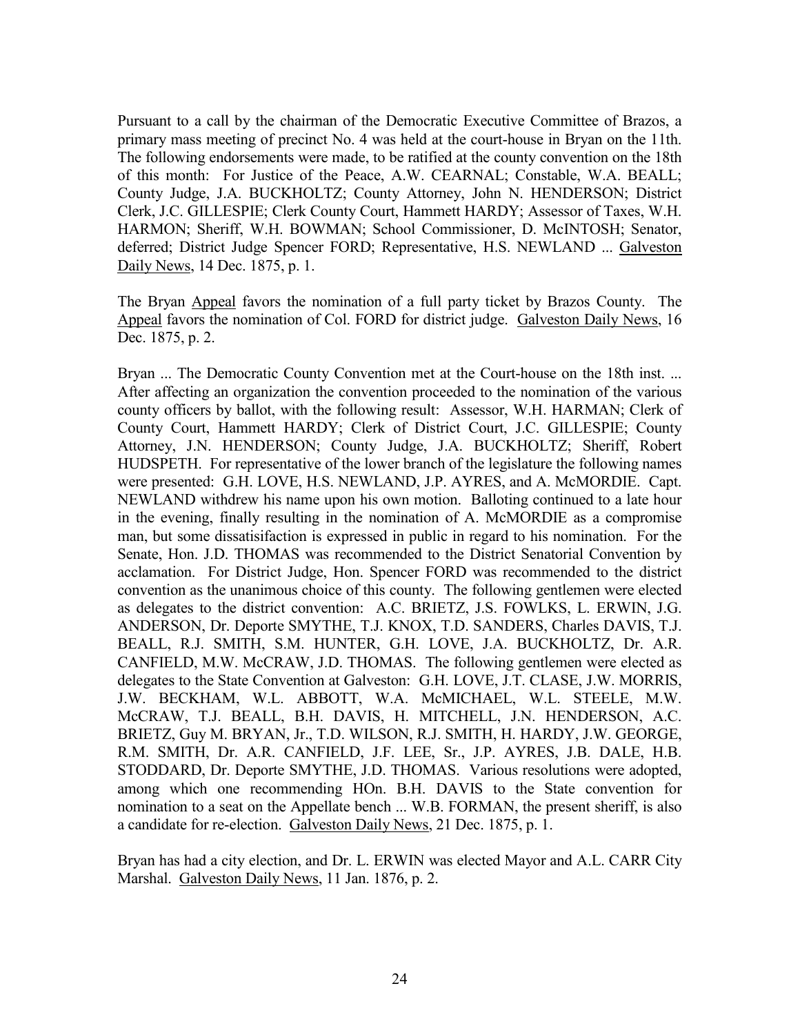Pursuant to a call by the chairman of the Democratic Executive Committee of Brazos, a primary mass meeting of precinct No. 4 was held at the court-house in Bryan on the 11th. The following endorsements were made, to be ratified at the county convention on the 18th of this month: For Justice of the Peace, A.W. CEARNAL; Constable, W.A. BEALL; County Judge, J.A. BUCKHOLTZ; County Attorney, John N. HENDERSON; District Clerk, J.C. GILLESPIE; Clerk County Court, Hammett HARDY; Assessor of Taxes, W.H. HARMON; Sheriff, W.H. BOWMAN; School Commissioner, D. McINTOSH; Senator, deferred; District Judge Spencer FORD; Representative, H.S. NEWLAND ... Galveston Daily News, 14 Dec. 1875, p. 1.

The Bryan Appeal favors the nomination of a full party ticket by Brazos County. The Appeal favors the nomination of Col. FORD for district judge. Galveston Daily News, 16 Dec. 1875, p. 2.

Bryan ... The Democratic County Convention met at the Court-house on the 18th inst. ... After affecting an organization the convention proceeded to the nomination of the various county officers by ballot, with the following result: Assessor, W.H. HARMAN; Clerk of County Court, Hammett HARDY; Clerk of District Court, J.C. GILLESPIE; County Attorney, J.N. HENDERSON; County Judge, J.A. BUCKHOLTZ; Sheriff, Robert HUDSPETH. For representative of the lower branch of the legislature the following names were presented: G.H. LOVE, H.S. NEWLAND, J.P. AYRES, and A. McMORDIE. Capt. NEWLAND withdrew his name upon his own motion. Balloting continued to a late hour in the evening, finally resulting in the nomination of A. McMORDIE as a compromise man, but some dissatisifaction is expressed in public in regard to his nomination. For the Senate, Hon. J.D. THOMAS was recommended to the District Senatorial Convention by acclamation. For District Judge, Hon. Spencer FORD was recommended to the district convention as the unanimous choice of this county. The following gentlemen were elected as delegates to the district convention: A.C. BRIETZ, J.S. FOWLKS, L. ERWIN, J.G. ANDERSON, Dr. Deporte SMYTHE, T.J. KNOX, T.D. SANDERS, Charles DAVIS, T.J. BEALL, R.J. SMITH, S.M. HUNTER, G.H. LOVE, J.A. BUCKHOLTZ, Dr. A.R. CANFIELD, M.W. McCRAW, J.D. THOMAS. The following gentlemen were elected as delegates to the State Convention at Galveston: G.H. LOVE, J.T. CLASE, J.W. MORRIS, J.W. BECKHAM, W.L. ABBOTT, W.A. McMICHAEL, W.L. STEELE, M.W. McCRAW, T.J. BEALL, B.H. DAVIS, H. MITCHELL, J.N. HENDERSON, A.C. BRIETZ, Guy M. BRYAN, Jr., T.D. WILSON, R.J. SMITH, H. HARDY, J.W. GEORGE, R.M. SMITH, Dr. A.R. CANFIELD, J.F. LEE, Sr., J.P. AYRES, J.B. DALE, H.B. STODDARD, Dr. Deporte SMYTHE, J.D. THOMAS. Various resolutions were adopted, among which one recommending HOn. B.H. DAVIS to the State convention for nomination to a seat on the Appellate bench ... W.B. FORMAN, the present sheriff, is also a candidate for re-election. Galveston Daily News, 21 Dec. 1875, p. 1.

Bryan has had a city election, and Dr. L. ERWIN was elected Mayor and A.L. CARR City Marshal. Galveston Daily News, 11 Jan. 1876, p. 2.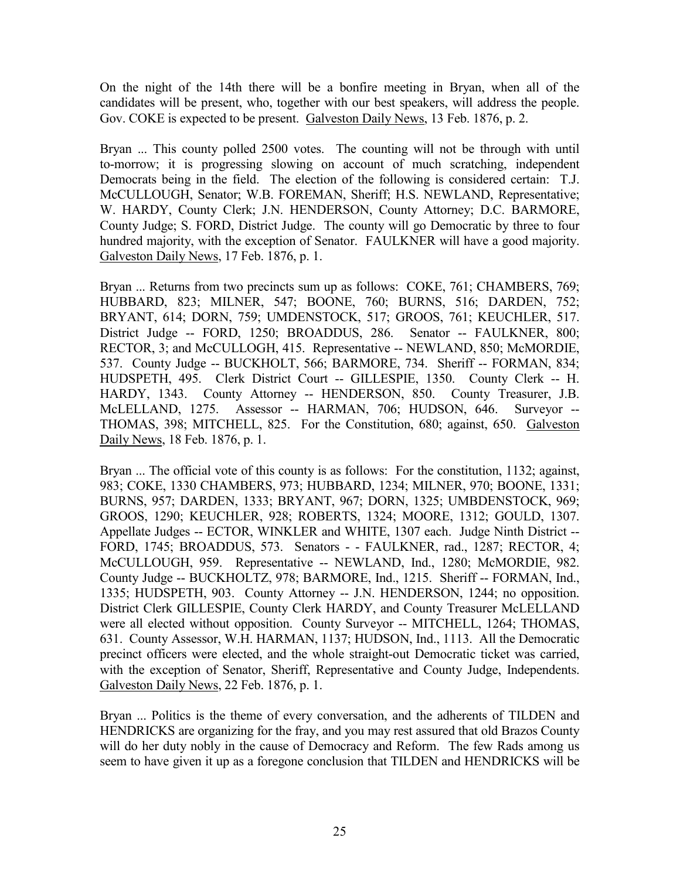On the night of the 14th there will be a bonfire meeting in Bryan, when all of the candidates will be present, who, together with our best speakers, will address the people. Gov. COKE is expected to be present. Galveston Daily News, 13 Feb. 1876, p. 2.

Bryan ... This county polled 2500 votes. The counting will not be through with until to-morrow; it is progressing slowing on account of much scratching, independent Democrats being in the field. The election of the following is considered certain: T.J. McCULLOUGH, Senator; W.B. FOREMAN, Sheriff; H.S. NEWLAND, Representative; W. HARDY, County Clerk; J.N. HENDERSON, County Attorney; D.C. BARMORE, County Judge; S. FORD, District Judge. The county will go Democratic by three to four hundred majority, with the exception of Senator. FAULKNER will have a good majority. Galveston Daily News, 17 Feb. 1876, p. 1.

Bryan ... Returns from two precincts sum up as follows: COKE, 761; CHAMBERS, 769; HUBBARD, 823; MILNER, 547; BOONE, 760; BURNS, 516; DARDEN, 752; BRYANT, 614; DORN, 759; UMDENSTOCK, 517; GROOS, 761; KEUCHLER, 517. District Judge -- FORD, 1250; BROADDUS, 286. Senator -- FAULKNER, 800; RECTOR, 3; and McCULLOGH, 415. Representative -- NEWLAND, 850; McMORDIE, 537. County Judge -- BUCKHOLT, 566; BARMORE, 734. Sheriff -- FORMAN, 834; HUDSPETH, 495. Clerk District Court -- GILLESPIE, 1350. County Clerk -- H. HARDY, 1343. County Attorney -- HENDERSON, 850. County Treasurer, J.B. McLELLAND, 1275. Assessor -- HARMAN, 706; HUDSON, 646. Surveyor -- THOMAS, 398; MITCHELL, 825. For the Constitution, 680; against, 650. Galveston Daily News, 18 Feb. 1876, p. 1.

Bryan ... The official vote of this county is as follows: For the constitution, 1132; against, 983; COKE, 1330 CHAMBERS, 973; HUBBARD, 1234; MILNER, 970; BOONE, 1331; BURNS, 957; DARDEN, 1333; BRYANT, 967; DORN, 1325; UMBDENSTOCK, 969; GROOS, 1290; KEUCHLER, 928; ROBERTS, 1324; MOORE, 1312; GOULD, 1307. Appellate Judges -- ECTOR, WINKLER and WHITE, 1307 each. Judge Ninth District -- FORD, 1745; BROADDUS, 573. Senators - - FAULKNER, rad., 1287; RECTOR, 4; McCULLOUGH, 959. Representative -- NEWLAND, Ind., 1280; McMORDIE, 982. County Judge -- BUCKHOLTZ, 978; BARMORE, Ind., 1215. Sheriff -- FORMAN, Ind., 1335; HUDSPETH, 903. County Attorney -- J.N. HENDERSON, 1244; no opposition. District Clerk GILLESPIE, County Clerk HARDY, and County Treasurer McLELLAND were all elected without opposition. County Surveyor -- MITCHELL, 1264; THOMAS, 631. County Assessor, W.H. HARMAN, 1137; HUDSON, Ind., 1113. All the Democratic precinct officers were elected, and the whole straight-out Democratic ticket was carried, with the exception of Senator, Sheriff, Representative and County Judge, Independents. Galveston Daily News, 22 Feb. 1876, p. 1.

Bryan ... Politics is the theme of every conversation, and the adherents of TILDEN and HENDRICKS are organizing for the fray, and you may rest assured that old Brazos County will do her duty nobly in the cause of Democracy and Reform. The few Rads among us seem to have given it up as a foregone conclusion that TILDEN and HENDRICKS will be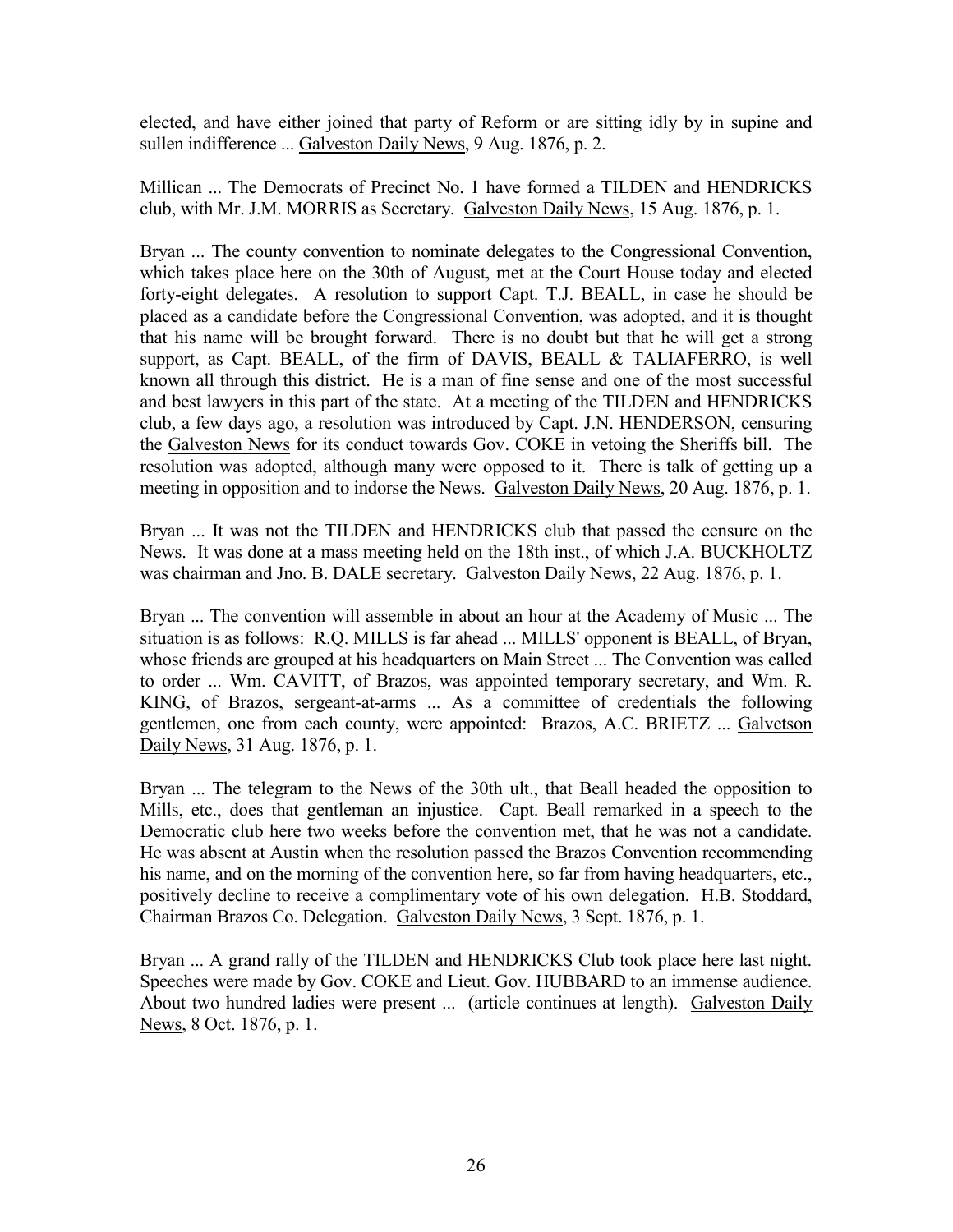elected, and have either joined that party of Reform or are sitting idly by in supine and sullen indifference ... Galveston Daily News, 9 Aug. 1876, p. 2.

Millican ... The Democrats of Precinct No. 1 have formed a TILDEN and HENDRICKS club, with Mr. J.M. MORRIS as Secretary. Galveston Daily News, 15 Aug. 1876, p. 1.

Bryan ... The county convention to nominate delegates to the Congressional Convention, which takes place here on the 30th of August, met at the Court House today and elected forty-eight delegates. A resolution to support Capt. T.J. BEALL, in case he should be placed as a candidate before the Congressional Convention, was adopted, and it is thought that his name will be brought forward. There is no doubt but that he will get a strong support, as Capt. BEALL, of the firm of DAVIS, BEALL & TALIAFERRO, is well known all through this district. He is a man of fine sense and one of the most successful and best lawyers in this part of the state. At a meeting of the TILDEN and HENDRICKS club, a few days ago, a resolution was introduced by Capt. J.N. HENDERSON, censuring the Galveston News for its conduct towards Gov. COKE in vetoing the Sheriffs bill. The resolution was adopted, although many were opposed to it. There is talk of getting up a meeting in opposition and to indorse the News. Galveston Daily News, 20 Aug. 1876, p. 1.

Bryan ... It was not the TILDEN and HENDRICKS club that passed the censure on the News. It was done at a mass meeting held on the 18th inst., of which J.A. BUCKHOLTZ was chairman and Jno. B. DALE secretary. Galveston Daily News, 22 Aug. 1876, p. 1.

Bryan ... The convention will assemble in about an hour at the Academy of Music ... The situation is as follows: R.Q. MILLS is far ahead ... MILLS' opponent is BEALL, of Bryan, whose friends are grouped at his headquarters on Main Street ... The Convention was called to order ... Wm. CAVITT, of Brazos, was appointed temporary secretary, and Wm. R. KING, of Brazos, sergeant-at-arms ... As a committee of credentials the following gentlemen, one from each county, were appointed: Brazos, A.C. BRIETZ ... Galvetson Daily News, 31 Aug. 1876, p. 1.

Bryan ... The telegram to the News of the 30th ult., that Beall headed the opposition to Mills, etc., does that gentleman an injustice. Capt. Beall remarked in a speech to the Democratic club here two weeks before the convention met, that he was not a candidate. He was absent at Austin when the resolution passed the Brazos Convention recommending his name, and on the morning of the convention here, so far from having headquarters, etc., positively decline to receive a complimentary vote of his own delegation. H.B. Stoddard, Chairman Brazos Co. Delegation. Galveston Daily News, 3 Sept. 1876, p. 1.

Bryan ... A grand rally of the TILDEN and HENDRICKS Club took place here last night. Speeches were made by Gov. COKE and Lieut. Gov. HUBBARD to an immense audience. About two hundred ladies were present ... (article continues at length). Galveston Daily News, 8 Oct. 1876, p. 1.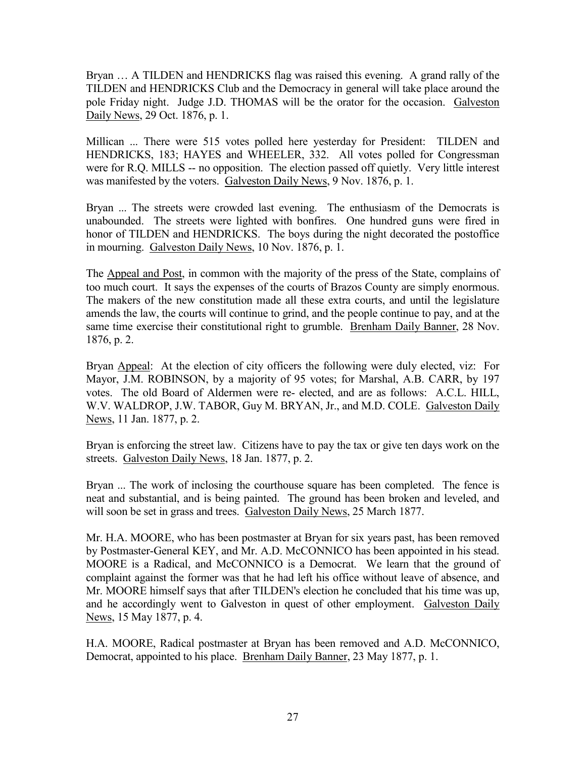Bryan … A TILDEN and HENDRICKS flag was raised this evening. A grand rally of the TILDEN and HENDRICKS Club and the Democracy in general will take place around the pole Friday night. Judge J.D. THOMAS will be the orator for the occasion. Galveston Daily News, 29 Oct. 1876, p. 1.

Millican ... There were 515 votes polled here yesterday for President: TILDEN and HENDRICKS, 183; HAYES and WHEELER, 332. All votes polled for Congressman were for R.Q. MILLS -- no opposition. The election passed off quietly. Very little interest was manifested by the voters. Galveston Daily News, 9 Nov. 1876, p. 1.

Bryan ... The streets were crowded last evening. The enthusiasm of the Democrats is unabounded. The streets were lighted with bonfires. One hundred guns were fired in honor of TILDEN and HENDRICKS. The boys during the night decorated the postoffice in mourning. Galveston Daily News, 10 Nov. 1876, p. 1.

The Appeal and Post, in common with the majority of the press of the State, complains of too much court. It says the expenses of the courts of Brazos County are simply enormous. The makers of the new constitution made all these extra courts, and until the legislature amends the law, the courts will continue to grind, and the people continue to pay, and at the same time exercise their constitutional right to grumble. Brenham Daily Banner, 28 Nov. 1876, p. 2.

Bryan Appeal: At the election of city officers the following were duly elected, viz: For Mayor, J.M. ROBINSON, by a majority of 95 votes; for Marshal, A.B. CARR, by 197 votes. The old Board of Aldermen were re- elected, and are as follows: A.C.L. HILL, W.V. WALDROP, J.W. TABOR, Guy M. BRYAN, Jr., and M.D. COLE. Galveston Daily News, 11 Jan. 1877, p. 2.

Bryan is enforcing the street law. Citizens have to pay the tax or give ten days work on the streets. Galveston Daily News, 18 Jan. 1877, p. 2.

Bryan ... The work of inclosing the courthouse square has been completed. The fence is neat and substantial, and is being painted. The ground has been broken and leveled, and will soon be set in grass and trees. Galveston Daily News, 25 March 1877.

Mr. H.A. MOORE, who has been postmaster at Bryan for six years past, has been removed by Postmaster-General KEY, and Mr. A.D. McCONNICO has been appointed in his stead. MOORE is a Radical, and McCONNICO is a Democrat. We learn that the ground of complaint against the former was that he had left his office without leave of absence, and Mr. MOORE himself says that after TILDEN's election he concluded that his time was up, and he accordingly went to Galveston in quest of other employment. Galveston Daily News, 15 May 1877, p. 4.

H.A. MOORE, Radical postmaster at Bryan has been removed and A.D. McCONNICO, Democrat, appointed to his place. Brenham Daily Banner, 23 May 1877, p. 1.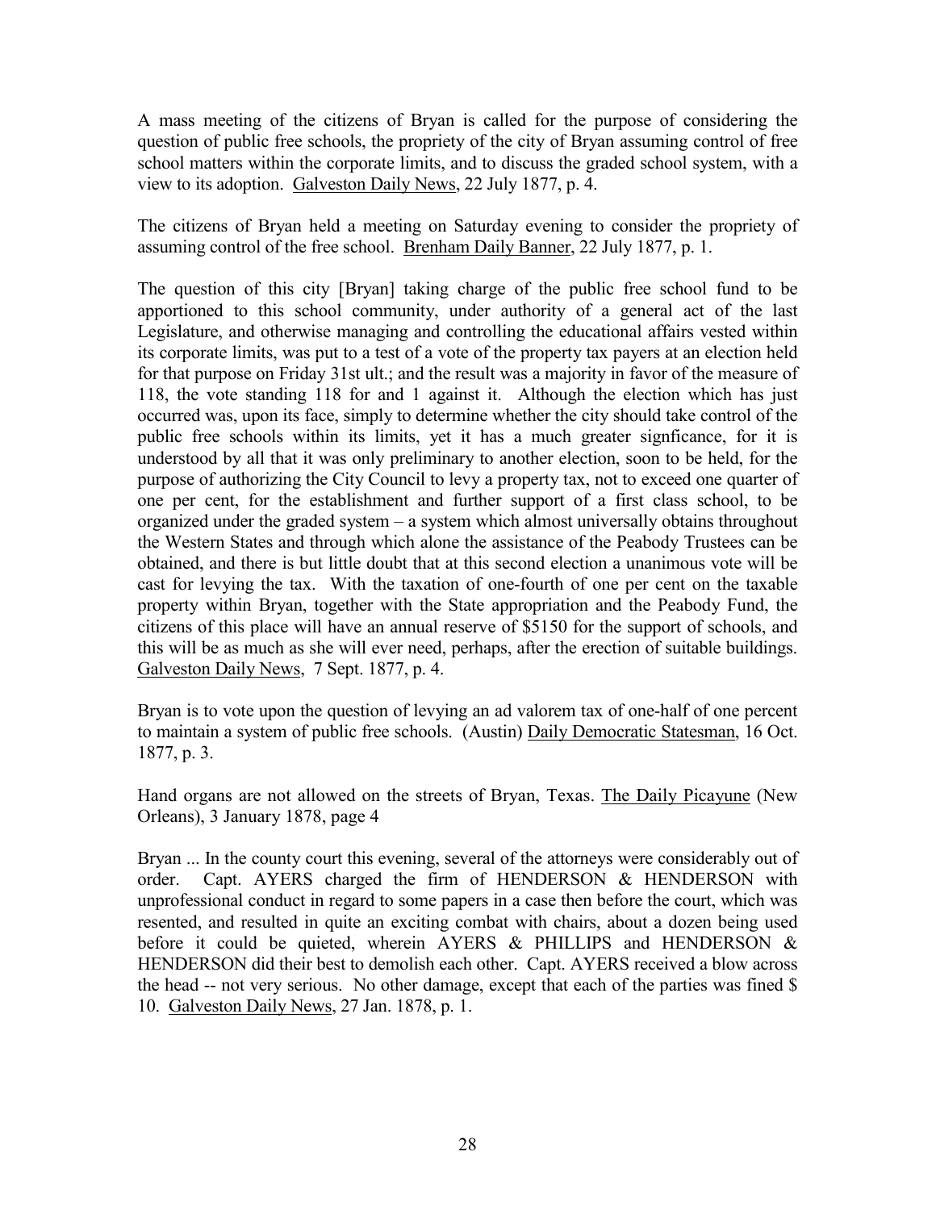A mass meeting of the citizens of Bryan is called for the purpose of considering the question of public free schools, the propriety of the city of Bryan assuming control of free school matters within the corporate limits, and to discuss the graded school system, with a view to its adoption. Galveston Daily News, 22 July 1877, p. 4.

The citizens of Bryan held a meeting on Saturday evening to consider the propriety of assuming control of the free school. Brenham Daily Banner, 22 July 1877, p. 1.

The question of this city [Bryan] taking charge of the public free school fund to be apportioned to this school community, under authority of a general act of the last Legislature, and otherwise managing and controlling the educational affairs vested within its corporate limits, was put to a test of a vote of the property tax payers at an election held for that purpose on Friday 31st ult.; and the result was a majority in favor of the measure of 118, the vote standing 118 for and 1 against it. Although the election which has just occurred was, upon its face, simply to determine whether the city should take control of the public free schools within its limits, yet it has a much greater signficance, for it is understood by all that it was only preliminary to another election, soon to be held, for the purpose of authorizing the City Council to levy a property tax, not to exceed one quarter of one per cent, for the establishment and further support of a first class school, to be organized under the graded system – a system which almost universally obtains throughout the Western States and through which alone the assistance of the Peabody Trustees can be obtained, and there is but little doubt that at this second election a unanimous vote will be cast for levying the tax. With the taxation of one-fourth of one per cent on the taxable property within Bryan, together with the State appropriation and the Peabody Fund, the citizens of this place will have an annual reserve of $5150 for the support of schools, and this will be as much as she will ever need, perhaps, after the erection of suitable buildings. Galveston Daily News, 7 Sept. 1877, p. 4.

Bryan is to vote upon the question of levying an ad valorem tax of one-half of one percent to maintain a system of public free schools. (Austin) Daily Democratic Statesman, 16 Oct. 1877, p. 3.

Hand organs are not allowed on the streets of Bryan, Texas. The Daily Picayune (New Orleans), 3 January 1878, page 4

Bryan ... In the county court this evening, several of the attorneys were considerably out of order. Capt. AYERS charged the firm of HENDERSON & HENDERSON with unprofessional conduct in regard to some papers in a case then before the court, which was resented, and resulted in quite an exciting combat with chairs, about a dozen being used before it could be quieted, wherein AYERS & PHILLIPS and HENDERSON & HENDERSON did their best to demolish each other. Capt. AYERS received a blow across the head -- not very serious. No other damage, except that each of the parties was fined $ 10. Galveston Daily News, 27 Jan. 1878, p. 1.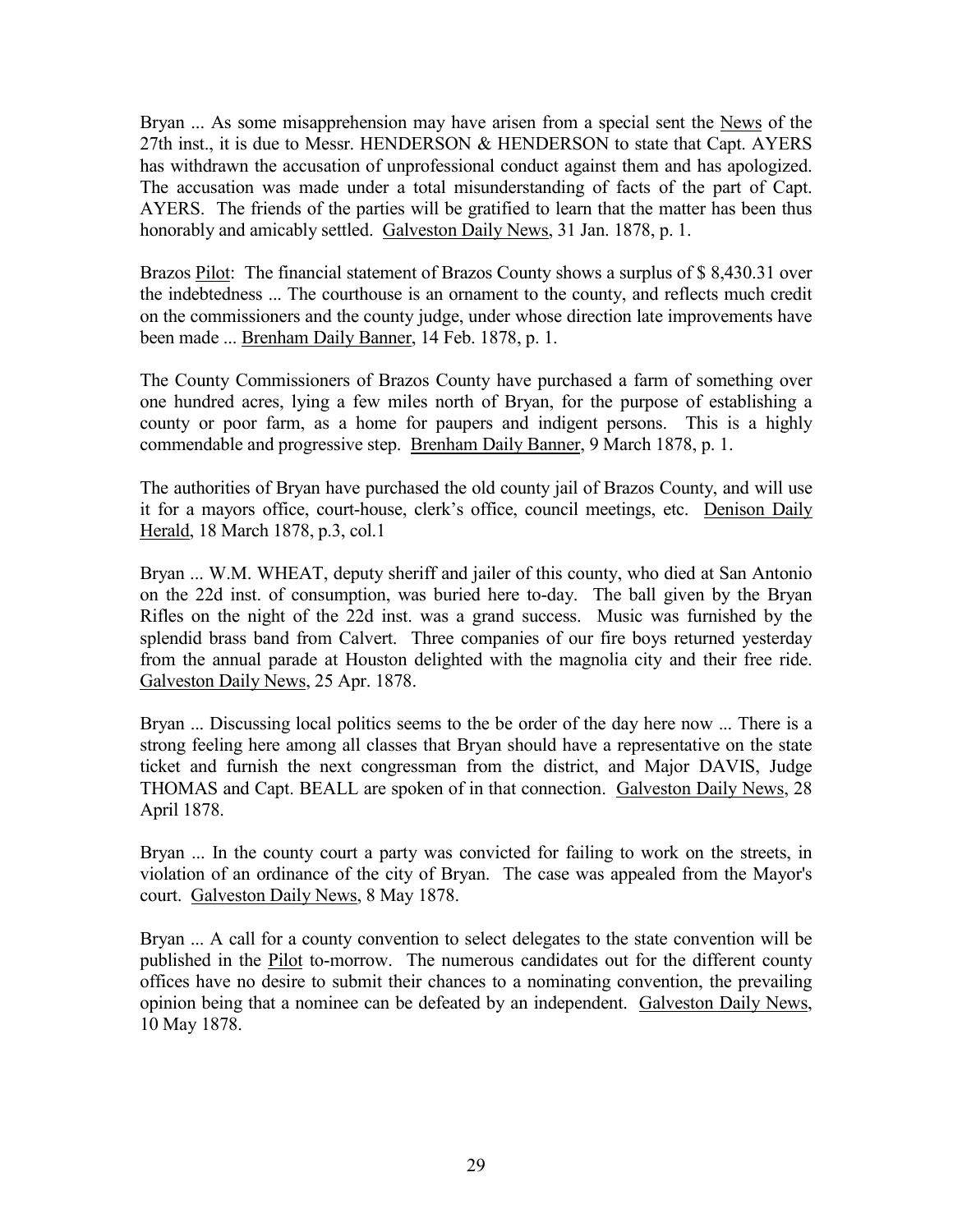Bryan ... As some misapprehension may have arisen from a special sent the <u>News</u> of the 27th inst., it is due to Messr. HENDERSON & HENDERSON to state that Capt. AYERS has withdrawn the accusation of unprofessional conduct against them and has apologized. The accusation was made under a total misunderstanding of facts of the part of Capt. AYERS. The friends of the parties will be gratified to learn that the matter has been thus honorably and amicably settled. <u>Galveston Daily News</u>, 31 Jan. 1878, p. 1.

Brazos <u>Pilot</u>: The financial statement of Brazos County shows a surplus of $ 8,430.31 over the indebtedness ... The courthouse is an ornament to the county, and reflects much credit on the commissioners and the county judge, under whose direction late improvements have been made ... <u>Brenham Daily Banner</u>, 14 Feb. 1878, p. 1.

The County Commissioners of Brazos County have purchased a farm of something over one hundred acres, lying a few miles north of Bryan, for the purpose of establishing a county or poor farm, as a home for paupers and indigent persons. This is a highly commendable and progressive step. <u>Brenham Daily Banner</u>, 9 March 1878, p. 1.

The authorities of Bryan have purchased the old county jail of Brazos County, and will use it for a mayors office, court-house, clerk's office, council meetings, etc. <u>Denison Daily Herald</u>, 18 March 1878, p.3, col.1

Bryan ... W.M. WHEAT, deputy sheriff and jailer of this county, who died at San Antonio on the 22d inst. of consumption, was buried here to-day. The ball given by the Bryan Rifles on the night of the 22d inst. was a grand success. Music was furnished by the splendid brass band from Calvert. Three companies of our fire boys returned yesterday from the annual parade at Houston delighted with the magnolia city and their free ride. <u>Galveston Daily News</u>, 25 Apr. 1878.

Bryan ... Discussing local politics seems to the be order of the day here now ... There is a strong feeling here among all classes that Bryan should have a representative on the state ticket and furnish the next congressman from the district, and Major DAVIS, Judge THOMAS and Capt. BEALL are spoken of in that connection. <u>Galveston Daily News</u>, 28 April 1878.

Bryan ... In the county court a party was convicted for failing to work on the streets, in violation of an ordinance of the city of Bryan. The case was appealed from the Mayor's court. <u>Galveston Daily News</u>, 8 May 1878.

Bryan ... A call for a county convention to select delegates to the state convention will be published in the <u>Pilot</u> to-morrow. The numerous candidates out for the different county offices have no desire to submit their chances to a nominating convention, the prevailing opinion being that a nominee can be defeated by an independent. <u>Galveston Daily News</u>, 10 May 1878.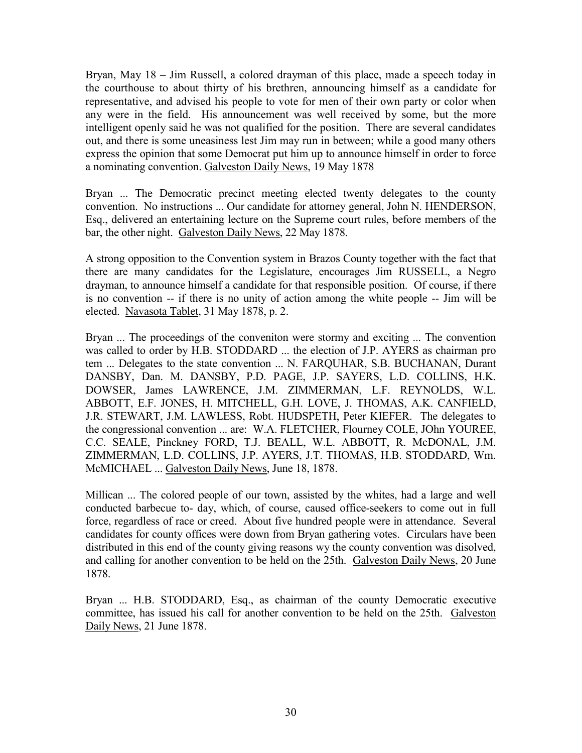Bryan, May 18 – Jim Russell, a colored drayman of this place, made a speech today in the courthouse to about thirty of his brethren, announcing himself as a candidate for representative, and advised his people to vote for men of their own party or color when any were in the field. His announcement was well received by some, but the more intelligent openly said he was not qualified for the position. There are several candidates out, and there is some uneasiness lest Jim may run in between; while a good many others express the opinion that some Democrat put him up to announce himself in order to force a nominating convention. Galveston Daily News, 19 May 1878

Bryan ... The Democratic precinct meeting elected twenty delegates to the county convention. No instructions ... Our candidate for attorney general, John N. HENDERSON, Esq., delivered an entertaining lecture on the Supreme court rules, before members of the bar, the other night. Galveston Daily News, 22 May 1878.

A strong opposition to the Convention system in Brazos County together with the fact that there are many candidates for the Legislature, encourages Jim RUSSELL, a Negro drayman, to announce himself a candidate for that responsible position. Of course, if there is no convention -- if there is no unity of action among the white people -- Jim will be elected. Navasota Tablet, 31 May 1878, p. 2.

Bryan ... The proceedings of the conveniton were stormy and exciting ... The convention was called to order by H.B. STODDARD ... the election of J.P. AYERS as chairman pro tem ... Delegates to the state convention ... N. FARQUHAR, S.B. BUCHANAN, Durant DANSBY, Dan. M. DANSBY, P.D. PAGE, J.P. SAYERS, L.D. COLLINS, H.K. DOWSER, James LAWRENCE, J.M. ZIMMERMAN, L.F. REYNOLDS, W.L. ABBOTT, E.F. JONES, H. MITCHELL, G.H. LOVE, J. THOMAS, A.K. CANFIELD, J.R. STEWART, J.M. LAWLESS, Robt. HUDSPETH, Peter KIEFER. The delegates to the congressional convention ... are: W.A. FLETCHER, Flourney COLE, JOhn YOUREE, C.C. SEALE, Pinckney FORD, T.J. BEALL, W.L. ABBOTT, R. McDONAL, J.M. ZIMMERMAN, L.D. COLLINS, J.P. AYERS, J.T. THOMAS, H.B. STODDARD, Wm. McMICHAEL ... Galveston Daily News, June 18, 1878.

Millican ... The colored people of our town, assisted by the whites, had a large and well conducted barbecue to- day, which, of course, caused office-seekers to come out in full force, regardless of race or creed. About five hundred people were in attendance. Several candidates for county offices were down from Bryan gathering votes. Circulars have been distributed in this end of the county giving reasons wy the county convention was disolved, and calling for another convention to be held on the 25th. Galveston Daily News, 20 June 1878.

Bryan ... H.B. STODDARD, Esq., as chairman of the county Democratic executive committee, has issued his call for another convention to be held on the 25th. Galveston Daily News, 21 June 1878.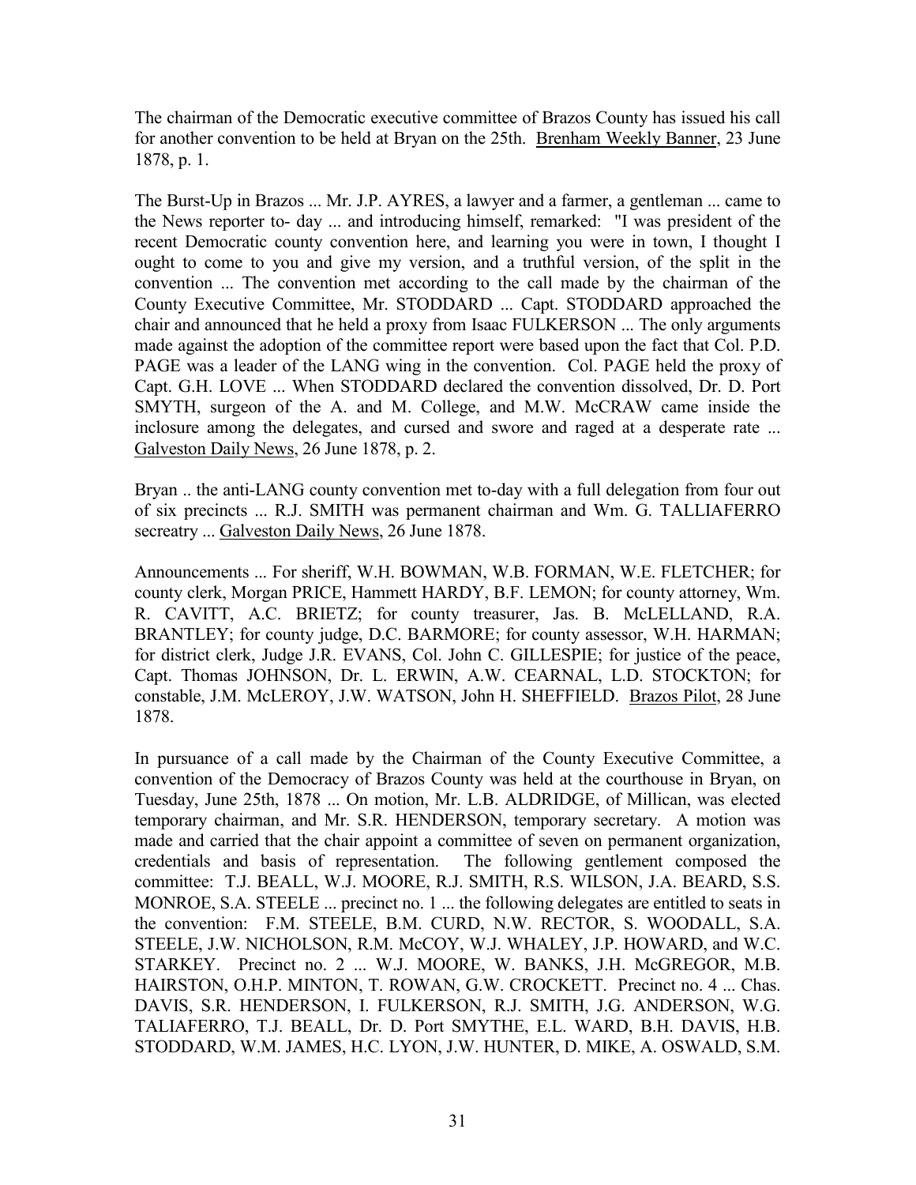The chairman of the Democratic executive committee of Brazos County has issued his call for another convention to be held at Bryan on the 25th. Brenham Weekly Banner, 23 June 1878, p. 1.

The Burst-Up in Brazos ... Mr. J.P. AYRES, a lawyer and a farmer, a gentleman ... came to the News reporter to- day ... and introducing himself, remarked: "I was president of the recent Democratic county convention here, and learning you were in town, I thought I ought to come to you and give my version, and a truthful version, of the split in the convention ... The convention met according to the call made by the chairman of the County Executive Committee, Mr. STODDARD ... Capt. STODDARD approached the chair and announced that he held a proxy from Isaac FULKERSON ... The only arguments made against the adoption of the committee report were based upon the fact that Col. P.D. PAGE was a leader of the LANG wing in the convention. Col. PAGE held the proxy of Capt. G.H. LOVE ... When STODDARD declared the convention dissolved, Dr. D. Port SMYTH, surgeon of the A. and M. College, and M.W. McCRAW came inside the inclosure among the delegates, and cursed and swore and raged at a desperate rate ... Galveston Daily News, 26 June 1878, p. 2.

Bryan .. the anti-LANG county convention met to-day with a full delegation from four out of six precincts ... R.J. SMITH was permanent chairman and Wm. G. TALLIAFERRO secreatry ... Galveston Daily News, 26 June 1878.

Announcements ... For sheriff, W.H. BOWMAN, W.B. FORMAN, W.E. FLETCHER; for county clerk, Morgan PRICE, Hammett HARDY, B.F. LEMON; for county attorney, Wm. R. CAVITT, A.C. BRIETZ; for county treasurer, Jas. B. McLELLAND, R.A. BRANTLEY; for county judge, D.C. BARMORE; for county assessor, W.H. HARMAN; for district clerk, Judge J.R. EVANS, Col. John C. GILLESPIE; for justice of the peace, Capt. Thomas JOHNSON, Dr. L. ERWIN, A.W. CEARNAL, L.D. STOCKTON; for constable, J.M. McLEROY, J.W. WATSON, John H. SHEFFIELD. Brazos Pilot, 28 June 1878.

In pursuance of a call made by the Chairman of the County Executive Committee, a convention of the Democracy of Brazos County was held at the courthouse in Bryan, on Tuesday, June 25th, 1878 ... On motion, Mr. L.B. ALDRIDGE, of Millican, was elected temporary chairman, and Mr. S.R. HENDERSON, temporary secretary. A motion was made and carried that the chair appoint a committee of seven on permanent organization, credentials and basis of representation. The following gentlement composed the committee: T.J. BEALL, W.J. MOORE, R.J. SMITH, R.S. WILSON, J.A. BEARD, S.S. MONROE, S.A. STEELE ... precinct no. 1 ... the following delegates are entitled to seats in the convention: F.M. STEELE, B.M. CURD, N.W. RECTOR, S. WOODALL, S.A. STEELE, J.W. NICHOLSON, R.M. McCOY, W.J. WHALEY, J.P. HOWARD, and W.C. STARKEY. Precinct no. 2 ... W.J. MOORE, W. BANKS, J.H. McGREGOR, M.B. HAIRSTON, O.H.P. MINTON, T. ROWAN, G.W. CROCKETT. Precinct no. 4 ... Chas. DAVIS, S.R. HENDERSON, I. FULKERSON, R.J. SMITH, J.G. ANDERSON, W.G. TALIAFERRO, T.J. BEALL, Dr. D. Port SMYTHE, E.L. WARD, B.H. DAVIS, H.B. STODDARD, W.M. JAMES, H.C. LYON, J.W. HUNTER, D. MIKE, A. OSWALD, S.M.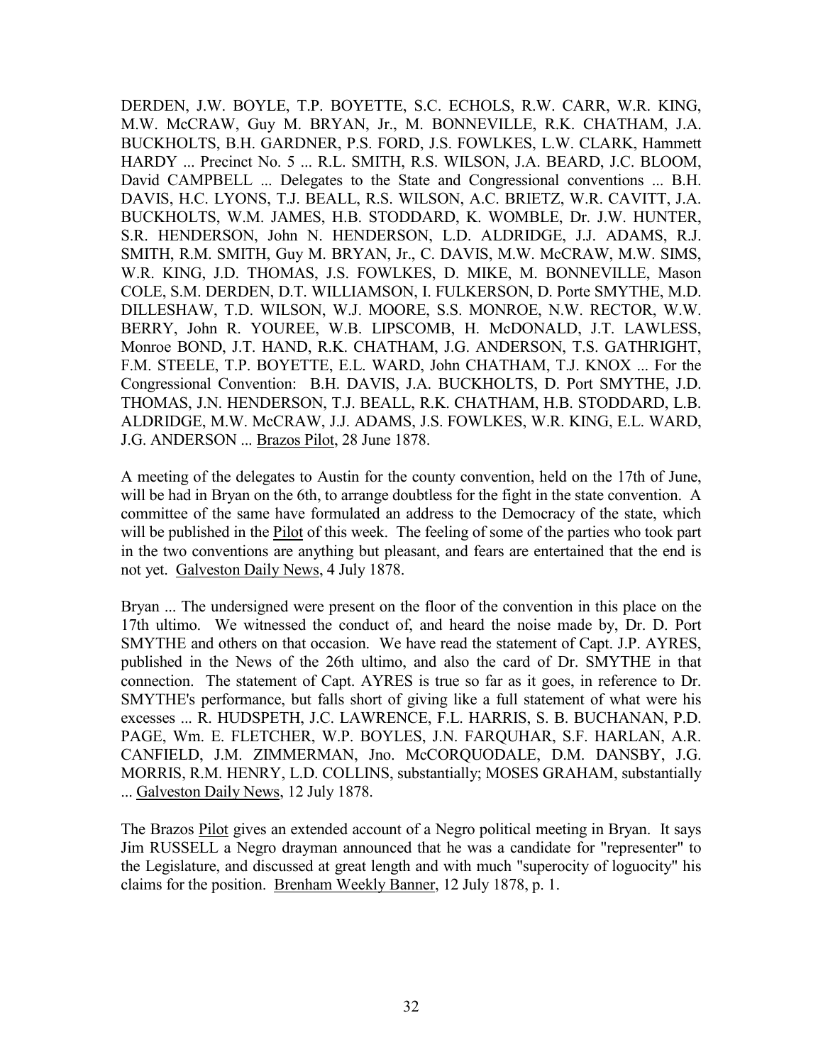DERDEN, J.W. BOYLE, T.P. BOYETTE, S.C. ECHOLS, R.W. CARR, W.R. KING, M.W. McCRAW, Guy M. BRYAN, Jr., M. BONNEVILLE, R.K. CHATHAM, J.A. BUCKHOLTS, B.H. GARDNER, P.S. FORD, J.S. FOWLKES, L.W. CLARK, Hammett HARDY ... Precinct No. 5 ... R.L. SMITH, R.S. WILSON, J.A. BEARD, J.C. BLOOM, David CAMPBELL ... Delegates to the State and Congressional conventions ... B.H. DAVIS, H.C. LYONS, T.J. BEALL, R.S. WILSON, A.C. BRIETZ, W.R. CAVITT, J.A. BUCKHOLTS, W.M. JAMES, H.B. STODDARD, K. WOMBLE, Dr. J.W. HUNTER, S.R. HENDERSON, John N. HENDERSON, L.D. ALDRIDGE, J.J. ADAMS, R.J. SMITH, R.M. SMITH, Guy M. BRYAN, Jr., C. DAVIS, M.W. McCRAW, M.W. SIMS, W.R. KING, J.D. THOMAS, J.S. FOWLKES, D. MIKE, M. BONNEVILLE, Mason COLE, S.M. DERDEN, D.T. WILLIAMSON, I. FULKERSON, D. Porte SMYTHE, M.D. DILLESHAW, T.D. WILSON, W.J. MOORE, S.S. MONROE, N.W. RECTOR, W.W. BERRY, John R. YOUREE, W.B. LIPSCOMB, H. McDONALD, J.T. LAWLESS, Monroe BOND, J.T. HAND, R.K. CHATHAM, J.G. ANDERSON, T.S. GATHRIGHT, F.M. STEELE, T.P. BOYETTE, E.L. WARD, John CHATHAM, T.J. KNOX ... For the Congressional Convention: B.H. DAVIS, J.A. BUCKHOLTS, D. Port SMYTHE, J.D. THOMAS, J.N. HENDERSON, T.J. BEALL, R.K. CHATHAM, H.B. STODDARD, L.B. ALDRIDGE, M.W. McCRAW, J.J. ADAMS, J.S. FOWLKES, W.R. KING, E.L. WARD, J.G. ANDERSON ... Brazos Pilot, 28 June 1878.

A meeting of the delegates to Austin for the county convention, held on the 17th of June, will be had in Bryan on the 6th, to arrange doubtless for the fight in the state convention. A committee of the same have formulated an address to the Democracy of the state, which will be published in the Pilot of this week. The feeling of some of the parties who took part in the two conventions are anything but pleasant, and fears are entertained that the end is not yet. Galveston Daily News, 4 July 1878.

Bryan ... The undersigned were present on the floor of the convention in this place on the 17th ultimo. We witnessed the conduct of, and heard the noise made by, Dr. D. Port SMYTHE and others on that occasion. We have read the statement of Capt. J.P. AYRES, published in the News of the 26th ultimo, and also the card of Dr. SMYTHE in that connection. The statement of Capt. AYRES is true so far as it goes, in reference to Dr. SMYTHE's performance, but falls short of giving like a full statement of what were his excesses ... R. HUDSPETH, J.C. LAWRENCE, F.L. HARRIS, S. B. BUCHANAN, P.D. PAGE, Wm. E. FLETCHER, W.P. BOYLES, J.N. FARQUHAR, S.F. HARLAN, A.R. CANFIELD, J.M. ZIMMERMAN, Jno. McCORQUODALE, D.M. DANSBY, J.G. MORRIS, R.M. HENRY, L.D. COLLINS, substantially; MOSES GRAHAM, substantially ... Galveston Daily News, 12 July 1878.

The Brazos Pilot gives an extended account of a Negro political meeting in Bryan. It says Jim RUSSELL a Negro drayman announced that he was a candidate for "representer" to the Legislature, and discussed at great length and with much "superocity of loguocity" his claims for the position. Brenham Weekly Banner, 12 July 1878, p. 1.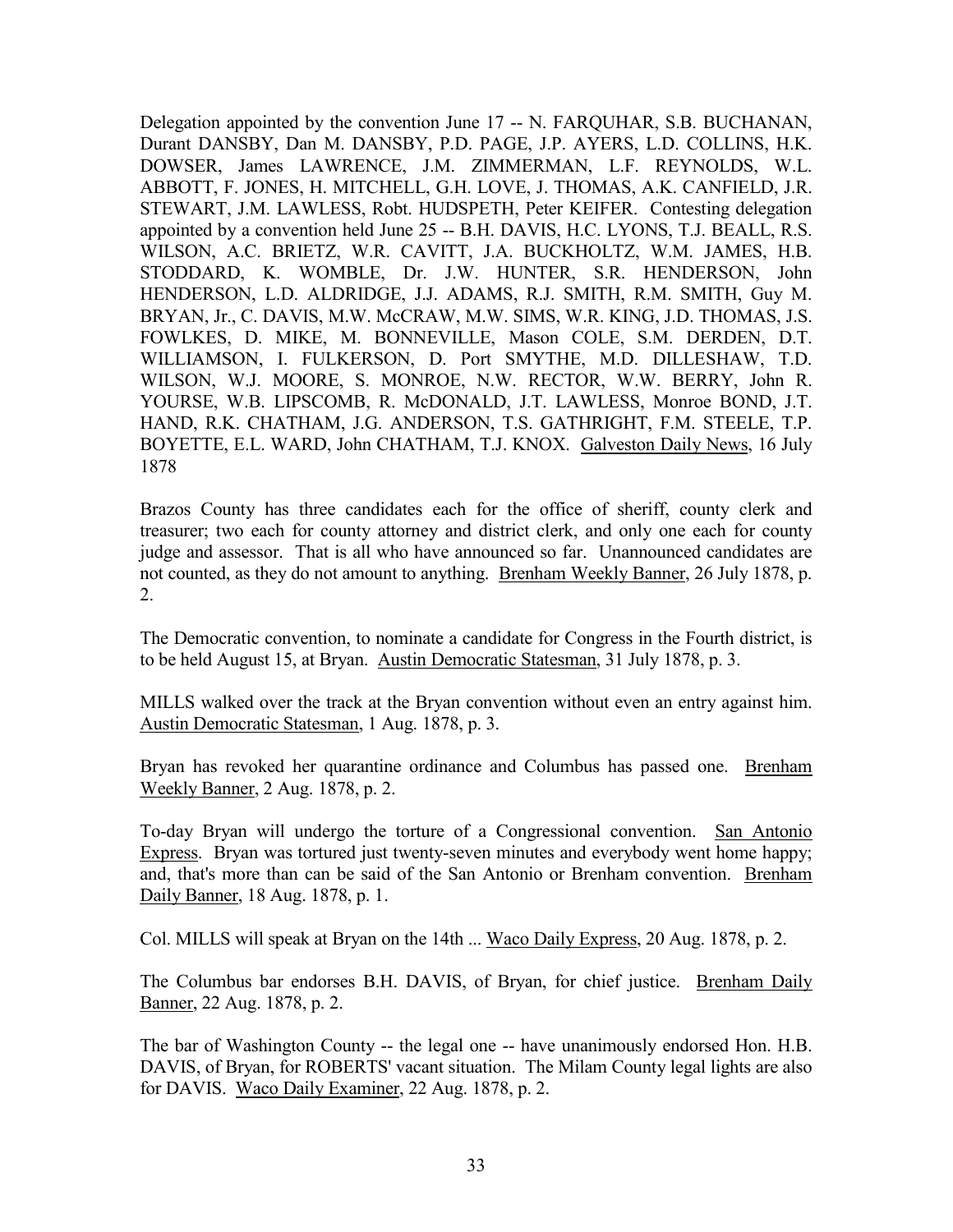Delegation appointed by the convention June 17 -- N. FARQUHAR, S.B. BUCHANAN, Durant DANSBY, Dan M. DANSBY, P.D. PAGE, J.P. AYERS, L.D. COLLINS, H.K. DOWSER, James LAWRENCE, J.M. ZIMMERMAN, L.F. REYNOLDS, W.L. ABBOTT, F. JONES, H. MITCHELL, G.H. LOVE, J. THOMAS, A.K. CANFIELD, J.R. STEWART, J.M. LAWLESS, Robt. HUDSPETH, Peter KEIFER. Contesting delegation appointed by a convention held June 25 -- B.H. DAVIS, H.C. LYONS, T.J. BEALL, R.S. WILSON, A.C. BRIETZ, W.R. CAVITT, J.A. BUCKHOLTZ, W.M. JAMES, H.B. STODDARD, K. WOMBLE, Dr. J.W. HUNTER, S.R. HENDERSON, John HENDERSON, L.D. ALDRIDGE, J.J. ADAMS, R.J. SMITH, R.M. SMITH, Guy M. BRYAN, Jr., C. DAVIS, M.W. McCRAW, M.W. SIMS, W.R. KING, J.D. THOMAS, J.S. FOWLKES, D. MIKE, M. BONNEVILLE, Mason COLE, S.M. DERDEN, D.T. WILLIAMSON, I. FULKERSON, D. Port SMYTHE, M.D. DILLESHAW, T.D. WILSON, W.J. MOORE, S. MONROE, N.W. RECTOR, W.W. BERRY, John R. YOURSE, W.B. LIPSCOMB, R. McDONALD, J.T. LAWLESS, Monroe BOND, J.T. HAND, R.K. CHATHAM, J.G. ANDERSON, T.S. GATHRIGHT, F.M. STEELE, T.P. BOYETTE, E.L. WARD, John CHATHAM, T.J. KNOX. Galveston Daily News, 16 July 1878

Brazos County has three candidates each for the office of sheriff, county clerk and treasurer; two each for county attorney and district clerk, and only one each for county judge and assessor. That is all who have announced so far. Unannounced candidates are not counted, as they do not amount to anything. Brenham Weekly Banner, 26 July 1878, p. 2.

The Democratic convention, to nominate a candidate for Congress in the Fourth district, is to be held August 15, at Bryan. Austin Democratic Statesman, 31 July 1878, p. 3.

MILLS walked over the track at the Bryan convention without even an entry against him. Austin Democratic Statesman, 1 Aug. 1878, p. 3.

Bryan has revoked her quarantine ordinance and Columbus has passed one. Brenham Weekly Banner, 2 Aug. 1878, p. 2.

To-day Bryan will undergo the torture of a Congressional convention. San Antonio Express. Bryan was tortured just twenty-seven minutes and everybody went home happy; and, that's more than can be said of the San Antonio or Brenham convention. Brenham Daily Banner, 18 Aug. 1878, p. 1.

Col. MILLS will speak at Bryan on the 14th ... Waco Daily Express, 20 Aug. 1878, p. 2.

The Columbus bar endorses B.H. DAVIS, of Bryan, for chief justice. Brenham Daily Banner, 22 Aug. 1878, p. 2.

The bar of Washington County -- the legal one -- have unanimously endorsed Hon. H.B. DAVIS, of Bryan, for ROBERTS' vacant situation. The Milam County legal lights are also for DAVIS. Waco Daily Examiner, 22 Aug. 1878, p. 2.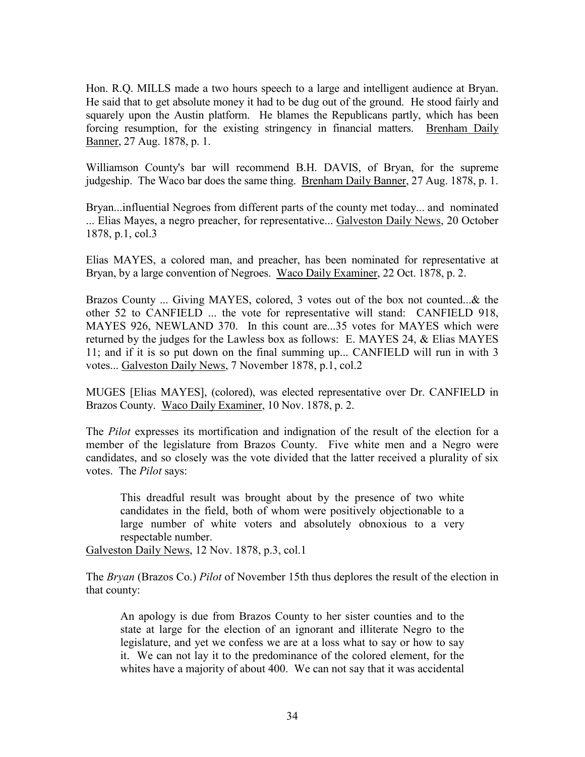Hon. R.Q. MILLS made a two hours speech to a large and intelligent audience at Bryan. He said that to get absolute money it had to be dug out of the ground. He stood fairly and squarely upon the Austin platform. He blames the Republicans partly, which has been forcing resumption, for the existing stringency in financial matters. Brenham Daily Banner, 27 Aug. 1878, p. 1.

Williamson County's bar will recommend B.H. DAVIS, of Bryan, for the supreme judgeship. The Waco bar does the same thing. Brenham Daily Banner, 27 Aug. 1878, p. 1.

Bryan...influential Negroes from different parts of the county met today... and nominated ... Elias Mayes, a negro preacher, for representative... Galveston Daily News, 20 October 1878, p.1, col.3

Elias MAYES, a colored man, and preacher, has been nominated for representative at Bryan, by a large convention of Negroes. Waco Daily Examiner, 22 Oct. 1878, p. 2.

Brazos County ... Giving MAYES, colored, 3 votes out of the box not counted...& the other 52 to CANFIELD ... the vote for representative will stand: CANFIELD 918, MAYES 926, NEWLAND 370. In this count are...35 votes for MAYES which were returned by the judges for the Lawless box as follows: E. MAYES 24, & Elias MAYES 11; and if it is so put down on the final summing up... CANFIELD will run in with 3 votes... Galveston Daily News, 7 November 1878, p.1, col.2

MUGES [Elias MAYES], (colored), was elected representative over Dr. CANFIELD in Brazos County. Waco Daily Examiner, 10 Nov. 1878, p. 2.

The *Pilot* expresses its mortification and indignation of the result of the election for a member of the legislature from Brazos County. Five white men and a Negro were candidates, and so closely was the vote divided that the latter received a plurality of six votes. The *Pilot* says:

> This dreadful result was brought about by the presence of two white candidates in the field, both of whom were positively objectionable to a large number of white voters and absolutely obnoxious to a very respectable number.

Galveston Daily News, 12 Nov. 1878, p.3, col.1

The *Bryan* (Brazos Co.) *Pilot* of November 15th thus deplores the result of the election in that county:

> An apology is due from Brazos County to her sister counties and to the state at large for the election of an ignorant and illiterate Negro to the legislature, and yet we confess we are at a loss what to say or how to say it. We can not lay it to the predominance of the colored element, for the whites have a majority of about 400. We can not say that it was accidental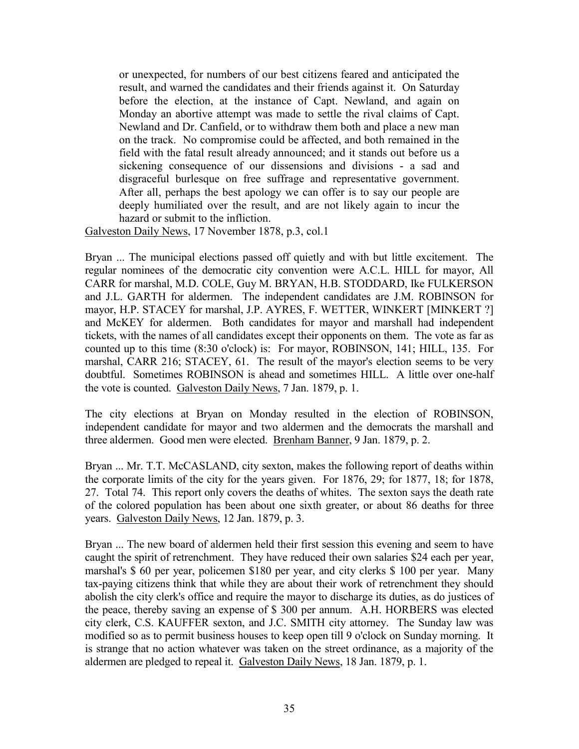> or unexpected, for numbers of our best citizens feared and anticipated the result, and warned the candidates and their friends against it. On Saturday before the election, at the instance of Capt. Newland, and again on Monday an abortive attempt was made to settle the rival claims of Capt. Newland and Dr. Canfield, or to withdraw them both and place a new man on the track. No compromise could be affected, and both remained in the field with the fatal result already announced; and it stands out before us a sickening consequence of our dissensions and divisions - a sad and disgraceful burlesque on free suffrage and representative government. After all, perhaps the best apology we can offer is to say our people are deeply humiliated over the result, and are not likely again to incur the hazard or submit to the infliction.

Galveston Daily News, 17 November 1878, p.3, col.1

Bryan ... The municipal elections passed off quietly and with but little excitement. The regular nominees of the democratic city convention were A.C.L. HILL for mayor, All CARR for marshal, M.D. COLE, Guy M. BRYAN, H.B. STODDARD, Ike FULKERSON and J.L. GARTH for aldermen. The independent candidates are J.M. ROBINSON for mayor, H.P. STACEY for marshal, J.P. AYRES, F. WETTER, WINKERT [MINKERT ?] and McKEY for aldermen. Both candidates for mayor and marshall had independent tickets, with the names of all candidates except their opponents on them. The vote as far as counted up to this time (8:30 o'clock) is: For mayor, ROBINSON, 141; HILL, 135. For marshal, CARR 216; STACEY, 61. The result of the mayor's election seems to be very doubtful. Sometimes ROBINSON is ahead and sometimes HILL. A little over one-half the vote is counted. Galveston Daily News, 7 Jan. 1879, p. 1.

The city elections at Bryan on Monday resulted in the election of ROBINSON, independent candidate for mayor and two aldermen and the democrats the marshall and three aldermen. Good men were elected. Brenham Banner, 9 Jan. 1879, p. 2.

Bryan ... Mr. T.T. McCASLAND, city sexton, makes the following report of deaths within the corporate limits of the city for the years given. For 1876, 29; for 1877, 18; for 1878, 27. Total 74. This report only covers the deaths of whites. The sexton says the death rate of the colored population has been about one sixth greater, or about 86 deaths for three years. Galveston Daily News, 12 Jan. 1879, p. 3.

Bryan ... The new board of aldermen held their first session this evening and seem to have caught the spirit of retrenchment. They have reduced their own salaries $24 each per year, marshal's $ 60 per year, policemen $180 per year, and city clerks $ 100 per year. Many tax-paying citizens think that while they are about their work of retrenchment they should abolish the city clerk's office and require the mayor to discharge its duties, as do justices of the peace, thereby saving an expense of $ 300 per annum. A.H. HORBERS was elected city clerk, C.S. KAUFFER sexton, and J.C. SMITH city attorney. The Sunday law was modified so as to permit business houses to keep open till 9 o'clock on Sunday morning. It is strange that no action whatever was taken on the street ordinance, as a majority of the aldermen are pledged to repeal it. Galveston Daily News, 18 Jan. 1879, p. 1.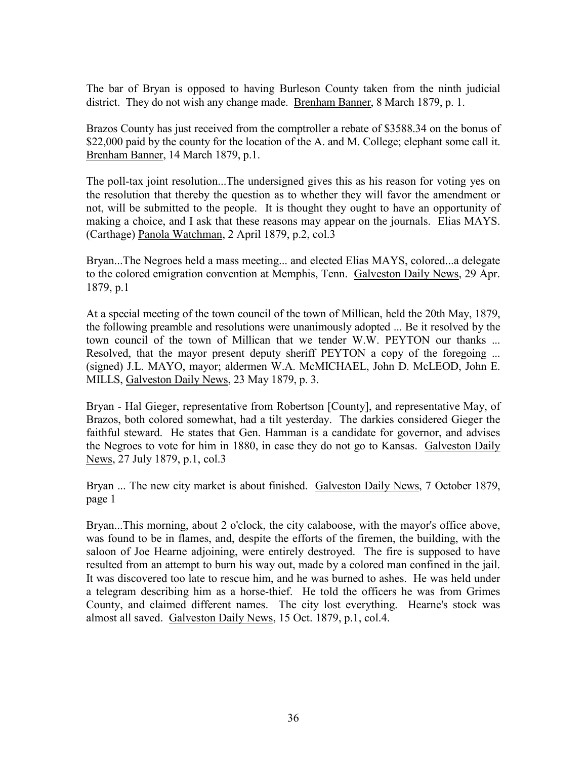The bar of Bryan is opposed to having Burleson County taken from the ninth judicial district. They do not wish any change made. Brenham Banner, 8 March 1879, p. 1.

Brazos County has just received from the comptroller a rebate of $3588.34 on the bonus of $22,000 paid by the county for the location of the A. and M. College; elephant some call it. Brenham Banner, 14 March 1879, p.1.

The poll-tax joint resolution...The undersigned gives this as his reason for voting yes on the resolution that thereby the question as to whether they will favor the amendment or not, will be submitted to the people. It is thought they ought to have an opportunity of making a choice, and I ask that these reasons may appear on the journals. Elias MAYS. (Carthage) Panola Watchman, 2 April 1879, p.2, col.3

Bryan...The Negroes held a mass meeting... and elected Elias MAYS, colored...a delegate to the colored emigration convention at Memphis, Tenn. Galveston Daily News, 29 Apr. 1879, p.1

At a special meeting of the town council of the town of Millican, held the 20th May, 1879, the following preamble and resolutions were unanimously adopted ... Be it resolved by the town council of the town of Millican that we tender W.W. PEYTON our thanks ... Resolved, that the mayor present deputy sheriff PEYTON a copy of the foregoing ... (signed) J.L. MAYO, mayor; aldermen W.A. McMICHAEL, John D. McLEOD, John E. MILLS, Galveston Daily News, 23 May 1879, p. 3.

Bryan - Hal Gieger, representative from Robertson [County], and representative May, of Brazos, both colored somewhat, had a tilt yesterday. The darkies considered Gieger the faithful steward. He states that Gen. Hamman is a candidate for governor, and advises the Negroes to vote for him in 1880, in case they do not go to Kansas. Galveston Daily News, 27 July 1879, p.1, col.3

Bryan ... The new city market is about finished. Galveston Daily News, 7 October 1879, page 1

Bryan...This morning, about 2 o'clock, the city calaboose, with the mayor's office above, was found to be in flames, and, despite the efforts of the firemen, the building, with the saloon of Joe Hearne adjoining, were entirely destroyed. The fire is supposed to have resulted from an attempt to burn his way out, made by a colored man confined in the jail. It was discovered too late to rescue him, and he was burned to ashes. He was held under a telegram describing him as a horse-thief. He told the officers he was from Grimes County, and claimed different names. The city lost everything. Hearne's stock was almost all saved. Galveston Daily News, 15 Oct. 1879, p.1, col.4.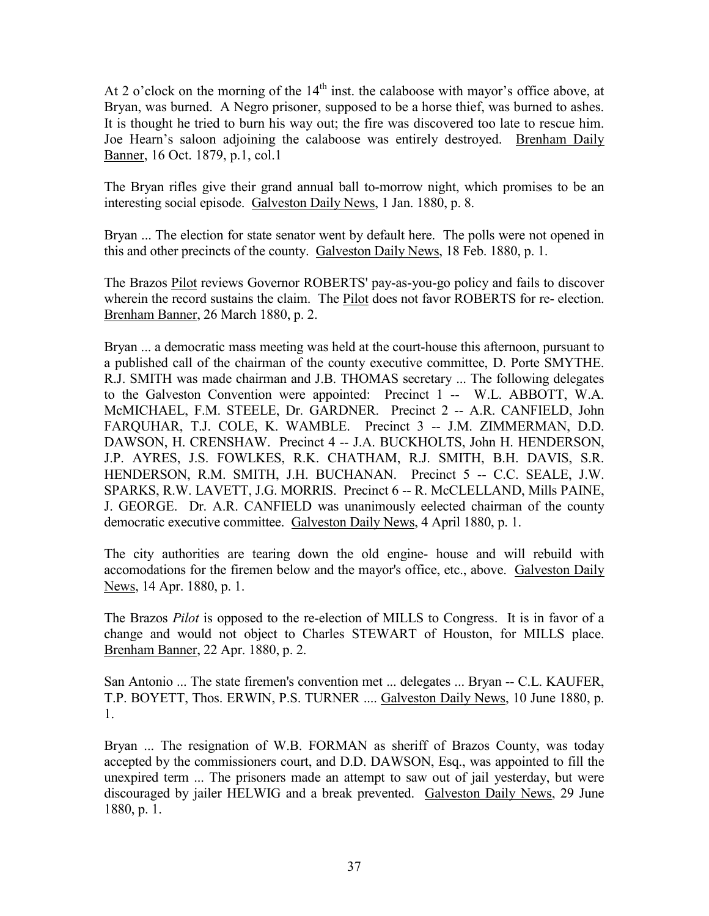At 2 o'clock on the morning of the 14th inst. the calaboose with mayor's office above, at Bryan, was burned. A Negro prisoner, supposed to be a horse thief, was burned to ashes. It is thought he tried to burn his way out; the fire was discovered too late to rescue him. Joe Hearn's saloon adjoining the calaboose was entirely destroyed. <u>Brenham Daily Banner</u>, 16 Oct. 1879, p.1, col.1

The Bryan rifles give their grand annual ball to-morrow night, which promises to be an interesting social episode. <u>Galveston Daily News</u>, 1 Jan. 1880, p. 8.

Bryan ... The election for state senator went by default here. The polls were not opened in this and other precincts of the county. <u>Galveston Daily News</u>, 18 Feb. 1880, p. 1.

The Brazos <u>Pilot</u> reviews Governor ROBERTS' pay-as-you-go policy and fails to discover wherein the record sustains the claim. The <u>Pilot</u> does not favor ROBERTS for re- election. <u>Brenham Banner</u>, 26 March 1880, p. 2.

Bryan ... a democratic mass meeting was held at the court-house this afternoon, pursuant to a published call of the chairman of the county executive committee, D. Porte SMYTHE. R.J. SMITH was made chairman and J.B. THOMAS secretary ... The following delegates to the Galveston Convention were appointed: Precinct 1 -- W.L. ABBOTT, W.A. McMICHAEL, F.M. STEELE, Dr. GARDNER. Precinct 2 -- A.R. CANFIELD, John FARQUHAR, T.J. COLE, K. WAMBLE. Precinct 3 -- J.M. ZIMMERMAN, D.D. DAWSON, H. CRENSHAW. Precinct 4 -- J.A. BUCKHOLTS, John H. HENDERSON, J.P. AYRES, J.S. FOWLKES, R.K. CHATHAM, R.J. SMITH, B.H. DAVIS, S.R. HENDERSON, R.M. SMITH, J.H. BUCHANAN. Precinct 5 -- C.C. SEALE, J.W. SPARKS, R.W. LAVETT, J.G. MORRIS. Precinct 6 -- R. McCLELLAND, Mills PAINE, J. GEORGE. Dr. A.R. CANFIELD was unanimously eelected chairman of the county democratic executive committee. <u>Galveston Daily News</u>, 4 April 1880, p. 1.

The city authorities are tearing down the old engine- house and will rebuild with accomodations for the firemen below and the mayor's office, etc., above. <u>Galveston Daily News</u>, 14 Apr. 1880, p. 1.

The Brazos *Pilot* is opposed to the re-election of MILLS to Congress. It is in favor of a change and would not object to Charles STEWART of Houston, for MILLS place. <u>Brenham Banner</u>, 22 Apr. 1880, p. 2.

San Antonio ... The state firemen's convention met ... delegates ... Bryan -- C.L. KAUFER, T.P. BOYETT, Thos. ERWIN, P.S. TURNER .... <u>Galveston Daily News</u>, 10 June 1880, p. 1.

Bryan ... The resignation of W.B. FORMAN as sheriff of Brazos County, was today accepted by the commissioners court, and D.D. DAWSON, Esq., was appointed to fill the unexpired term ... The prisoners made an attempt to saw out of jail yesterday, but were discouraged by jailer HELWIG and a break prevented. <u>Galveston Daily News</u>, 29 June 1880, p. 1.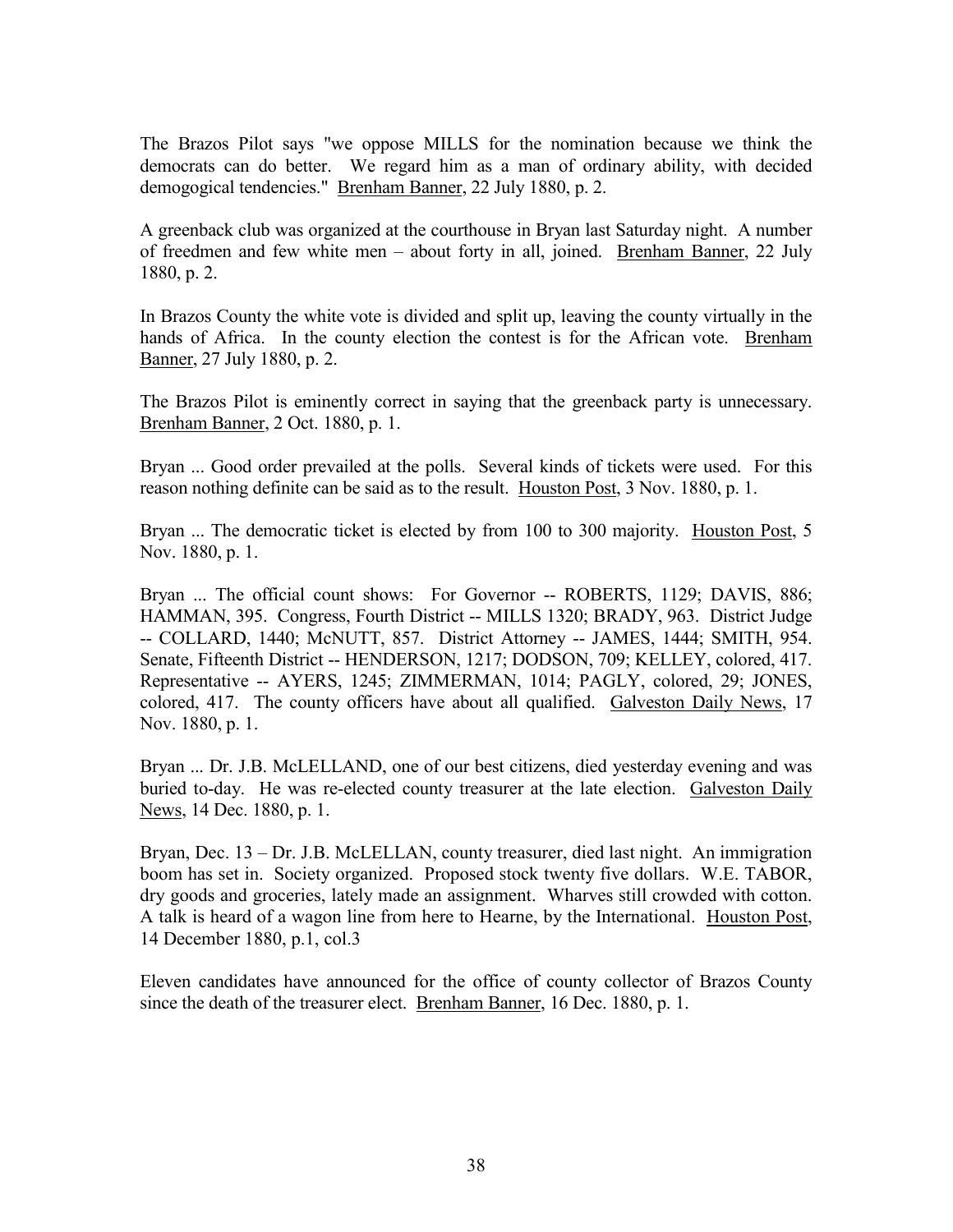The Brazos Pilot says "we oppose MILLS for the nomination because we think the democrats can do better. We regard him as a man of ordinary ability, with decided demogogical tendencies." <u>Brenham Banner</u>, 22 July 1880, p. 2.

A greenback club was organized at the courthouse in Bryan last Saturday night. A number of freedmen and few white men – about forty in all, joined. <u>Brenham Banner</u>, 22 July 1880, p. 2.

In Brazos County the white vote is divided and split up, leaving the county virtually in the hands of Africa. In the county election the contest is for the African vote. <u>Brenham Banner</u>, 27 July 1880, p. 2.

The Brazos Pilot is eminently correct in saying that the greenback party is unnecessary. <u>Brenham Banner</u>, 2 Oct. 1880, p. 1.

Bryan ... Good order prevailed at the polls. Several kinds of tickets were used. For this reason nothing definite can be said as to the result. <u>Houston Post</u>, 3 Nov. 1880, p. 1.

Bryan ... The democratic ticket is elected by from 100 to 300 majority. <u>Houston Post</u>, 5 Nov. 1880, p. 1.

Bryan ... The official count shows: For Governor -- ROBERTS, 1129; DAVIS, 886; HAMMAN, 395. Congress, Fourth District -- MILLS 1320; BRADY, 963. District Judge -- COLLARD, 1440; McNUTT, 857. District Attorney -- JAMES, 1444; SMITH, 954. Senate, Fifteenth District -- HENDERSON, 1217; DODSON, 709; KELLEY, colored, 417. Representative -- AYERS, 1245; ZIMMERMAN, 1014; PAGLY, colored, 29; JONES, colored, 417. The county officers have about all qualified. <u>Galveston Daily News</u>, 17 Nov. 1880, p. 1.

Bryan ... Dr. J.B. McLELLAND, one of our best citizens, died yesterday evening and was buried to-day. He was re-elected county treasurer at the late election. <u>Galveston Daily News</u>, 14 Dec. 1880, p. 1.

Bryan, Dec. 13 – Dr. J.B. McLELLAN, county treasurer, died last night. An immigration boom has set in. Society organized. Proposed stock twenty five dollars. W.E. TABOR, dry goods and groceries, lately made an assignment. Wharves still crowded with cotton. A talk is heard of a wagon line from here to Hearne, by the International. <u>Houston Post</u>, 14 December 1880, p.1, col.3

Eleven candidates have announced for the office of county collector of Brazos County since the death of the treasurer elect. <u>Brenham Banner</u>, 16 Dec. 1880, p. 1.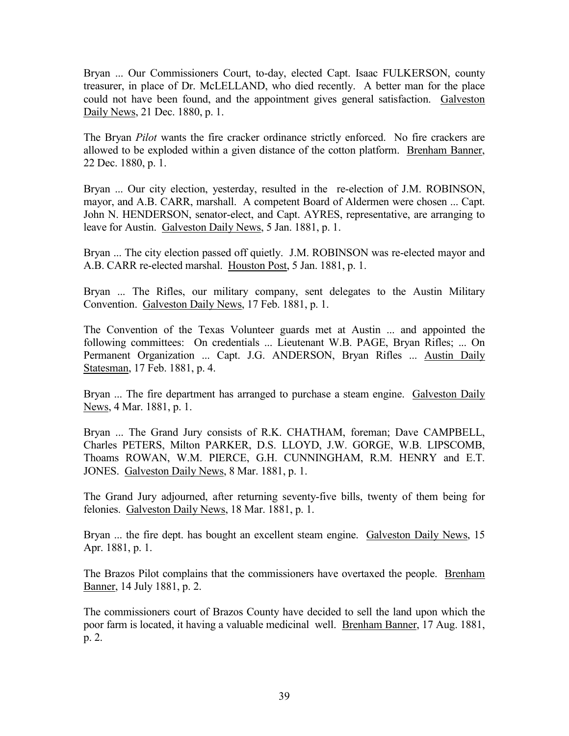Bryan ... Our Commissioners Court, to-day, elected Capt. Isaac FULKERSON, county treasurer, in place of Dr. McLELLAND, who died recently. A better man for the place could not have been found, and the appointment gives general satisfaction. Galveston Daily News, 21 Dec. 1880, p. 1.

The Bryan *Pilot* wants the fire cracker ordinance strictly enforced. No fire crackers are allowed to be exploded within a given distance of the cotton platform. Brenham Banner, 22 Dec. 1880, p. 1.

Bryan ... Our city election, yesterday, resulted in the re-election of J.M. ROBINSON, mayor, and A.B. CARR, marshall. A competent Board of Aldermen were chosen ... Capt. John N. HENDERSON, senator-elect, and Capt. AYRES, representative, are arranging to leave for Austin. Galveston Daily News, 5 Jan. 1881, p. 1.

Bryan ... The city election passed off quietly. J.M. ROBINSON was re-elected mayor and A.B. CARR re-elected marshal. Houston Post, 5 Jan. 1881, p. 1.

Bryan ... The Rifles, our military company, sent delegates to the Austin Military Convention. Galveston Daily News, 17 Feb. 1881, p. 1.

The Convention of the Texas Volunteer guards met at Austin ... and appointed the following committees: On credentials ... Lieutenant W.B. PAGE, Bryan Rifles; ... On Permanent Organization ... Capt. J.G. ANDERSON, Bryan Rifles ... Austin Daily Statesman, 17 Feb. 1881, p. 4.

Bryan ... The fire department has arranged to purchase a steam engine. Galveston Daily News, 4 Mar. 1881, p. 1.

Bryan ... The Grand Jury consists of R.K. CHATHAM, foreman; Dave CAMPBELL, Charles PETERS, Milton PARKER, D.S. LLOYD, J.W. GORGE, W.B. LIPSCOMB, Thoams ROWAN, W.M. PIERCE, G.H. CUNNINGHAM, R.M. HENRY and E.T. JONES. Galveston Daily News, 8 Mar. 1881, p. 1.

The Grand Jury adjourned, after returning seventy-five bills, twenty of them being for felonies. Galveston Daily News, 18 Mar. 1881, p. 1.

Bryan ... the fire dept. has bought an excellent steam engine. Galveston Daily News, 15 Apr. 1881, p. 1.

The Brazos Pilot complains that the commissioners have overtaxed the people. Brenham Banner, 14 July 1881, p. 2.

The commissioners court of Brazos County have decided to sell the land upon which the poor farm is located, it having a valuable medicinal well. Brenham Banner, 17 Aug. 1881, p. 2.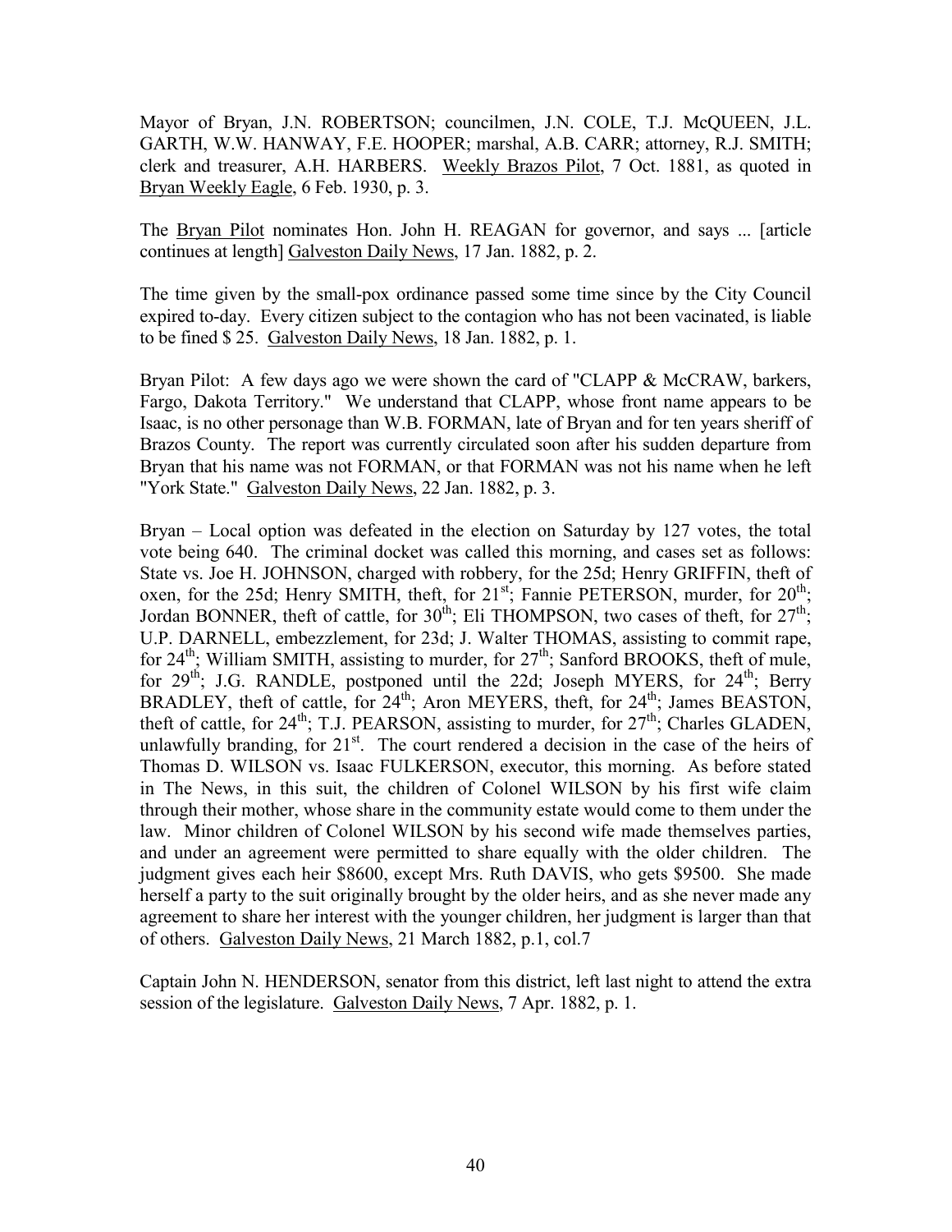Mayor of Bryan, J.N. ROBERTSON; councilmen, J.N. COLE, T.J. McQUEEN, J.L. GARTH, W.W. HANWAY, F.E. HOOPER; marshal, A.B. CARR; attorney, R.J. SMITH; clerk and treasurer, A.H. HARBERS. Weekly Brazos Pilot, 7 Oct. 1881, as quoted in Bryan Weekly Eagle, 6 Feb. 1930, p. 3.

The Bryan Pilot nominates Hon. John H. REAGAN for governor, and says ... [article continues at length] Galveston Daily News, 17 Jan. 1882, p. 2.

The time given by the small-pox ordinance passed some time since by the City Council expired to-day. Every citizen subject to the contagion who has not been vaccinated, is liable to be fined $ 25. Galveston Daily News, 18 Jan. 1882, p. 1.

Bryan Pilot: A few days ago we were shown the card of "CLAPP & McCRAW, barkers, Fargo, Dakota Territory." We understand that CLAPP, whose front name appears to be Isaac, is no other personage than W.B. FORMAN, late of Bryan and for ten years sheriff of Brazos County. The report was currently circulated soon after his sudden departure from Bryan that his name was not FORMAN, or that FORMAN was not his name when he left "York State." Galveston Daily News, 22 Jan. 1882, p. 3.

Bryan – Local option was defeated in the election on Saturday by 127 votes, the total vote being 640. The criminal docket was called this morning, and cases set as follows: State vs. Joe H. JOHNSON, charged with robbery, for the 25d; Henry GRIFFIN, theft of oxen, for the 25d; Henry SMITH, theft, for 21st; Fannie PETERSON, murder, for 20th; Jordan BONNER, theft of cattle, for 30th; Eli THOMPSON, two cases of theft, for 27th; U.P. DARNELL, embezzlement, for 23d; J. Walter THOMAS, assisting to commit rape, for 24th; William SMITH, assisting to murder, for 27th; Sanford BROOKS, theft of mule, for 29th; J.G. RANDLE, postponed until the 22d; Joseph MYERS, for 24th; Berry BRADLEY, theft of cattle, for 24th; Aron MEYERS, theft, for 24th; James BEASTON, theft of cattle, for 24th; T.J. PEARSON, assisting to murder, for 27th; Charles GLADEN, unlawfully branding, for 21st. The court rendered a decision in the case of the heirs of Thomas D. WILSON vs. Isaac FULKERSON, executor, this morning. As before stated in The News, in this suit, the children of Colonel WILSON by his first wife claim through their mother, whose share in the community estate would come to them under the law. Minor children of Colonel WILSON by his second wife made themselves parties, and under an agreement were permitted to share equally with the older children. The judgment gives each heir $8600, except Mrs. Ruth DAVIS, who gets $9500. She made herself a party to the suit originally brought by the older heirs, and as she never made any agreement to share her interest with the younger children, her judgment is larger than that of others. Galveston Daily News, 21 March 1882, p.1, col.7

Captain John N. HENDERSON, senator from this district, left last night to attend the extra session of the legislature. Galveston Daily News, 7 Apr. 1882, p. 1.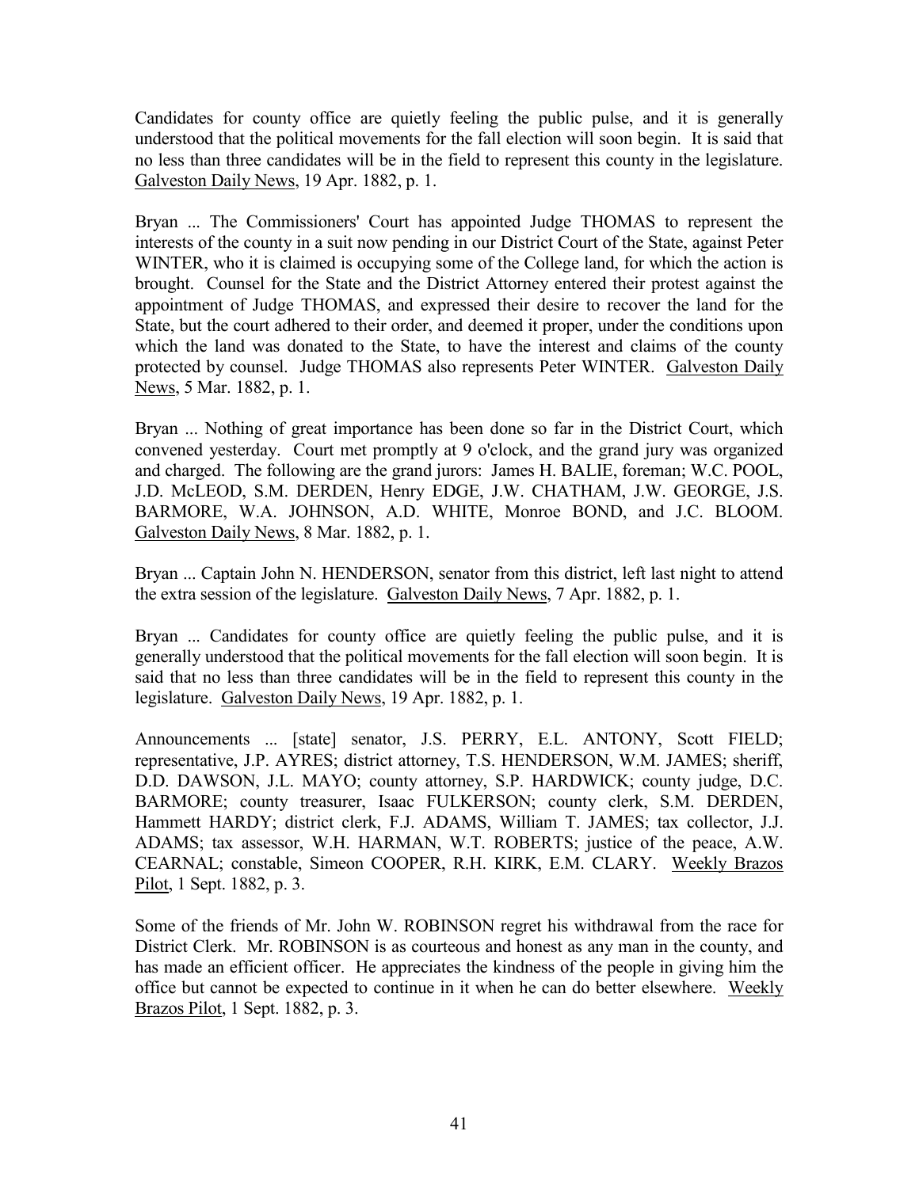Candidates for county office are quietly feeling the public pulse, and it is generally understood that the political movements for the fall election will soon begin. It is said that no less than three candidates will be in the field to represent this county in the legislature. Galveston Daily News, 19 Apr. 1882, p. 1.

Bryan ... The Commissioners' Court has appointed Judge THOMAS to represent the interests of the county in a suit now pending in our District Court of the State, against Peter WINTER, who it is claimed is occupying some of the College land, for which the action is brought. Counsel for the State and the District Attorney entered their protest against the appointment of Judge THOMAS, and expressed their desire to recover the land for the State, but the court adhered to their order, and deemed it proper, under the conditions upon which the land was donated to the State, to have the interest and claims of the county protected by counsel. Judge THOMAS also represents Peter WINTER. Galveston Daily News, 5 Mar. 1882, p. 1.

Bryan ... Nothing of great importance has been done so far in the District Court, which convened yesterday. Court met promptly at 9 o'clock, and the grand jury was organized and charged. The following are the grand jurors: James H. BALIE, foreman; W.C. POOL, J.D. McLEOD, S.M. DERDEN, Henry EDGE, J.W. CHATHAM, J.W. GEORGE, J.S. BARMORE, W.A. JOHNSON, A.D. WHITE, Monroe BOND, and J.C. BLOOM. Galveston Daily News, 8 Mar. 1882, p. 1.

Bryan ... Captain John N. HENDERSON, senator from this district, left last night to attend the extra session of the legislature. Galveston Daily News, 7 Apr. 1882, p. 1.

Bryan ... Candidates for county office are quietly feeling the public pulse, and it is generally understood that the political movements for the fall election will soon begin. It is said that no less than three candidates will be in the field to represent this county in the legislature. Galveston Daily News, 19 Apr. 1882, p. 1.

Announcements ... [state] senator, J.S. PERRY, E.L. ANTONY, Scott FIELD; representative, J.P. AYRES; district attorney, T.S. HENDERSON, W.M. JAMES; sheriff, D.D. DAWSON, J.L. MAYO; county attorney, S.P. HARDWICK; county judge, D.C. BARMORE; county treasurer, Isaac FULKERSON; county clerk, S.M. DERDEN, Hammett HARDY; district clerk, F.J. ADAMS, William T. JAMES; tax collector, J.J. ADAMS; tax assessor, W.H. HARMAN, W.T. ROBERTS; justice of the peace, A.W. CEARNAL; constable, Simeon COOPER, R.H. KIRK, E.M. CLARY. Weekly Brazos Pilot, 1 Sept. 1882, p. 3.

Some of the friends of Mr. John W. ROBINSON regret his withdrawal from the race for District Clerk. Mr. ROBINSON is as courteous and honest as any man in the county, and has made an efficient officer. He appreciates the kindness of the people in giving him the office but cannot be expected to continue in it when he can do better elsewhere. Weekly Brazos Pilot, 1 Sept. 1882, p. 3.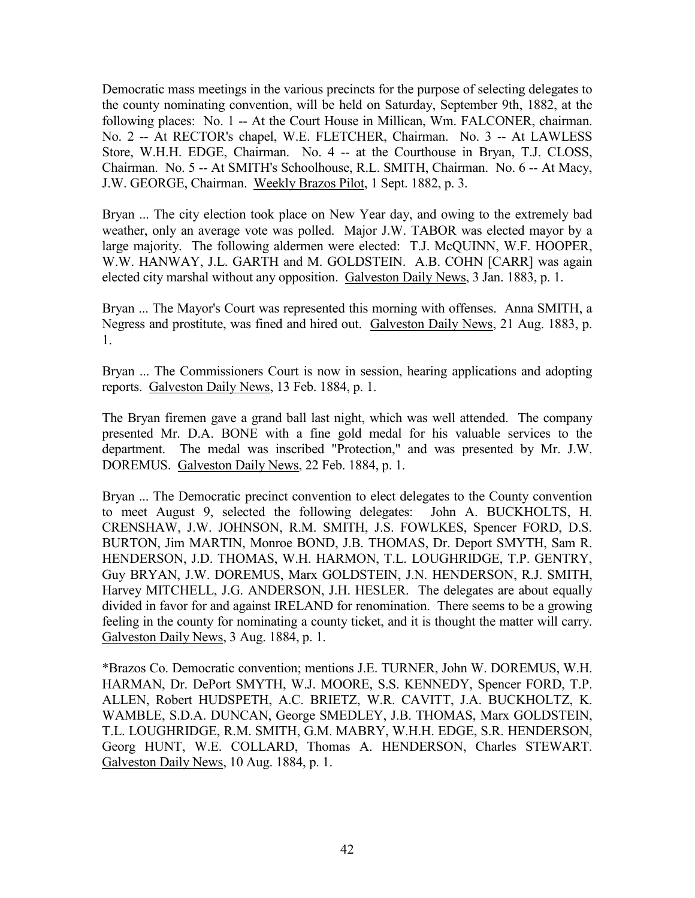Democratic mass meetings in the various precincts for the purpose of selecting delegates to the county nominating convention, will be held on Saturday, September 9th, 1882, at the following places: No. 1 -- At the Court House in Millican, Wm. FALCONER, chairman. No. 2 -- At RECTOR's chapel, W.E. FLETCHER, Chairman. No. 3 -- At LAWLESS Store, W.H.H. EDGE, Chairman. No. 4 -- at the Courthouse in Bryan, T.J. CLOSS, Chairman. No. 5 -- At SMITH's Schoolhouse, R.L. SMITH, Chairman. No. 6 -- At Macy, J.W. GEORGE, Chairman. Weekly Brazos Pilot, 1 Sept. 1882, p. 3.

Bryan ... The city election took place on New Year day, and owing to the extremely bad weather, only an average vote was polled. Major J.W. TABOR was elected mayor by a large majority. The following aldermen were elected: T.J. McQUINN, W.F. HOOPER, W.W. HANWAY, J.L. GARTH and M. GOLDSTEIN. A.B. COHN [CARR] was again elected city marshal without any opposition. Galveston Daily News, 3 Jan. 1883, p. 1.

Bryan ... The Mayor's Court was represented this morning with offenses. Anna SMITH, a Negress and prostitute, was fined and hired out. Galveston Daily News, 21 Aug. 1883, p. 1.

Bryan ... The Commissioners Court is now in session, hearing applications and adopting reports. Galveston Daily News, 13 Feb. 1884, p. 1.

The Bryan firemen gave a grand ball last night, which was well attended. The company presented Mr. D.A. BONE with a fine gold medal for his valuable services to the department. The medal was inscribed "Protection," and was presented by Mr. J.W. DOREMUS. Galveston Daily News, 22 Feb. 1884, p. 1.

Bryan ... The Democratic precinct convention to elect delegates to the County convention to meet August 9, selected the following delegates: John A. BUCKHOLTS, H. CRENSHAW, J.W. JOHNSON, R.M. SMITH, J.S. FOWLKES, Spencer FORD, D.S. BURTON, Jim MARTIN, Monroe BOND, J.B. THOMAS, Dr. Deport SMYTH, Sam R. HENDERSON, J.D. THOMAS, W.H. HARMON, T.L. LOUGHRIDGE, T.P. GENTRY, Guy BRYAN, J.W. DOREMUS, Marx GOLDSTEIN, J.N. HENDERSON, R.J. SMITH, Harvey MITCHELL, J.G. ANDERSON, J.H. HESLER. The delegates are about equally divided in favor for and against IRELAND for renomination. There seems to be a growing feeling in the county for nominating a county ticket, and it is thought the matter will carry. Galveston Daily News, 3 Aug. 1884, p. 1.

*Brazos Co. Democratic convention; mentions J.E. TURNER, John W. DOREMUS, W.H. HARMAN, Dr. DePort SMYTH, W.J. MOORE, S.S. KENNEDY, Spencer FORD, T.P. ALLEN, Robert HUDSPETH, A.C. BRIETZ, W.R. CAVITT, J.A. BUCKHOLTZ, K. WAMBLE, S.D.A. DUNCAN, George SMEDLEY, J.B. THOMAS, Marx GOLDSTEIN, T.L. LOUGHRIDGE, R.M. SMITH, G.M. MABRY, W.H.H. EDGE, S.R. HENDERSON, Georg HUNT, W.E. COLLARD, Thomas A. HENDERSON, Charles STEWART. Galveston Daily News, 10 Aug. 1884, p. 1.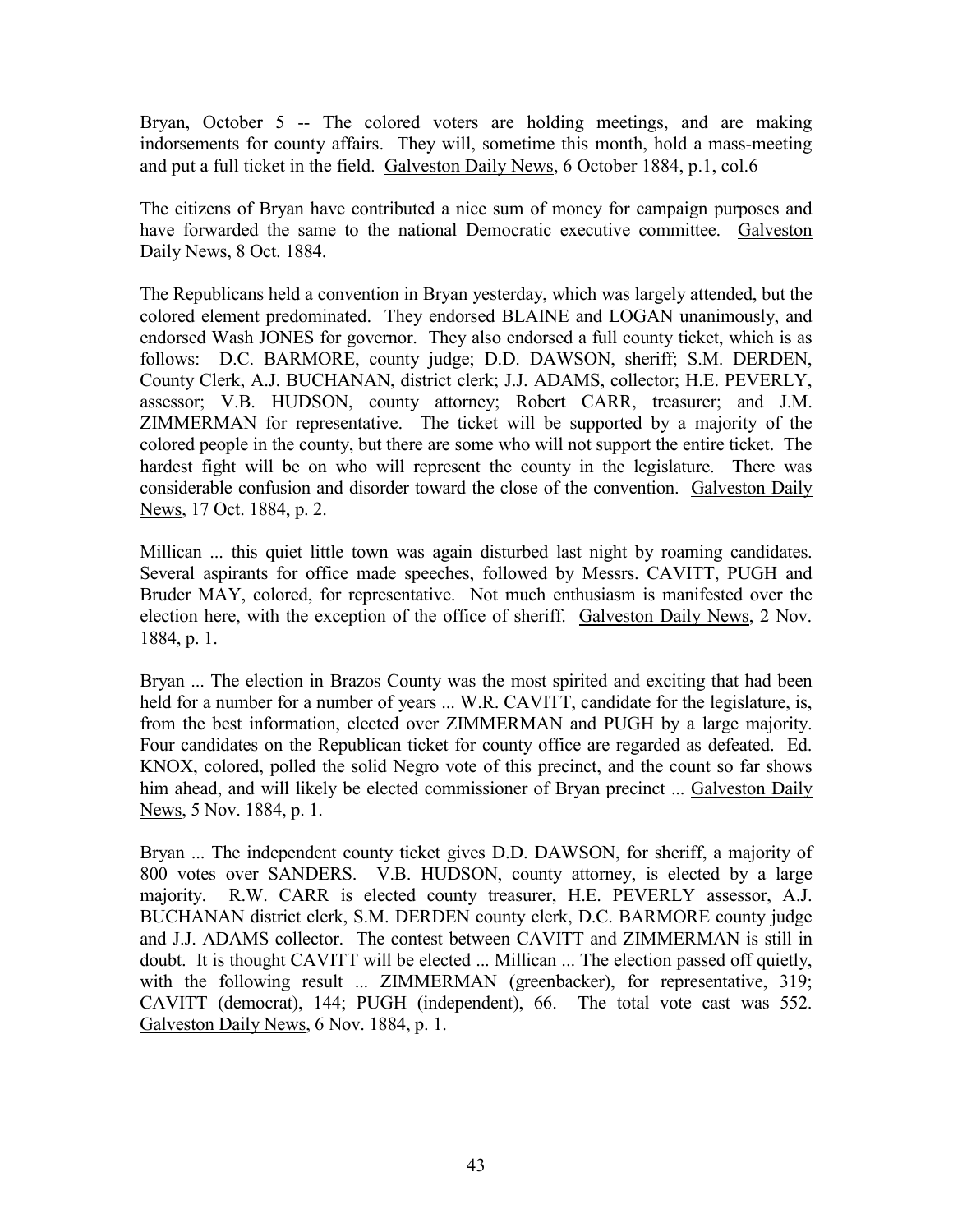Bryan, October 5 -- The colored voters are holding meetings, and are making indorsements for county affairs. They will, sometime this month, hold a mass-meeting and put a full ticket in the field. Galveston Daily News, 6 October 1884, p.1, col.6

The citizens of Bryan have contributed a nice sum of money for campaign purposes and have forwarded the same to the national Democratic executive committee. Galveston Daily News, 8 Oct. 1884.

The Republicans held a convention in Bryan yesterday, which was largely attended, but the colored element predominated. They endorsed BLAINE and LOGAN unanimously, and endorsed Wash JONES for governor. They also endorsed a full county ticket, which is as follows: D.C. BARMORE, county judge; D.D. DAWSON, sheriff; S.M. DERDEN, County Clerk, A.J. BUCHANAN, district clerk; J.J. ADAMS, collector; H.E. PEVERLY, assessor; V.B. HUDSON, county attorney; Robert CARR, treasurer; and J.M. ZIMMERMAN for representative. The ticket will be supported by a majority of the colored people in the county, but there are some who will not support the entire ticket. The hardest fight will be on who will represent the county in the legislature. There was considerable confusion and disorder toward the close of the convention. Galveston Daily News, 17 Oct. 1884, p. 2.

Millican ... this quiet little town was again disturbed last night by roaming candidates. Several aspirants for office made speeches, followed by Messrs. CAVITT, PUGH and Bruder MAY, colored, for representative. Not much enthusiasm is manifested over the election here, with the exception of the office of sheriff. Galveston Daily News, 2 Nov. 1884, p. 1.

Bryan ... The election in Brazos County was the most spirited and exciting that had been held for a number for a number of years ... W.R. CAVITT, candidate for the legislature, is, from the best information, elected over ZIMMERMAN and PUGH by a large majority. Four candidates on the Republican ticket for county office are regarded as defeated. Ed. KNOX, colored, polled the solid Negro vote of this precinct, and the count so far shows him ahead, and will likely be elected commissioner of Bryan precinct ... Galveston Daily News, 5 Nov. 1884, p. 1.

Bryan ... The independent county ticket gives D.D. DAWSON, for sheriff, a majority of 800 votes over SANDERS. V.B. HUDSON, county attorney, is elected by a large majority. R.W. CARR is elected county treasurer, H.E. PEVERLY assessor, A.J. BUCHANAN district clerk, S.M. DERDEN county clerk, D.C. BARMORE county judge and J.J. ADAMS collector. The contest between CAVITT and ZIMMERMAN is still in doubt. It is thought CAVITT will be elected ... Millican ... The election passed off quietly, with the following result ... ZIMMERMAN (greenbacker), for representative, 319; CAVITT (democrat), 144; PUGH (independent), 66. The total vote cast was 552. Galveston Daily News, 6 Nov. 1884, p. 1.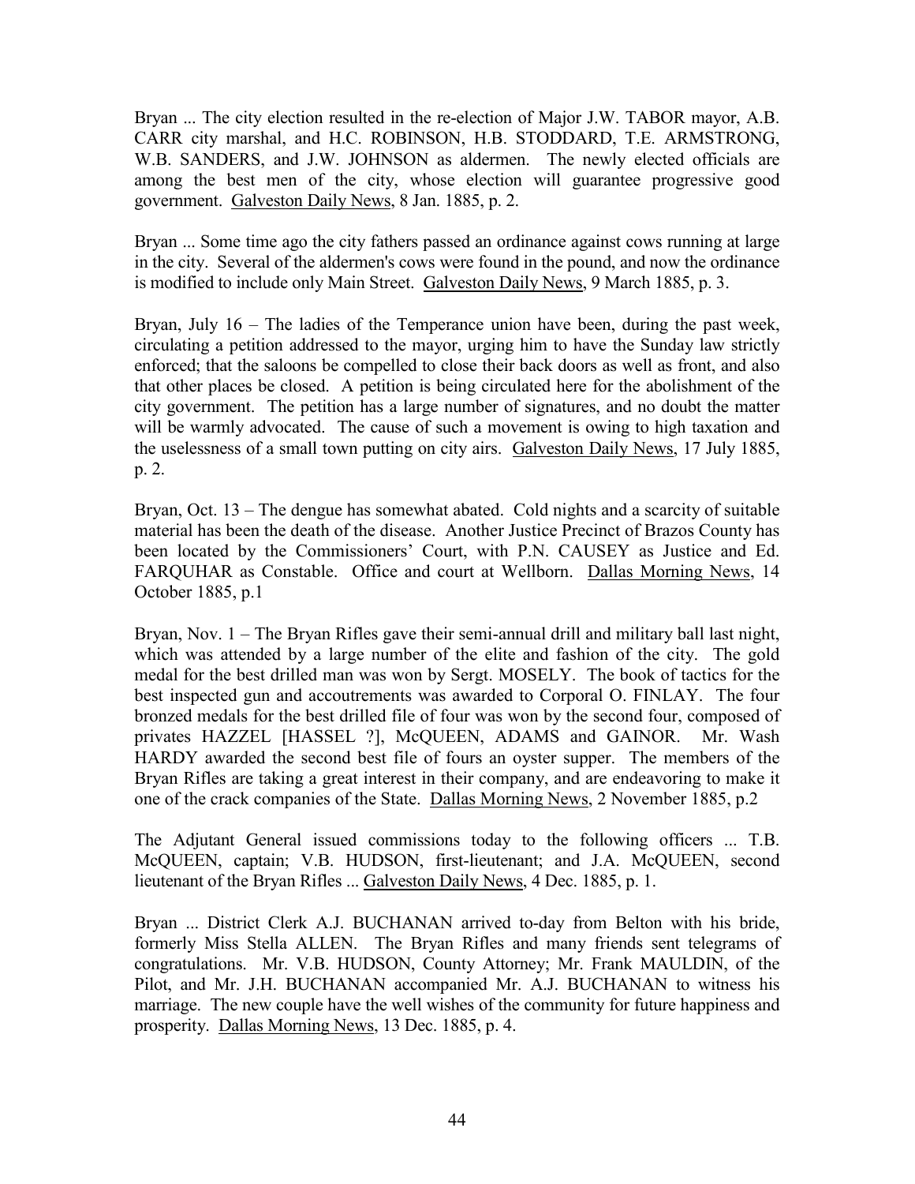Bryan ... The city election resulted in the re-election of Major J.W. TABOR mayor, A.B. CARR city marshal, and H.C. ROBINSON, H.B. STODDARD, T.E. ARMSTRONG, W.B. SANDERS, and J.W. JOHNSON as aldermen. The newly elected officials are among the best men of the city, whose election will guarantee progressive good government. Galveston Daily News, 8 Jan. 1885, p. 2.

Bryan ... Some time ago the city fathers passed an ordinance against cows running at large in the city. Several of the aldermen's cows were found in the pound, and now the ordinance is modified to include only Main Street. Galveston Daily News, 9 March 1885, p. 3.

Bryan, July 16 – The ladies of the Temperance union have been, during the past week, circulating a petition addressed to the mayor, urging him to have the Sunday law strictly enforced; that the saloons be compelled to close their back doors as well as front, and also that other places be closed. A petition is being circulated here for the abolishment of the city government. The petition has a large number of signatures, and no doubt the matter will be warmly advocated. The cause of such a movement is owing to high taxation and the uselessness of a small town putting on city airs. Galveston Daily News, 17 July 1885, p. 2.

Bryan, Oct. 13 – The dengue has somewhat abated. Cold nights and a scarcity of suitable material has been the death of the disease. Another Justice Precinct of Brazos County has been located by the Commissioners' Court, with P.N. CAUSEY as Justice and Ed. FARQUHAR as Constable. Office and court at Wellborn. Dallas Morning News, 14 October 1885, p.1

Bryan, Nov. 1 – The Bryan Rifles gave their semi-annual drill and military ball last night, which was attended by a large number of the elite and fashion of the city. The gold medal for the best drilled man was won by Sergt. MOSELY. The book of tactics for the best inspected gun and accoutrements was awarded to Corporal O. FINLAY. The four bronzed medals for the best drilled file of four was won by the second four, composed of privates HAZZEL [HASSEL ?], McQUEEN, ADAMS and GAINOR. Mr. Wash HARDY awarded the second best file of fours an oyster supper. The members of the Bryan Rifles are taking a great interest in their company, and are endeavoring to make it one of the crack companies of the State. Dallas Morning News, 2 November 1885, p.2

The Adjutant General issued commissions today to the following officers ... T.B. McQUEEN, captain; V.B. HUDSON, first-lieutenant; and J.A. McQUEEN, second lieutenant of the Bryan Rifles ... Galveston Daily News, 4 Dec. 1885, p. 1.

Bryan ... District Clerk A.J. BUCHANAN arrived to-day from Belton with his bride, formerly Miss Stella ALLEN. The Bryan Rifles and many friends sent telegrams of congratulations. Mr. V.B. HUDSON, County Attorney; Mr. Frank MAULDIN, of the Pilot, and Mr. J.H. BUCHANAN accompanied Mr. A.J. BUCHANAN to witness his marriage. The new couple have the well wishes of the community for future happiness and prosperity. Dallas Morning News, 13 Dec. 1885, p. 4.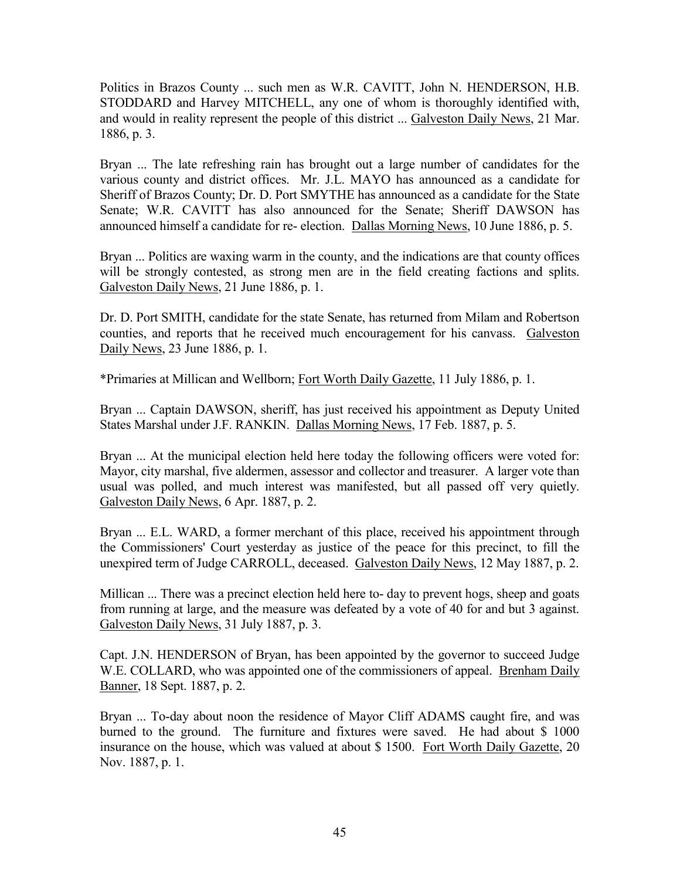Politics in Brazos County ... such men as W.R. CAVITT, John N. HENDERSON, H.B. STODDARD and Harvey MITCHELL, any one of whom is thoroughly identified with, and would in reality represent the people of this district ... Galveston Daily News, 21 Mar. 1886, p. 3.

Bryan ... The late refreshing rain has brought out a large number of candidates for the various county and district offices. Mr. J.L. MAYO has announced as a candidate for Sheriff of Brazos County; Dr. D. Port SMYTHE has announced as a candidate for the State Senate; W.R. CAVITT has also announced for the Senate; Sheriff DAWSON has announced himself a candidate for re- election. Dallas Morning News, 10 June 1886, p. 5.

Bryan ... Politics are waxing warm in the county, and the indications are that county offices will be strongly contested, as strong men are in the field creating factions and splits. Galveston Daily News, 21 June 1886, p. 1.

Dr. D. Port SMITH, candidate for the state Senate, has returned from Milam and Robertson counties, and reports that he received much encouragement for his canvass. Galveston Daily News, 23 June 1886, p. 1.

*Primaries at Millican and Wellborn; Fort Worth Daily Gazette, 11 July 1886, p. 1.

Bryan ... Captain DAWSON, sheriff, has just received his appointment as Deputy United States Marshal under J.F. RANKIN. Dallas Morning News, 17 Feb. 1887, p. 5.

Bryan ... At the municipal election held here today the following officers were voted for: Mayor, city marshal, five aldermen, assessor and collector and treasurer. A larger vote than usual was polled, and much interest was manifested, but all passed off very quietly. Galveston Daily News, 6 Apr. 1887, p. 2.

Bryan ... E.L. WARD, a former merchant of this place, received his appointment through the Commissioners' Court yesterday as justice of the peace for this precinct, to fill the unexpired term of Judge CARROLL, deceased. Galveston Daily News, 12 May 1887, p. 2.

Millican ... There was a precinct election held here to- day to prevent hogs, sheep and goats from running at large, and the measure was defeated by a vote of 40 for and but 3 against. Galveston Daily News, 31 July 1887, p. 3.

Capt. J.N. HENDERSON of Bryan, has been appointed by the governor to succeed Judge W.E. COLLARD, who was appointed one of the commissioners of appeal. Brenham Daily Banner, 18 Sept. 1887, p. 2.

Bryan ... To-day about noon the residence of Mayor Cliff ADAMS caught fire, and was burned to the ground. The furniture and fixtures were saved. He had about $ 1000 insurance on the house, which was valued at about $ 1500. Fort Worth Daily Gazette, 20 Nov. 1887, p. 1.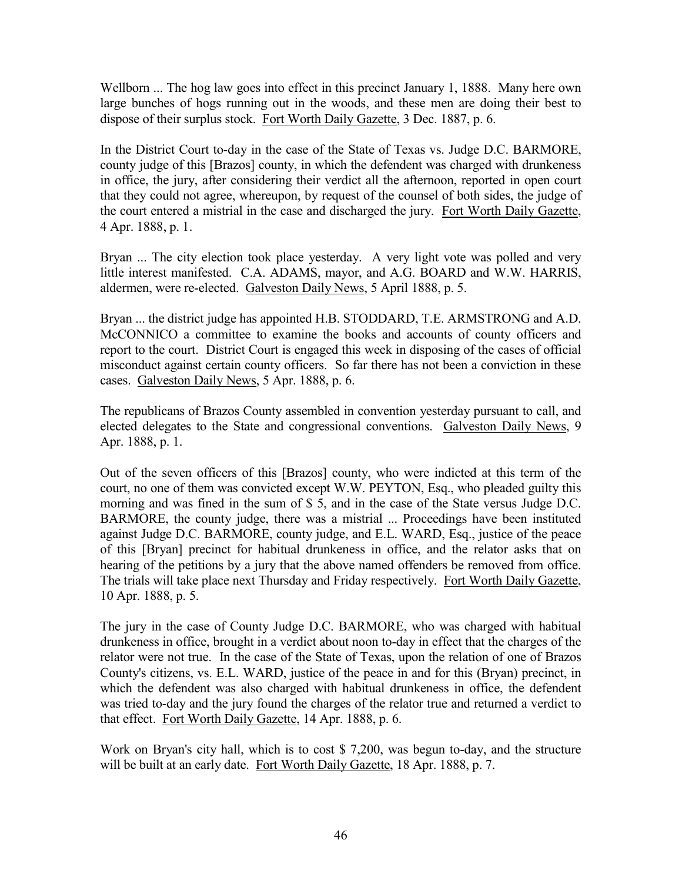Wellborn ... The hog law goes into effect in this precinct January 1, 1888. Many here own large bunches of hogs running out in the woods, and these men are doing their best to dispose of their surplus stock. Fort Worth Daily Gazette, 3 Dec. 1887, p. 6.

In the District Court to-day in the case of the State of Texas vs. Judge D.C. BARMORE, county judge of this [Brazos] county, in which the defendent was charged with drunkeness in office, the jury, after considering their verdict all the afternoon, reported in open court that they could not agree, whereupon, by request of the counsel of both sides, the judge of the court entered a mistrial in the case and discharged the jury. Fort Worth Daily Gazette, 4 Apr. 1888, p. 1.

Bryan ... The city election took place yesterday. A very light vote was polled and very little interest manifested. C.A. ADAMS, mayor, and A.G. BOARD and W.W. HARRIS, aldermen, were re-elected. Galveston Daily News, 5 April 1888, p. 5.

Bryan ... the district judge has appointed H.B. STODDARD, T.E. ARMSTRONG and A.D. McCONNICO a committee to examine the books and accounts of county officers and report to the court. District Court is engaged this week in disposing of the cases of official misconduct against certain county officers. So far there has not been a conviction in these cases. Galveston Daily News, 5 Apr. 1888, p. 6.

The republicans of Brazos County assembled in convention yesterday pursuant to call, and elected delegates to the State and congressional conventions. Galveston Daily News, 9 Apr. 1888, p. 1.

Out of the seven officers of this [Brazos] county, who were indicted at this term of the court, no one of them was convicted except W.W. PEYTON, Esq., who pleaded guilty this morning and was fined in the sum of $ 5, and in the case of the State versus Judge D.C. BARMORE, the county judge, there was a mistrial ... Proceedings have been instituted against Judge D.C. BARMORE, county judge, and E.L. WARD, Esq., justice of the peace of this [Bryan] precinct for habitual drunkeness in office, and the relator asks that on hearing of the petitions by a jury that the above named offenders be removed from office. The trials will take place next Thursday and Friday respectively. Fort Worth Daily Gazette, 10 Apr. 1888, p. 5.

The jury in the case of County Judge D.C. BARMORE, who was charged with habitual drunkeness in office, brought in a verdict about noon to-day in effect that the charges of the relator were not true. In the case of the State of Texas, upon the relation of one of Brazos County's citizens, vs. E.L. WARD, justice of the peace in and for this (Bryan) precinct, in which the defendent was also charged with habitual drunkeness in office, the defendent was tried to-day and the jury found the charges of the relator true and returned a verdict to that effect. Fort Worth Daily Gazette, 14 Apr. 1888, p. 6.

Work on Bryan's city hall, which is to cost $ 7,200, was begun to-day, and the structure will be built at an early date. Fort Worth Daily Gazette, 18 Apr. 1888, p. 7.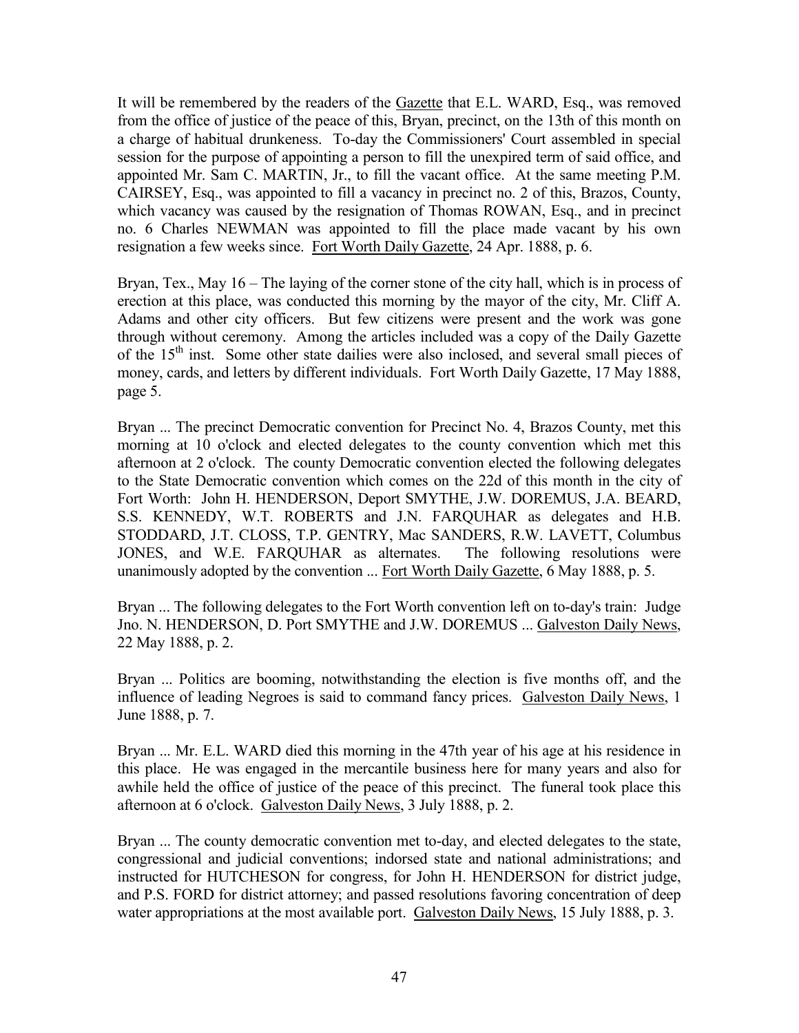It will be remembered by the readers of the Gazette that E.L. WARD, Esq., was removed from the office of justice of the peace of this, Bryan, precinct, on the 13th of this month on a charge of habitual drunkeness. To-day the Commissioners' Court assembled in special session for the purpose of appointing a person to fill the unexpired term of said office, and appointed Mr. Sam C. MARTIN, Jr., to fill the vacant office. At the same meeting P.M. CAIRSEY, Esq., was appointed to fill a vacancy in precinct no. 2 of this, Brazos, County, which vacancy was caused by the resignation of Thomas ROWAN, Esq., and in precinct no. 6 Charles NEWMAN was appointed to fill the place made vacant by his own resignation a few weeks since. Fort Worth Daily Gazette, 24 Apr. 1888, p. 6.

Bryan, Tex., May 16 – The laying of the corner stone of the city hall, which is in process of erection at this place, was conducted this morning by the mayor of the city, Mr. Cliff A. Adams and other city officers. But few citizens were present and the work was gone through without ceremony. Among the articles included was a copy of the Daily Gazette of the 15th inst. Some other state dailies were also inclosed, and several small pieces of money, cards, and letters by different individuals. Fort Worth Daily Gazette, 17 May 1888, page 5.

Bryan ... The precinct Democratic convention for Precinct No. 4, Brazos County, met this morning at 10 o'clock and elected delegates to the county convention which met this afternoon at 2 o'clock. The county Democratic convention elected the following delegates to the State Democratic convention which comes on the 22d of this month in the city of Fort Worth: John H. HENDERSON, Deport SMYTHE, J.W. DOREMUS, J.A. BEARD, S.S. KENNEDY, W.T. ROBERTS and J.N. FARQUHAR as delegates and H.B. STODDARD, J.T. CLOSS, T.P. GENTRY, Mac SANDERS, R.W. LAVETT, Columbus JONES, and W.E. FARQUHAR as alternates. The following resolutions were unanimously adopted by the convention ... Fort Worth Daily Gazette, 6 May 1888, p. 5.

Bryan ... The following delegates to the Fort Worth convention left on to-day's train: Judge Jno. N. HENDERSON, D. Port SMYTHE and J.W. DOREMUS ... Galveston Daily News, 22 May 1888, p. 2.

Bryan ... Politics are booming, notwithstanding the election is five months off, and the influence of leading Negroes is said to command fancy prices. Galveston Daily News, 1 June 1888, p. 7.

Bryan ... Mr. E.L. WARD died this morning in the 47th year of his age at his residence in this place. He was engaged in the mercantile business here for many years and also for awhile held the office of justice of the peace of this precinct. The funeral took place this afternoon at 6 o'clock. Galveston Daily News, 3 July 1888, p. 2.

Bryan ... The county democratic convention met to-day, and elected delegates to the state, congressional and judicial conventions; indorsed state and national administrations; and instructed for HUTCHESON for congress, for John H. HENDERSON for district judge, and P.S. FORD for district attorney; and passed resolutions favoring concentration of deep water appropriations at the most available port. Galveston Daily News, 15 July 1888, p. 3.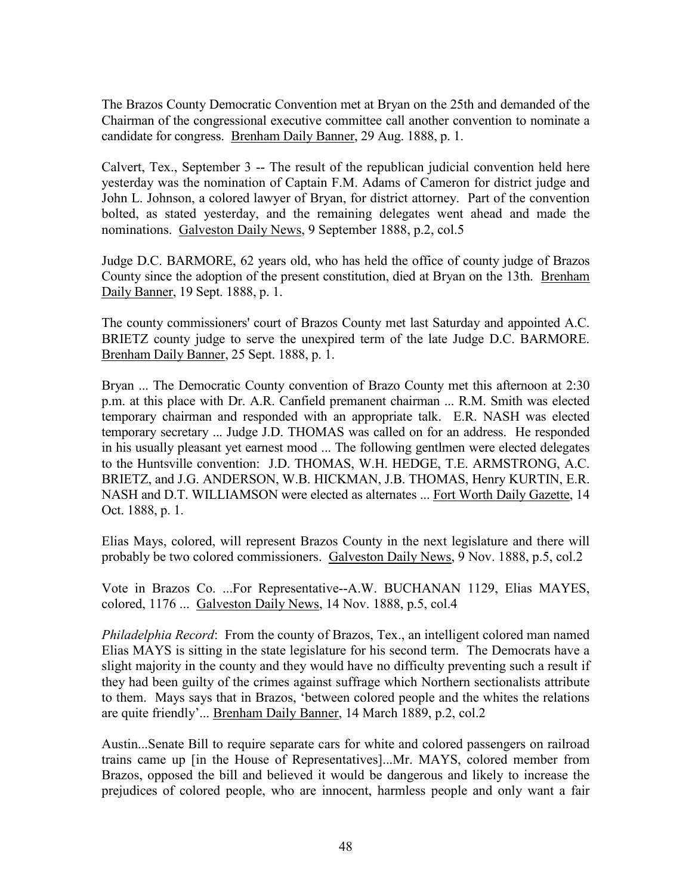The Brazos County Democratic Convention met at Bryan on the 25th and demanded of the Chairman of the congressional executive committee call another convention to nominate a candidate for congress. Brenham Daily Banner, 29 Aug. 1888, p. 1.

Calvert, Tex., September 3 -- The result of the republican judicial convention held here yesterday was the nomination of Captain F.M. Adams of Cameron for district judge and John L. Johnson, a colored lawyer of Bryan, for district attorney. Part of the convention bolted, as stated yesterday, and the remaining delegates went ahead and made the nominations. Galveston Daily News, 9 September 1888, p.2, col.5

Judge D.C. BARMORE, 62 years old, who has held the office of county judge of Brazos County since the adoption of the present constitution, died at Bryan on the 13th. Brenham Daily Banner, 19 Sept. 1888, p. 1.

The county commissioners' court of Brazos County met last Saturday and appointed A.C. BRIETZ county judge to serve the unexpired term of the late Judge D.C. BARMORE. Brenham Daily Banner, 25 Sept. 1888, p. 1.

Bryan ... The Democratic County convention of Brazo County met this afternoon at 2:30 p.m. at this place with Dr. A.R. Canfield premanent chairman ... R.M. Smith was elected temporary chairman and responded with an appropriate talk. E.R. NASH was elected temporary secretary ... Judge J.D. THOMAS was called on for an address. He responded in his usually pleasant yet earnest mood ... The following gentlmen were elected delegates to the Huntsville convention: J.D. THOMAS, W.H. HEDGE, T.E. ARMSTRONG, A.C. BRIETZ, and J.G. ANDERSON, W.B. HICKMAN, J.B. THOMAS, Henry KURTIN, E.R. NASH and D.T. WILLIAMSON were elected as alternates ... Fort Worth Daily Gazette, 14 Oct. 1888, p. 1.

Elias Mays, colored, will represent Brazos County in the next legislature and there will probably be two colored commissioners. Galveston Daily News, 9 Nov. 1888, p.5, col.2

Vote in Brazos Co. ...For Representative--A.W. BUCHANAN 1129, Elias MAYES, colored, 1176 ... Galveston Daily News, 14 Nov. 1888, p.5, col.4

*Philadelphia Record*: From the county of Brazos, Tex., an intelligent colored man named Elias MAYS is sitting in the state legislature for his second term. The Democrats have a slight majority in the county and they would have no difficulty preventing such a result if they had been guilty of the crimes against suffrage which Northern sectionalists attribute to them. Mays says that in Brazos, 'between colored people and the whites the relations are quite friendly'... Brenham Daily Banner, 14 March 1889, p.2, col.2

Austin...Senate Bill to require separate cars for white and colored passengers on railroad trains came up [in the House of Representatives]...Mr. MAYS, colored member from Brazos, opposed the bill and believed it would be dangerous and likely to increase the prejudices of colored people, who are innocent, harmless people and only want a fair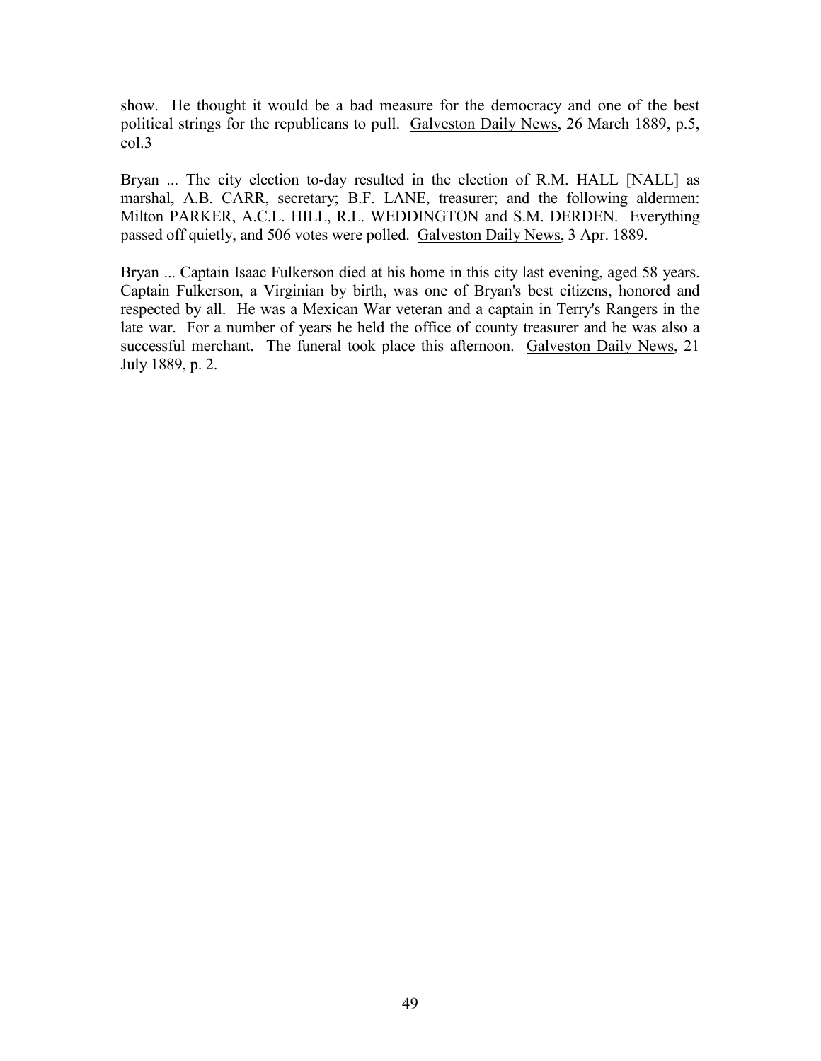show. He thought it would be a bad measure for the democracy and one of the best political strings for the republicans to pull. Galveston Daily News, 26 March 1889, p.5, col.3

Bryan ... The city election to-day resulted in the election of R.M. HALL [NALL] as marshal, A.B. CARR, secretary; B.F. LANE, treasurer; and the following aldermen: Milton PARKER, A.C.L. HILL, R.L. WEDDINGTON and S.M. DERDEN. Everything passed off quietly, and 506 votes were polled. Galveston Daily News, 3 Apr. 1889.

Bryan ... Captain Isaac Fulkerson died at his home in this city last evening, aged 58 years. Captain Fulkerson, a Virginian by birth, was one of Bryan's best citizens, honored and respected by all. He was a Mexican War veteran and a captain in Terry's Rangers in the late war. For a number of years he held the office of county treasurer and he was also a successful merchant. The funeral took place this afternoon. Galveston Daily News, 21 July 1889, p. 2.